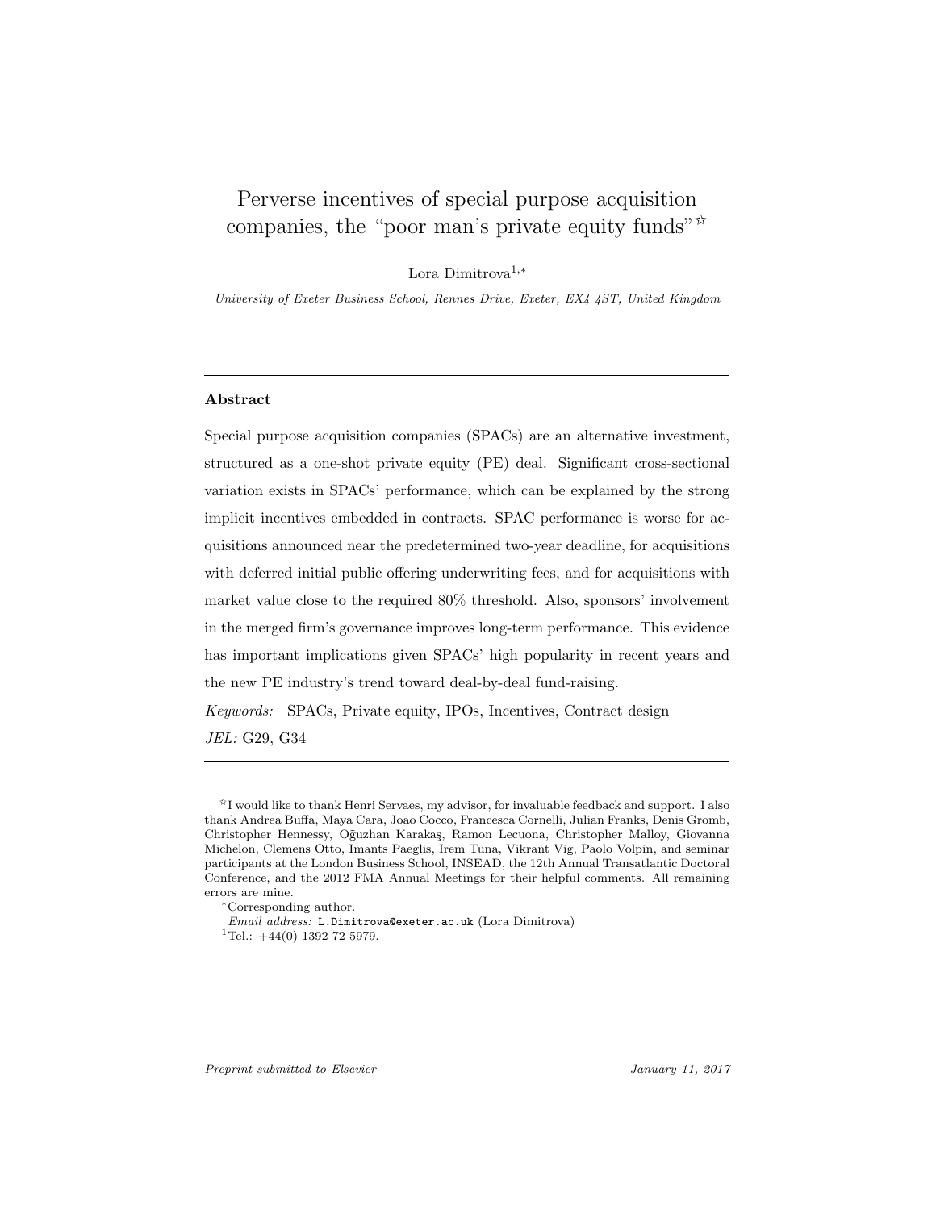# Perverse incentives of special purpose acquisition companies, the "poor man's private equity funds"[☆]

Lora Dimitrova[1,*]

*University of Exeter Business School, Rennes Drive, Exeter, EX4 4ST, United Kingdom*

---

## Abstract

Special purpose acquisition companies (SPACs) are an alternative investment, structured as a one-shot private equity (PE) deal. Significant cross-sectional variation exists in SPACs' performance, which can be explained by the strong implicit incentives embedded in contracts. SPAC performance is worse for acquisitions announced near the predetermined two-year deadline, for acquisitions with deferred initial public offering underwriting fees, and for acquisitions with market value close to the required 80% threshold. Also, sponsors' involvement in the merged firm's governance improves long-term performance. This evidence has important implications given SPACs' high popularity in recent years and the new PE industry's trend toward deal-by-deal fund-raising.

*Keywords:* SPACs, Private equity, IPOs, Incentives, Contract design

*JEL:* G29, G34

---

[☆] I would like to thank Henri Servaes, my advisor, for invaluable feedback and support. I also thank Andrea Buffa, Maya Cara, Joao Cocco, Francesca Cornelli, Julian Franks, Denis Gromb, Christopher Hennessy, Oğuzhan Karakaş, Ramon Lecuona, Christopher Malloy, Giovanna Michelon, Clemens Otto, Imants Paeglis, Irem Tuna, Vikrant Vig, Paolo Volpin, and seminar participants at the London Business School, INSEAD, the 12th Annual Transatlantic Doctoral Conference, and the 2012 FMA Annual Meetings for their helpful comments. All remaining errors are mine.

[*] Corresponding author.

*Email address:* L.Dimitrova@exeter.ac.uk (Lora Dimitrova)

[1] Tel.: +44(0) 1392 72 5979.

*Preprint submitted to Elsevier* *January 11, 2017*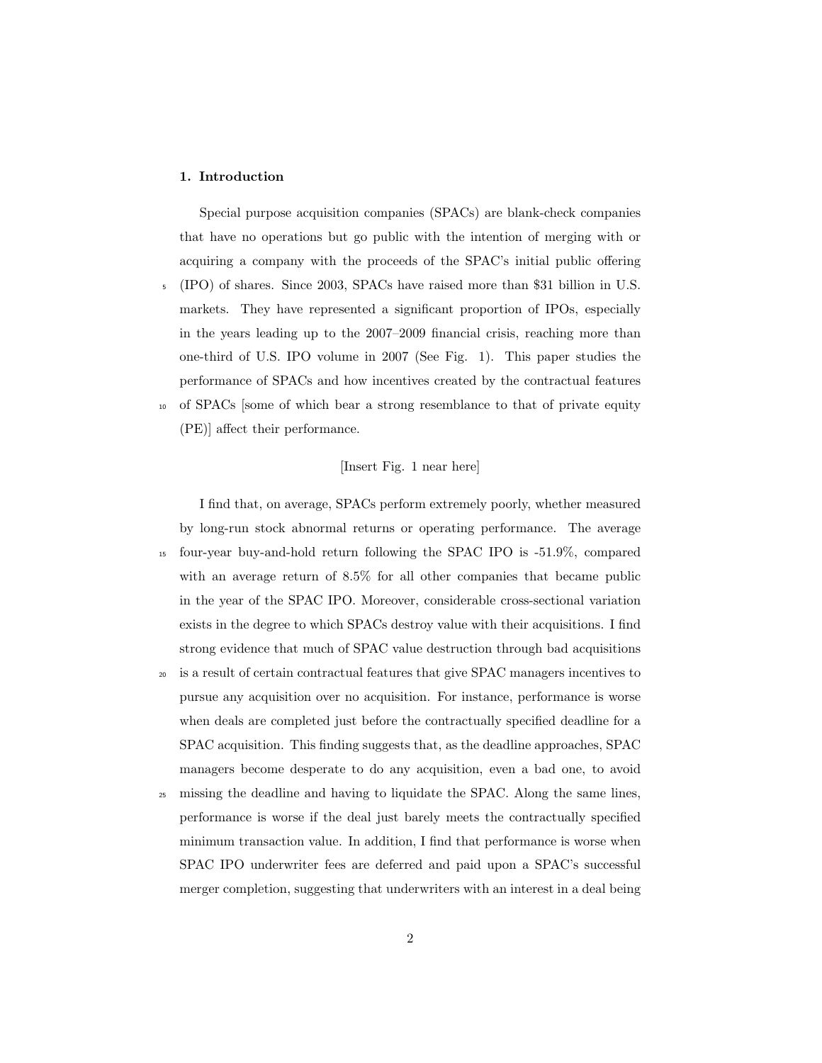## 1. Introduction

Special purpose acquisition companies (SPACs) are blank-check companies that have no operations but go public with the intention of merging with or acquiring a company with the proceeds of the SPAC's initial public offering (IPO) of shares. Since 2003, SPACs have raised more than $31 billion in U.S. markets. They have represented a significant proportion of IPOs, especially in the years leading up to the 2007–2009 financial crisis, reaching more than one-third of U.S. IPO volume in 2007 (See Fig. 1). This paper studies the performance of SPACs and how incentives created by the contractual features of SPACs [some of which bear a strong resemblance to that of private equity (PE)] affect their performance.

[Insert Fig. 1 near here]

I find that, on average, SPACs perform extremely poorly, whether measured by long-run stock abnormal returns or operating performance. The average four-year buy-and-hold return following the SPAC IPO is -51.9%, compared with an average return of 8.5% for all other companies that became public in the year of the SPAC IPO. Moreover, considerable cross-sectional variation exists in the degree to which SPACs destroy value with their acquisitions. I find strong evidence that much of SPAC value destruction through bad acquisitions is a result of certain contractual features that give SPAC managers incentives to pursue any acquisition over no acquisition. For instance, performance is worse when deals are completed just before the contractually specified deadline for a SPAC acquisition. This finding suggests that, as the deadline approaches, SPAC managers become desperate to do any acquisition, even a bad one, to avoid missing the deadline and having to liquidate the SPAC. Along the same lines, performance is worse if the deal just barely meets the contractually specified minimum transaction value. In addition, I find that performance is worse when SPAC IPO underwriter fees are deferred and paid upon a SPAC's successful merger completion, suggesting that underwriters with an interest in a deal being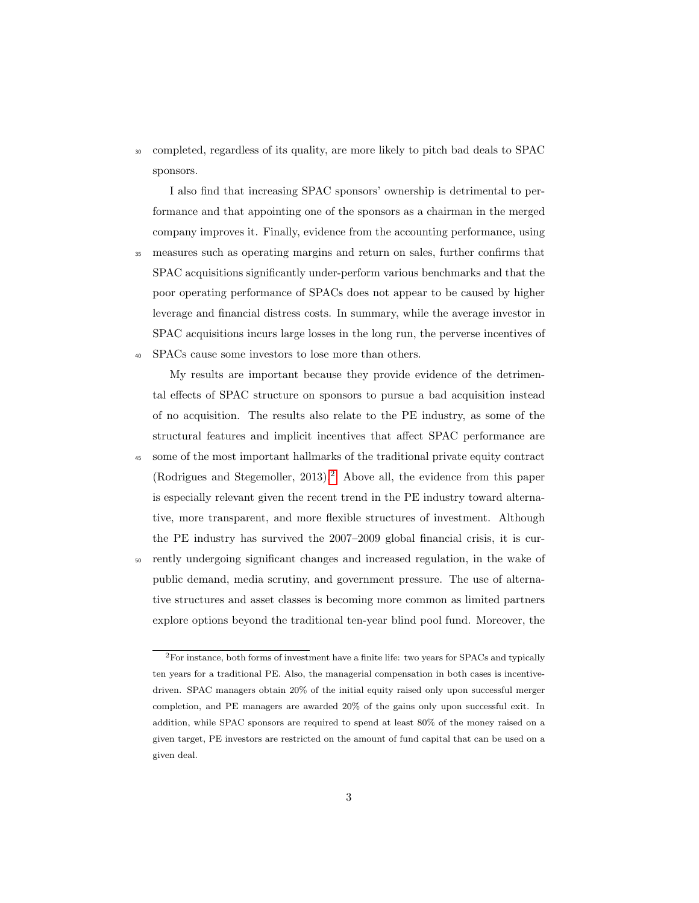completed, regardless of its quality, are more likely to pitch bad deals to SPAC sponsors.

I also find that increasing SPAC sponsors' ownership is detrimental to performance and that appointing one of the sponsors as a chairman in the merged company improves it. Finally, evidence from the accounting performance, using measures such as operating margins and return on sales, further confirms that SPAC acquisitions significantly under-perform various benchmarks and that the poor operating performance of SPACs does not appear to be caused by higher leverage and financial distress costs. In summary, while the average investor in SPAC acquisitions incurs large losses in the long run, the perverse incentives of SPACs cause some investors to lose more than others.

My results are important because they provide evidence of the detrimental effects of SPAC structure on sponsors to pursue a bad acquisition instead of no acquisition. The results also relate to the PE industry, as some of the structural features and implicit incentives that affect SPAC performance are some of the most important hallmarks of the traditional private equity contract (Rodrigues and Stegemoller, 2013).[2] Above all, the evidence from this paper is especially relevant given the recent trend in the PE industry toward alternative, more transparent, and more flexible structures of investment. Although the PE industry has survived the 2007–2009 global financial crisis, it is currently undergoing significant changes and increased regulation, in the wake of public demand, media scrutiny, and government pressure. The use of alternative structures and asset classes is becoming more common as limited partners explore options beyond the traditional ten-year blind pool fund. Moreover, the

[2] For instance, both forms of investment have a finite life: two years for SPACs and typically ten years for a traditional PE. Also, the managerial compensation in both cases is incentive-driven. SPAC managers obtain 20% of the initial equity raised only upon successful merger completion, and PE managers are awarded 20% of the gains only upon successful exit. In addition, while SPAC sponsors are required to spend at least 80% of the money raised on a given target, PE investors are restricted on the amount of fund capital that can be used on a given deal.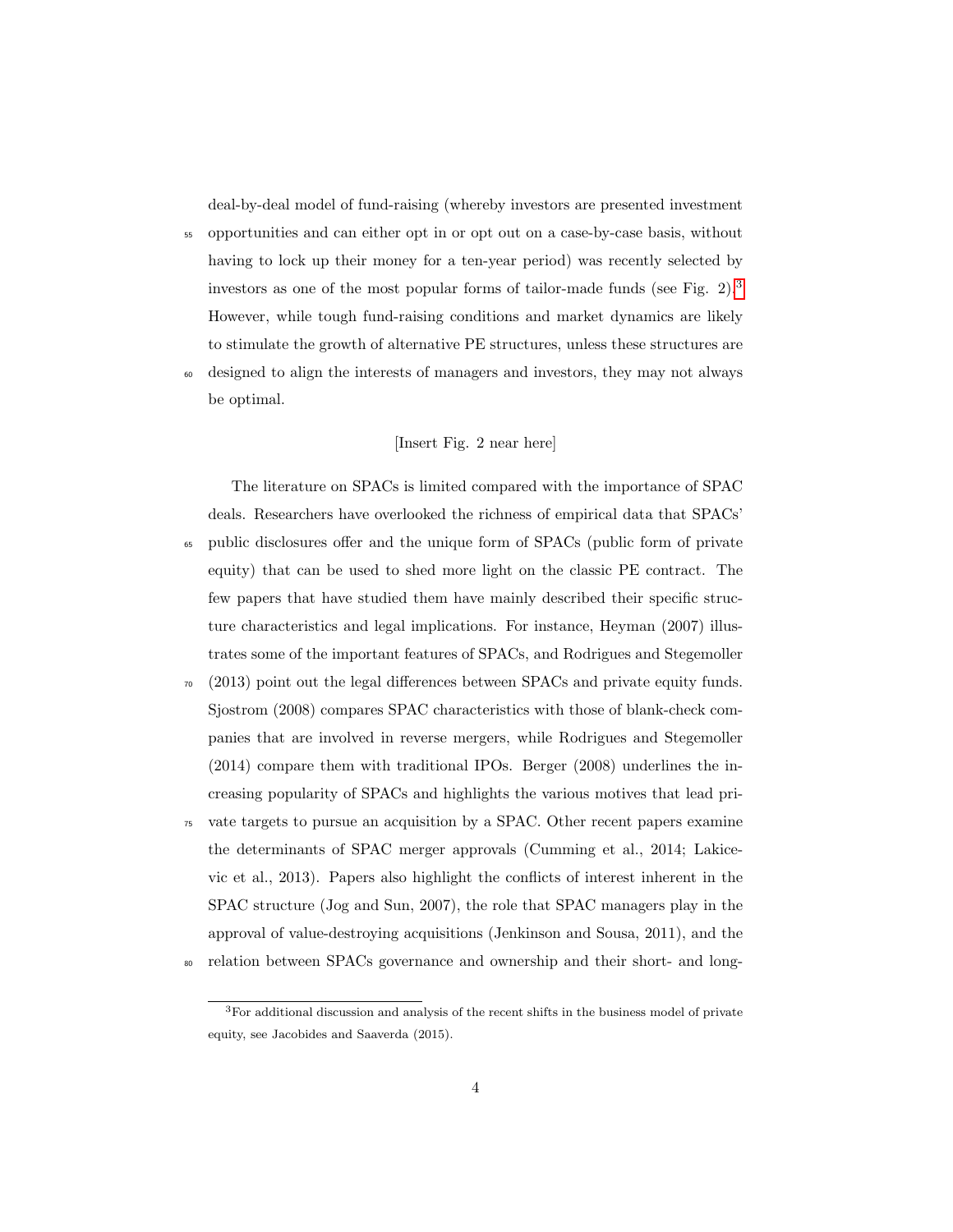deal-by-deal model of fund-raising (whereby investors are presented investment opportunities and can either opt in or opt out on a case-by-case basis, without having to lock up their money for a ten-year period) was recently selected by investors as one of the most popular forms of tailor-made funds (see Fig. 2).[3] However, while tough fund-raising conditions and market dynamics are likely to stimulate the growth of alternative PE structures, unless these structures are designed to align the interests of managers and investors, they may not always be optimal.

[Insert Fig. 2 near here]

The literature on SPACs is limited compared with the importance of SPAC deals. Researchers have overlooked the richness of empirical data that SPACs' public disclosures offer and the unique form of SPACs (public form of private equity) that can be used to shed more light on the classic PE contract. The few papers that have studied them have mainly described their specific structure characteristics and legal implications. For instance, Heyman (2007) illustrates some of the important features of SPACs, and Rodrigues and Stegemoller (2013) point out the legal differences between SPACs and private equity funds. Sjostrom (2008) compares SPAC characteristics with those of blank-check companies that are involved in reverse mergers, while Rodrigues and Stegemoller (2014) compare them with traditional IPOs. Berger (2008) underlines the increasing popularity of SPACs and highlights the various motives that lead private targets to pursue an acquisition by a SPAC. Other recent papers examine the determinants of SPAC merger approvals (Cumming et al., 2014; Lakicevic et al., 2013). Papers also highlight the conflicts of interest inherent in the SPAC structure (Jog and Sun, 2007), the role that SPAC managers play in the approval of value-destroying acquisitions (Jenkinson and Sousa, 2011), and the relation between SPACs governance and ownership and their short- and long-

[3] For additional discussion and analysis of the recent shifts in the business model of private equity, see Jacobides and Saaverda (2015).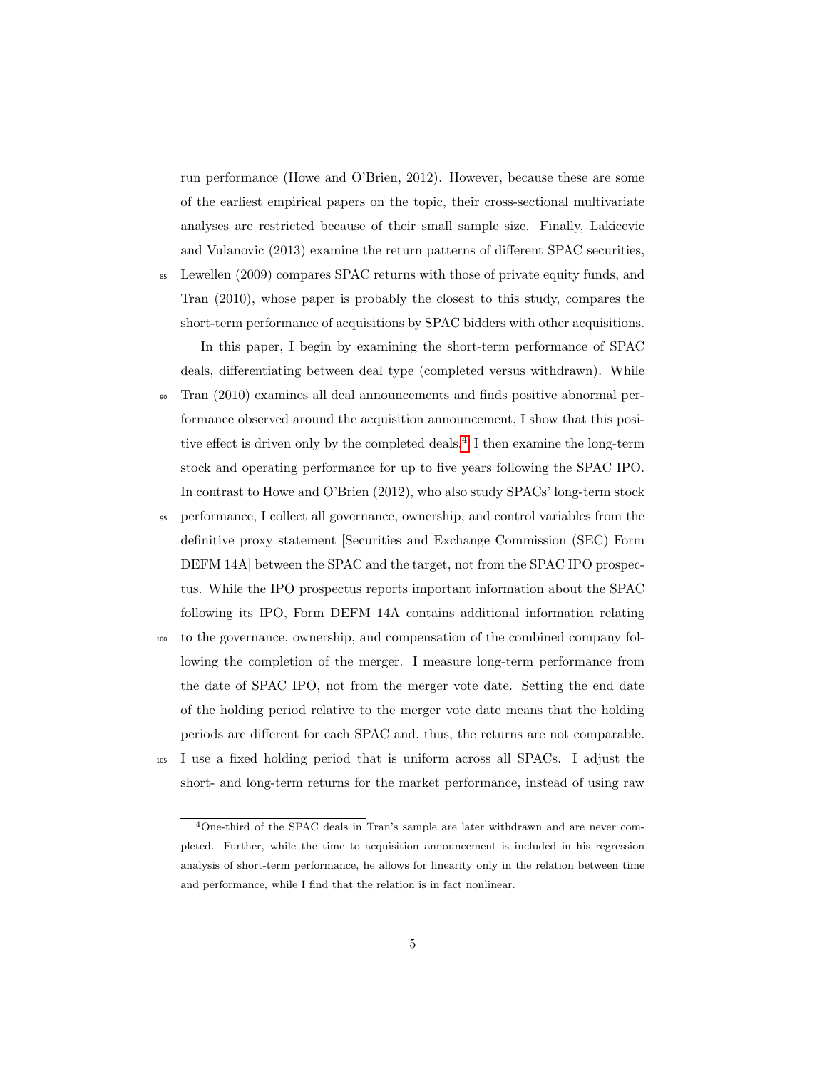run performance (Howe and O'Brien, 2012). However, because these are some of the earliest empirical papers on the topic, their cross-sectional multivariate analyses are restricted because of their small sample size. Finally, Lakicevic and Vulanovic (2013) examine the return patterns of different SPAC securities, Lewellen (2009) compares SPAC returns with those of private equity funds, and Tran (2010), whose paper is probably the closest to this study, compares the short-term performance of acquisitions by SPAC bidders with other acquisitions.

In this paper, I begin by examining the short-term performance of SPAC deals, differentiating between deal type (completed versus withdrawn). While Tran (2010) examines all deal announcements and finds positive abnormal performance observed around the acquisition announcement, I show that this positive effect is driven only by the completed deals.[4] I then examine the long-term stock and operating performance for up to five years following the SPAC IPO. In contrast to Howe and O'Brien (2012), who also study SPACs' long-term stock performance, I collect all governance, ownership, and control variables from the definitive proxy statement [Securities and Exchange Commission (SEC) Form DEFM 14A] between the SPAC and the target, not from the SPAC IPO prospectus. While the IPO prospectus reports important information about the SPAC following its IPO, Form DEFM 14A contains additional information relating to the governance, ownership, and compensation of the combined company following the completion of the merger. I measure long-term performance from the date of SPAC IPO, not from the merger vote date. Setting the end date of the holding period relative to the merger vote date means that the holding periods are different for each SPAC and, thus, the returns are not comparable. I use a fixed holding period that is uniform across all SPACs. I adjust the short- and long-term returns for the market performance, instead of using raw

[4] One-third of the SPAC deals in Tran's sample are later withdrawn and are never completed. Further, while the time to acquisition announcement is included in his regression analysis of short-term performance, he allows for linearity only in the relation between time and performance, while I find that the relation is in fact nonlinear.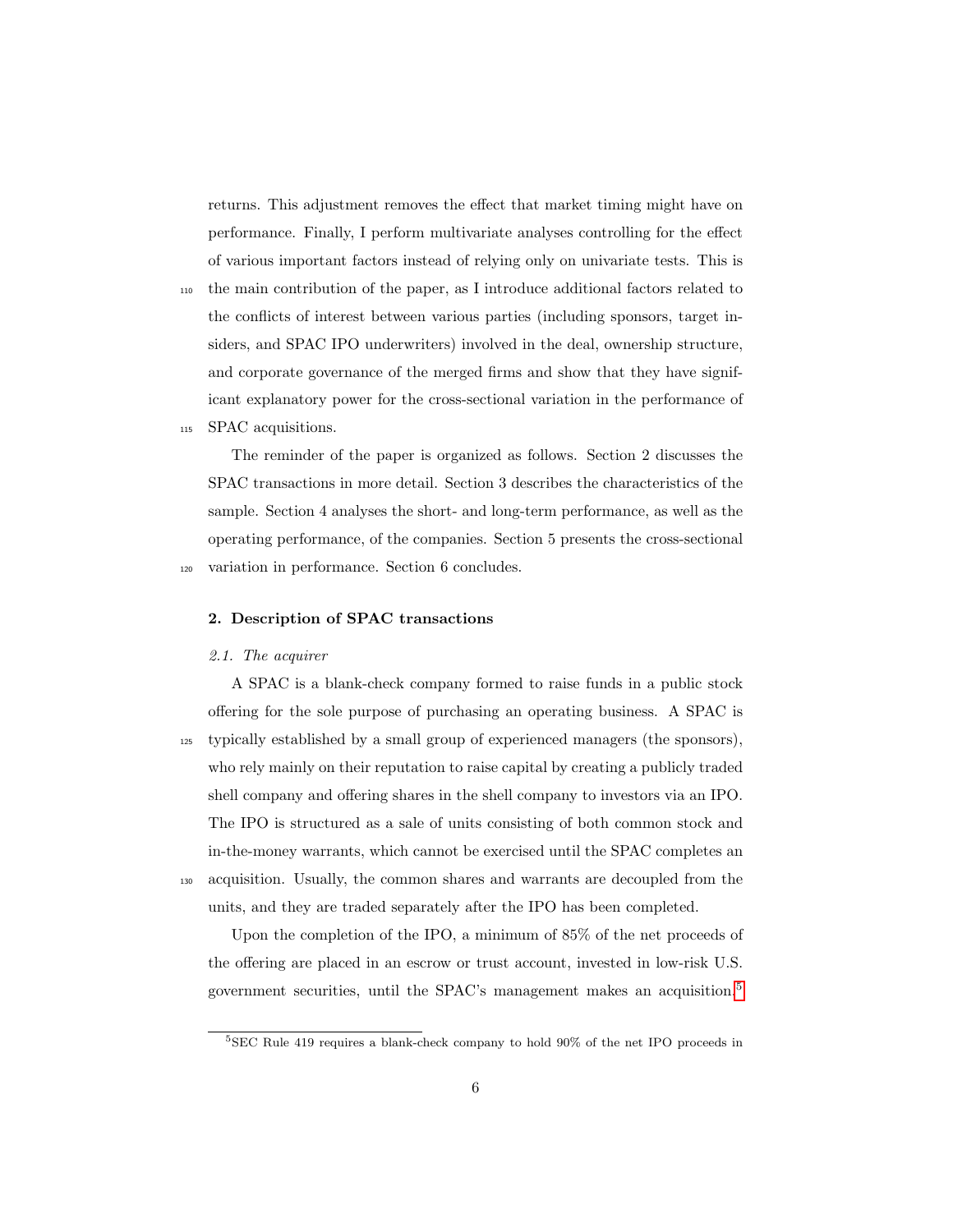returns. This adjustment removes the effect that market timing might have on performance. Finally, I perform multivariate analyses controlling for the effect of various important factors instead of relying only on univariate tests. This is the main contribution of the paper, as I introduce additional factors related to the conflicts of interest between various parties (including sponsors, target insiders, and SPAC IPO underwriters) involved in the deal, ownership structure, and corporate governance of the merged firms and show that they have significant explanatory power for the cross-sectional variation in the performance of SPAC acquisitions.

The reminder of the paper is organized as follows. Section 2 discusses the SPAC transactions in more detail. Section 3 describes the characteristics of the sample. Section 4 analyses the short- and long-term performance, as well as the operating performance, of the companies. Section 5 presents the cross-sectional variation in performance. Section 6 concludes.

## 2. Description of SPAC transactions

### *2.1. The acquirer*

A SPAC is a blank-check company formed to raise funds in a public stock offering for the sole purpose of purchasing an operating business. A SPAC is typically established by a small group of experienced managers (the sponsors), who rely mainly on their reputation to raise capital by creating a publicly traded shell company and offering shares in the shell company to investors via an IPO. The IPO is structured as a sale of units consisting of both common stock and in-the-money warrants, which cannot be exercised until the SPAC completes an acquisition. Usually, the common shares and warrants are decoupled from the units, and they are traded separately after the IPO has been completed.

Upon the completion of the IPO, a minimum of 85% of the net proceeds of the offering are placed in an escrow or trust account, invested in low-risk U.S. government securities, until the SPAC's management makes an acquisition.[5]

[5] SEC Rule 419 requires a blank-check company to hold 90% of the net IPO proceeds in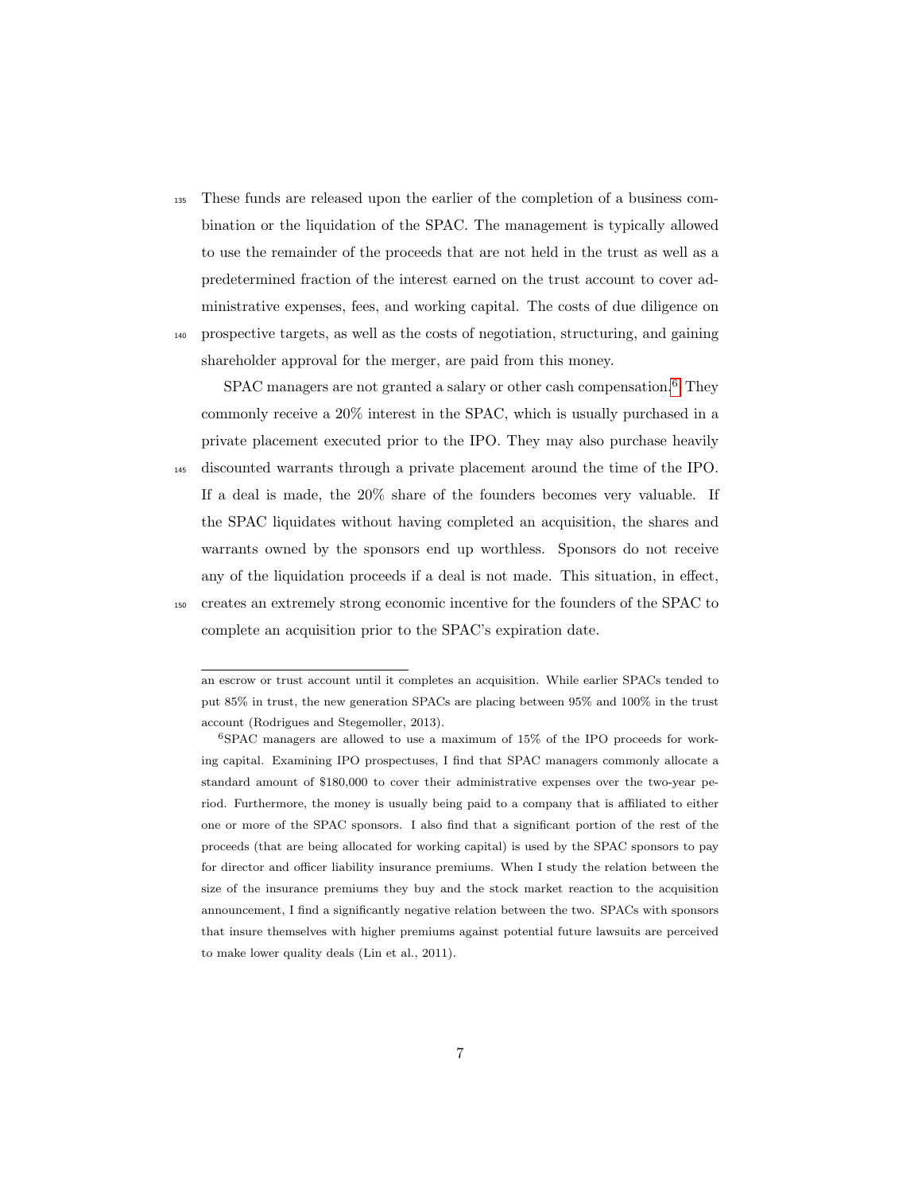These funds are released upon the earlier of the completion of a business combination or the liquidation of the SPAC. The management is typically allowed to use the remainder of the proceeds that are not held in the trust as well as a predetermined fraction of the interest earned on the trust account to cover administrative expenses, fees, and working capital. The costs of due diligence on prospective targets, as well as the costs of negotiation, structuring, and gaining shareholder approval for the merger, are paid from this money.

SPAC managers are not granted a salary or other cash compensation.[6] They commonly receive a 20% interest in the SPAC, which is usually purchased in a private placement executed prior to the IPO. They may also purchase heavily discounted warrants through a private placement around the time of the IPO. If a deal is made, the 20% share of the founders becomes very valuable. If the SPAC liquidates without having completed an acquisition, the shares and warrants owned by the sponsors end up worthless. Sponsors do not receive any of the liquidation proceeds if a deal is not made. This situation, in effect, creates an extremely strong economic incentive for the founders of the SPAC to complete an acquisition prior to the SPAC's expiration date.

---

an escrow or trust account until it completes an acquisition. While earlier SPACs tended to put 85% in trust, the new generation SPACs are placing between 95% and 100% in the trust account (Rodrigues and Stegemoller, 2013).

[6] SPAC managers are allowed to use a maximum of 15% of the IPO proceeds for working capital. Examining IPO prospectuses, I find that SPAC managers commonly allocate a standard amount of $180,000 to cover their administrative expenses over the two-year period. Furthermore, the money is usually being paid to a company that is affiliated to either one or more of the SPAC sponsors. I also find that a significant portion of the rest of the proceeds (that are being allocated for working capital) is used by the SPAC sponsors to pay for director and officer liability insurance premiums. When I study the relation between the size of the insurance premiums they buy and the stock market reaction to the acquisition announcement, I find a significantly negative relation between the two. SPACs with sponsors that insure themselves with higher premiums against potential future lawsuits are perceived to make lower quality deals (Lin et al., 2011).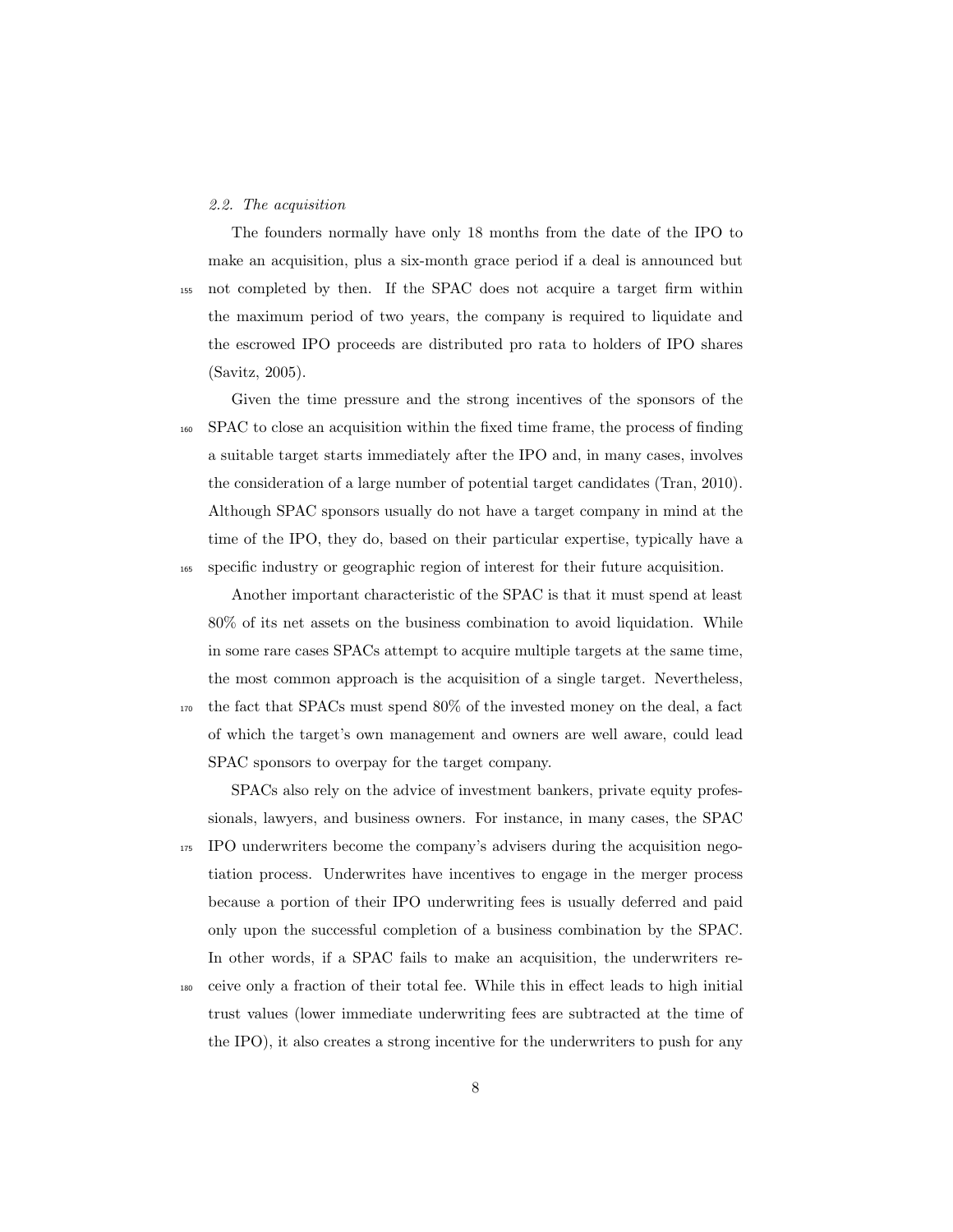### 2.2. The acquisition

The founders normally have only 18 months from the date of the IPO to make an acquisition, plus a six-month grace period if a deal is announced but not completed by then. If the SPAC does not acquire a target firm within the maximum period of two years, the company is required to liquidate and the escrowed IPO proceeds are distributed pro rata to holders of IPO shares (Savitz, 2005).

Given the time pressure and the strong incentives of the sponsors of the SPAC to close an acquisition within the fixed time frame, the process of finding a suitable target starts immediately after the IPO and, in many cases, involves the consideration of a large number of potential target candidates (Tran, 2010). Although SPAC sponsors usually do not have a target company in mind at the time of the IPO, they do, based on their particular expertise, typically have a specific industry or geographic region of interest for their future acquisition.

Another important characteristic of the SPAC is that it must spend at least 80% of its net assets on the business combination to avoid liquidation. While in some rare cases SPACs attempt to acquire multiple targets at the same time, the most common approach is the acquisition of a single target. Nevertheless, the fact that SPACs must spend 80% of the invested money on the deal, a fact of which the target's own management and owners are well aware, could lead SPAC sponsors to overpay for the target company.

SPACs also rely on the advice of investment bankers, private equity professionals, lawyers, and business owners. For instance, in many cases, the SPAC IPO underwriters become the company's advisers during the acquisition negotiation process. Underwrites have incentives to engage in the merger process because a portion of their IPO underwriting fees is usually deferred and paid only upon the successful completion of a business combination by the SPAC. In other words, if a SPAC fails to make an acquisition, the underwriters receive only a fraction of their total fee. While this in effect leads to high initial trust values (lower immediate underwriting fees are subtracted at the time of the IPO), it also creates a strong incentive for the underwriters to push for any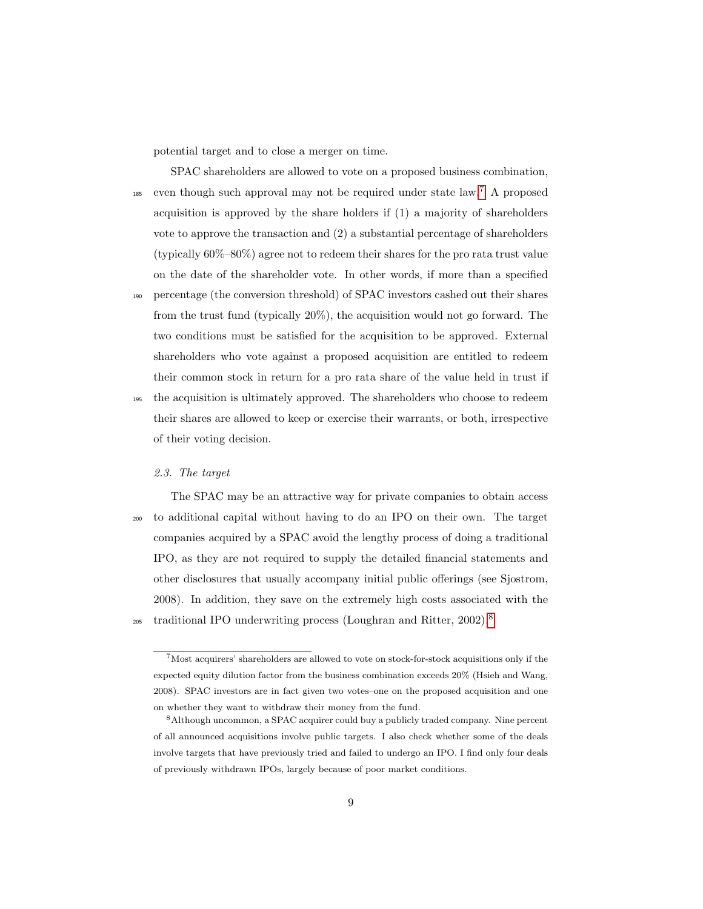potential target and to close a merger on time.

SPAC shareholders are allowed to vote on a proposed business combination, even though such approval may not be required under state law.[7] A proposed acquisition is approved by the share holders if (1) a majority of shareholders vote to approve the transaction and (2) a substantial percentage of shareholders (typically 60%–80%) agree not to redeem their shares for the pro rata trust value on the date of the shareholder vote. In other words, if more than a specified percentage (the conversion threshold) of SPAC investors cashed out their shares from the trust fund (typically 20%), the acquisition would not go forward. The two conditions must be satisfied for the acquisition to be approved. External shareholders who vote against a proposed acquisition are entitled to redeem their common stock in return for a pro rata share of the value held in trust if the acquisition is ultimately approved. The shareholders who choose to redeem their shares are allowed to keep or exercise their warrants, or both, irrespective of their voting decision.

### *2.3. The target*

The SPAC may be an attractive way for private companies to obtain access to additional capital without having to do an IPO on their own. The target companies acquired by a SPAC avoid the lengthy process of doing a traditional IPO, as they are not required to supply the detailed financial statements and other disclosures that usually accompany initial public offerings (see Sjostrom, 2008). In addition, they save on the extremely high costs associated with the traditional IPO underwriting process (Loughran and Ritter, 2002).[8]

---

[7] Most acquirers' shareholders are allowed to vote on stock-for-stock acquisitions only if the expected equity dilution factor from the business combination exceeds 20% (Hsieh and Wang, 2008). SPAC investors are in fact given two votes–one on the proposed acquisition and one on whether they want to withdraw their money from the fund.

[8] Although uncommon, a SPAC acquirer could buy a publicly traded company. Nine percent of all announced acquisitions involve public targets. I also check whether some of the deals involve targets that have previously tried and failed to undergo an IPO. I find only four deals of previously withdrawn IPOs, largely because of poor market conditions.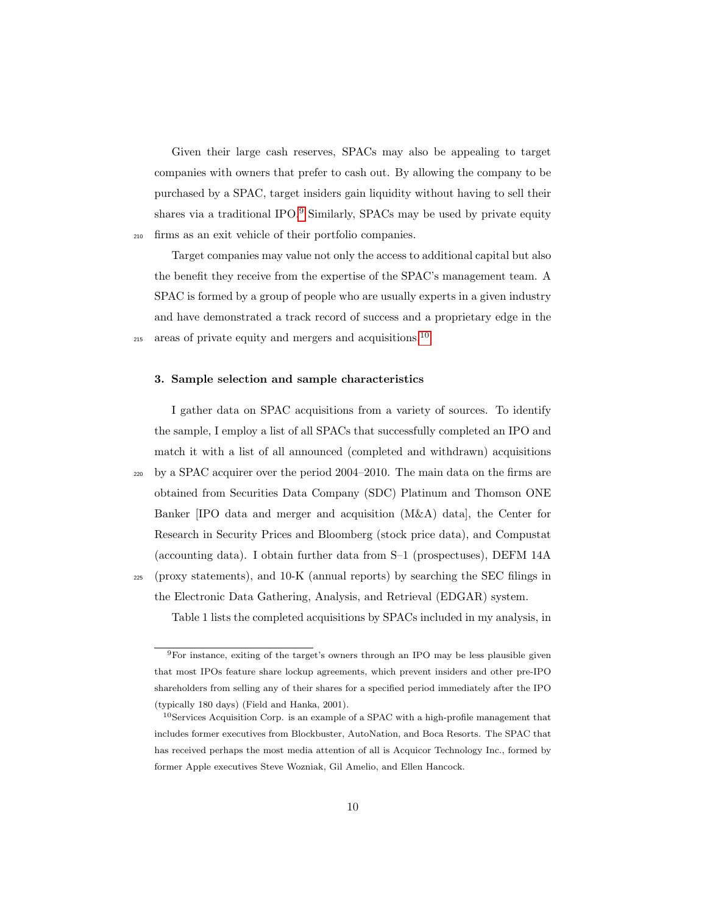Given their large cash reserves, SPACs may also be appealing to target companies with owners that prefer to cash out. By allowing the company to be purchased by a SPAC, target insiders gain liquidity without having to sell their shares via a traditional IPO.[9] Similarly, SPACs may be used by private equity firms as an exit vehicle of their portfolio companies.

Target companies may value not only the access to additional capital but also the benefit they receive from the expertise of the SPAC's management team. A SPAC is formed by a group of people who are usually experts in a given industry and have demonstrated a track record of success and a proprietary edge in the areas of private equity and mergers and acquisitions.[10]

## 3. Sample selection and sample characteristics

I gather data on SPAC acquisitions from a variety of sources. To identify the sample, I employ a list of all SPACs that successfully completed an IPO and match it with a list of all announced (completed and withdrawn) acquisitions by a SPAC acquirer over the period 2004–2010. The main data on the firms are obtained from Securities Data Company (SDC) Platinum and Thomson ONE Banker [IPO data and merger and acquisition (M&A) data], the Center for Research in Security Prices and Bloomberg (stock price data), and Compustat (accounting data). I obtain further data from S–1 (prospectuses), DEFM 14A (proxy statements), and 10-K (annual reports) by searching the SEC filings in the Electronic Data Gathering, Analysis, and Retrieval (EDGAR) system.

Table 1 lists the completed acquisitions by SPACs included in my analysis, in

---

[9] For instance, exiting of the target's owners through an IPO may be less plausible given that most IPOs feature share lockup agreements, which prevent insiders and other pre-IPO shareholders from selling any of their shares for a specified period immediately after the IPO (typically 180 days) (Field and Hanka, 2001).

[10] Services Acquisition Corp. is an example of a SPAC with a high-profile management that includes former executives from Blockbuster, AutoNation, and Boca Resorts. The SPAC that has received perhaps the most media attention of all is Acquicor Technology Inc., formed by former Apple executives Steve Wozniak, Gil Amelio, and Ellen Hancock.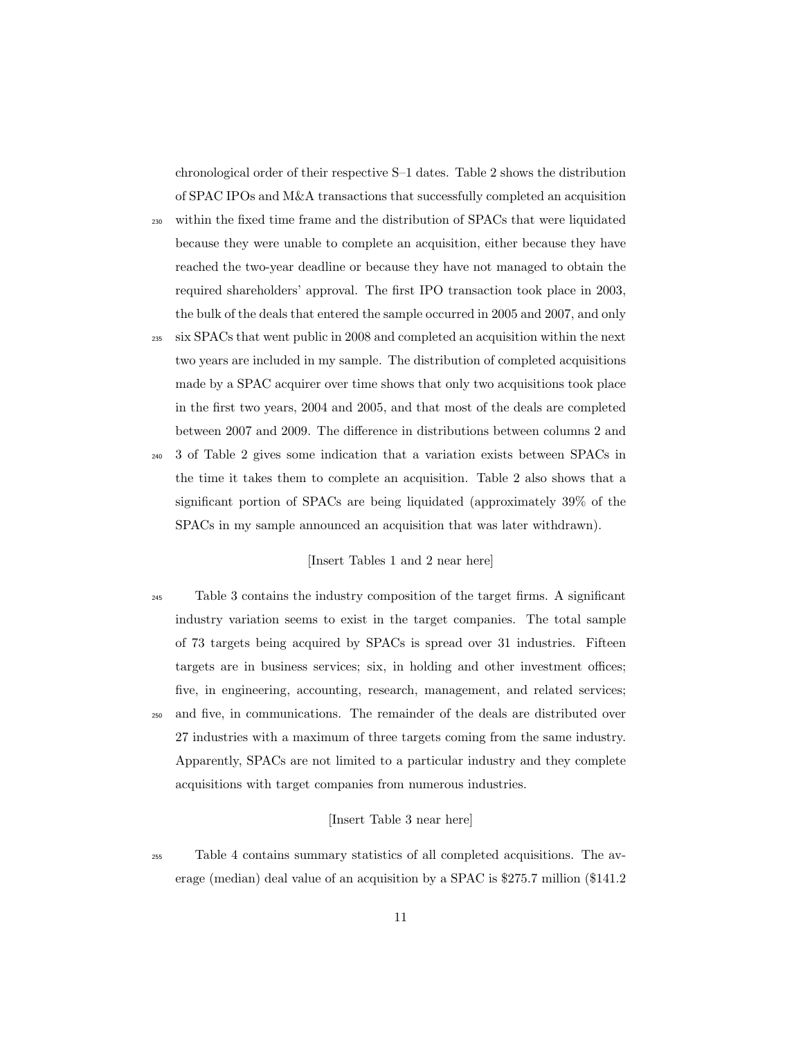chronological order of their respective S–1 dates. Table 2 shows the distribution of SPAC IPOs and M&A transactions that successfully completed an acquisition within the fixed time frame and the distribution of SPACs that were liquidated because they were unable to complete an acquisition, either because they have reached the two-year deadline or because they have not managed to obtain the required shareholders' approval. The first IPO transaction took place in 2003, the bulk of the deals that entered the sample occurred in 2005 and 2007, and only six SPACs that went public in 2008 and completed an acquisition within the next two years are included in my sample. The distribution of completed acquisitions made by a SPAC acquirer over time shows that only two acquisitions took place in the first two years, 2004 and 2005, and that most of the deals are completed between 2007 and 2009. The difference in distributions between columns 2 and 3 of Table 2 gives some indication that a variation exists between SPACs in the time it takes them to complete an acquisition. Table 2 also shows that a significant portion of SPACs are being liquidated (approximately 39% of the SPACs in my sample announced an acquisition that was later withdrawn).

[Insert Tables 1 and 2 near here]

Table 3 contains the industry composition of the target firms. A significant industry variation seems to exist in the target companies. The total sample of 73 targets being acquired by SPACs is spread over 31 industries. Fifteen targets are in business services; six, in holding and other investment offices; five, in engineering, accounting, research, management, and related services; and five, in communications. The remainder of the deals are distributed over 27 industries with a maximum of three targets coming from the same industry. Apparently, SPACs are not limited to a particular industry and they complete acquisitions with target companies from numerous industries.

[Insert Table 3 near here]

Table 4 contains summary statistics of all completed acquisitions. The average (median) deal value of an acquisition by a SPAC is $275.7 million ($141.2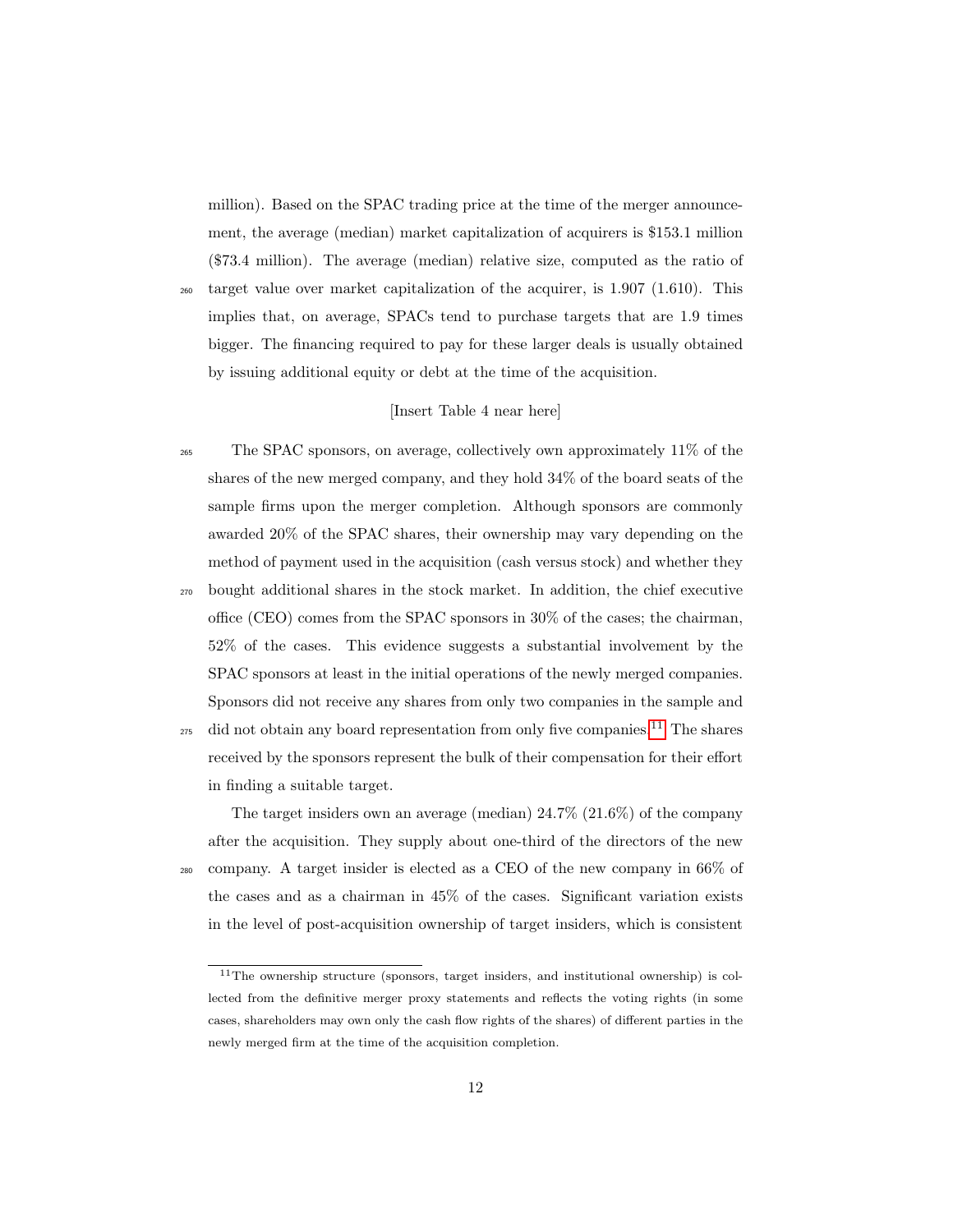million). Based on the SPAC trading price at the time of the merger announcement, the average (median) market capitalization of acquirers is $153.1 million ($73.4 million). The average (median) relative size, computed as the ratio of target value over market capitalization of the acquirer, is 1.907 (1.610). This implies that, on average, SPACs tend to purchase targets that are 1.9 times bigger. The financing required to pay for these larger deals is usually obtained by issuing additional equity or debt at the time of the acquisition.

[Insert Table 4 near here]

The SPAC sponsors, on average, collectively own approximately 11% of the shares of the new merged company, and they hold 34% of the board seats of the sample firms upon the merger completion. Although sponsors are commonly awarded 20% of the SPAC shares, their ownership may vary depending on the method of payment used in the acquisition (cash versus stock) and whether they bought additional shares in the stock market. In addition, the chief executive office (CEO) comes from the SPAC sponsors in 30% of the cases; the chairman, 52% of the cases. This evidence suggests a substantial involvement by the SPAC sponsors at least in the initial operations of the newly merged companies. Sponsors did not receive any shares from only two companies in the sample and did not obtain any board representation from only five companies.[11] The shares received by the sponsors represent the bulk of their compensation for their effort in finding a suitable target.

The target insiders own an average (median) 24.7% (21.6%) of the company after the acquisition. They supply about one-third of the directors of the new company. A target insider is elected as a CEO of the new company in 66% of the cases and as a chairman in 45% of the cases. Significant variation exists in the level of post-acquisition ownership of target insiders, which is consistent

[11] The ownership structure (sponsors, target insiders, and institutional ownership) is collected from the definitive merger proxy statements and reflects the voting rights (in some cases, shareholders may own only the cash flow rights of the shares) of different parties in the newly merged firm at the time of the acquisition completion.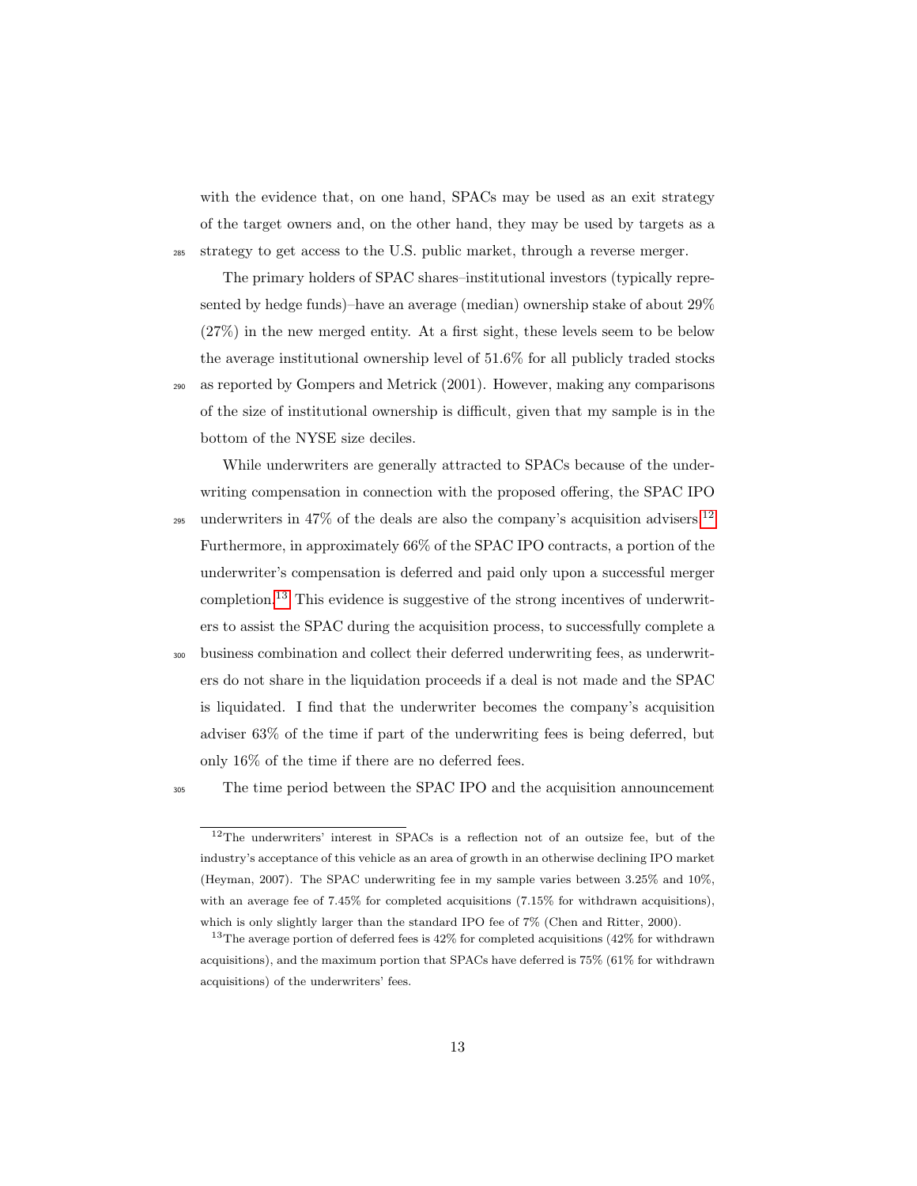with the evidence that, on one hand, SPACs may be used as an exit strategy of the target owners and, on the other hand, they may be used by targets as a strategy to get access to the U.S. public market, through a reverse merger.

The primary holders of SPAC shares–institutional investors (typically represented by hedge funds)–have an average (median) ownership stake of about 29% (27%) in the new merged entity. At a first sight, these levels seem to be below the average institutional ownership level of 51.6% for all publicly traded stocks as reported by Gompers and Metrick (2001). However, making any comparisons of the size of institutional ownership is difficult, given that my sample is in the bottom of the NYSE size deciles.

While underwriters are generally attracted to SPACs because of the underwriting compensation in connection with the proposed offering, the SPAC IPO underwriters in 47% of the deals are also the company's acquisition advisers.[12] Furthermore, in approximately 66% of the SPAC IPO contracts, a portion of the underwriter's compensation is deferred and paid only upon a successful merger completion.[13] This evidence is suggestive of the strong incentives of underwriters to assist the SPAC during the acquisition process, to successfully complete a business combination and collect their deferred underwriting fees, as underwriters do not share in the liquidation proceeds if a deal is not made and the SPAC is liquidated. I find that the underwriter becomes the company's acquisition adviser 63% of the time if part of the underwriting fees is being deferred, but only 16% of the time if there are no deferred fees.

The time period between the SPAC IPO and the acquisition announcement

---

[12] The underwriters' interest in SPACs is a reflection not of an outsize fee, but of the industry's acceptance of this vehicle as an area of growth in an otherwise declining IPO market (Heyman, 2007). The SPAC underwriting fee in my sample varies between 3.25% and 10%, with an average fee of 7.45% for completed acquisitions (7.15% for withdrawn acquisitions), which is only slightly larger than the standard IPO fee of 7% (Chen and Ritter, 2000).

[13] The average portion of deferred fees is 42% for completed acquisitions (42% for withdrawn acquisitions), and the maximum portion that SPACs have deferred is 75% (61% for withdrawn acquisitions) of the underwriters' fees.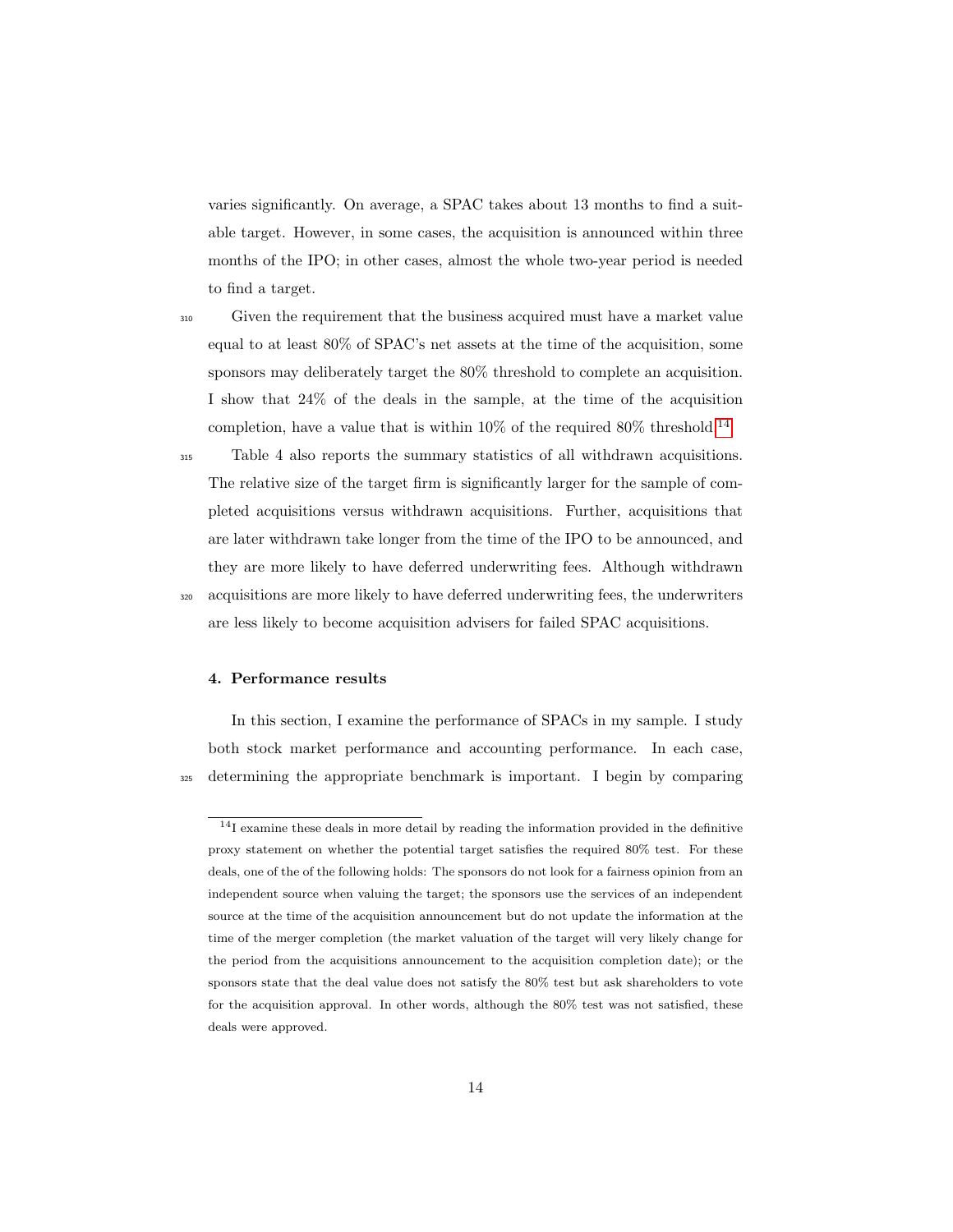varies significantly. On average, a SPAC takes about 13 months to find a suitable target. However, in some cases, the acquisition is announced within three months of the IPO; in other cases, almost the whole two-year period is needed to find a target.

Given the requirement that the business acquired must have a market value equal to at least 80% of SPAC's net assets at the time of the acquisition, some sponsors may deliberately target the 80% threshold to complete an acquisition. I show that 24% of the deals in the sample, at the time of the acquisition completion, have a value that is within 10% of the required 80% threshold.[14]

Table 4 also reports the summary statistics of all withdrawn acquisitions. The relative size of the target firm is significantly larger for the sample of completed acquisitions versus withdrawn acquisitions. Further, acquisitions that are later withdrawn take longer from the time of the IPO to be announced, and they are more likely to have deferred underwriting fees. Although withdrawn acquisitions are more likely to have deferred underwriting fees, the underwriters are less likely to become acquisition advisers for failed SPAC acquisitions.

## 4. Performance results

In this section, I examine the performance of SPACs in my sample. I study both stock market performance and accounting performance. In each case, determining the appropriate benchmark is important. I begin by comparing

[14] I examine these deals in more detail by reading the information provided in the definitive proxy statement on whether the potential target satisfies the required 80% test. For these deals, one of the of the following holds: The sponsors do not look for a fairness opinion from an independent source when valuing the target; the sponsors use the services of an independent source at the time of the acquisition announcement but do not update the information at the time of the merger completion (the market valuation of the target will very likely change for the period from the acquisitions announcement to the acquisition completion date); or the sponsors state that the deal value does not satisfy the 80% test but ask shareholders to vote for the acquisition approval. In other words, although the 80% test was not satisfied, these deals were approved.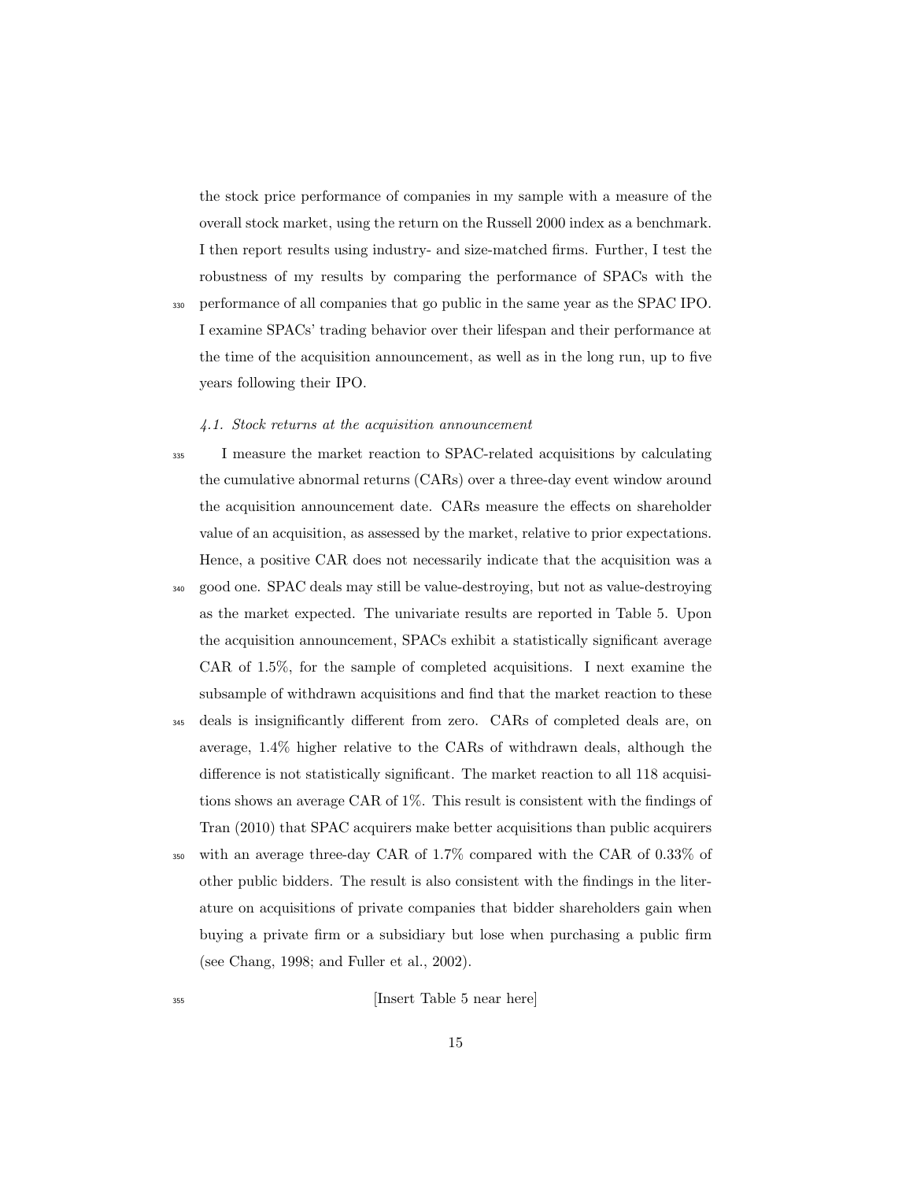the stock price performance of companies in my sample with a measure of the overall stock market, using the return on the Russell 2000 index as a benchmark. I then report results using industry- and size-matched firms. Further, I test the robustness of my results by comparing the performance of SPACs with the performance of all companies that go public in the same year as the SPAC IPO. I examine SPACs' trading behavior over their lifespan and their performance at the time of the acquisition announcement, as well as in the long run, up to five years following their IPO.

*4.1. Stock returns at the acquisition announcement*

I measure the market reaction to SPAC-related acquisitions by calculating the cumulative abnormal returns (CARs) over a three-day event window around the acquisition announcement date. CARs measure the effects on shareholder value of an acquisition, as assessed by the market, relative to prior expectations. Hence, a positive CAR does not necessarily indicate that the acquisition was a good one. SPAC deals may still be value-destroying, but not as value-destroying as the market expected. The univariate results are reported in Table 5. Upon the acquisition announcement, SPACs exhibit a statistically significant average CAR of 1.5%, for the sample of completed acquisitions. I next examine the subsample of withdrawn acquisitions and find that the market reaction to these deals is insignificantly different from zero. CARs of completed deals are, on average, 1.4% higher relative to the CARs of withdrawn deals, although the difference is not statistically significant. The market reaction to all 118 acquisitions shows an average CAR of 1%. This result is consistent with the findings of Tran (2010) that SPAC acquirers make better acquisitions than public acquirers with an average three-day CAR of 1.7% compared with the CAR of 0.33% of other public bidders. The result is also consistent with the findings in the literature on acquisitions of private companies that bidder shareholders gain when buying a private firm or a subsidiary but lose when purchasing a public firm (see Chang, 1998; and Fuller et al., 2002).

[Insert Table 5 near here]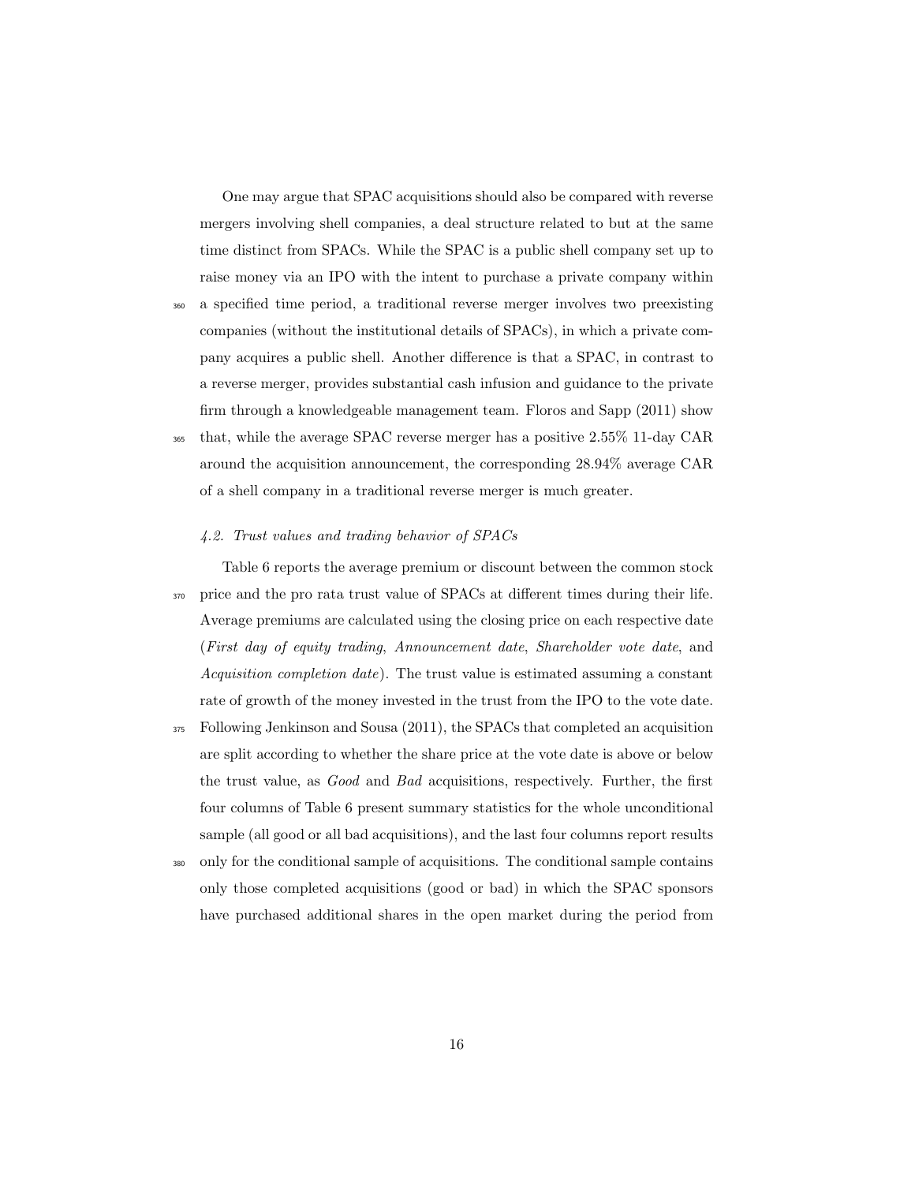One may argue that SPAC acquisitions should also be compared with reverse mergers involving shell companies, a deal structure related to but at the same time distinct from SPACs. While the SPAC is a public shell company set up to raise money via an IPO with the intent to purchase a private company within a specified time period, a traditional reverse merger involves two preexisting companies (without the institutional details of SPACs), in which a private company acquires a public shell. Another difference is that a SPAC, in contrast to a reverse merger, provides substantial cash infusion and guidance to the private firm through a knowledgeable management team. Floros and Sapp (2011) show that, while the average SPAC reverse merger has a positive 2.55% 11-day CAR around the acquisition announcement, the corresponding 28.94% average CAR of a shell company in a traditional reverse merger is much greater.

#### *4.2. Trust values and trading behavior of SPACs*

Table 6 reports the average premium or discount between the common stock price and the pro rata trust value of SPACs at different times during their life. Average premiums are calculated using the closing price on each respective date (*First day of equity trading*, *Announcement date*, *Shareholder vote date*, and *Acquisition completion date*). The trust value is estimated assuming a constant rate of growth of the money invested in the trust from the IPO to the vote date. Following Jenkinson and Sousa (2011), the SPACs that completed an acquisition are split according to whether the share price at the vote date is above or below the trust value, as *Good* and *Bad* acquisitions, respectively. Further, the first four columns of Table 6 present summary statistics for the whole unconditional sample (all good or all bad acquisitions), and the last four columns report results only for the conditional sample of acquisitions. The conditional sample contains only those completed acquisitions (good or bad) in which the SPAC sponsors have purchased additional shares in the open market during the period from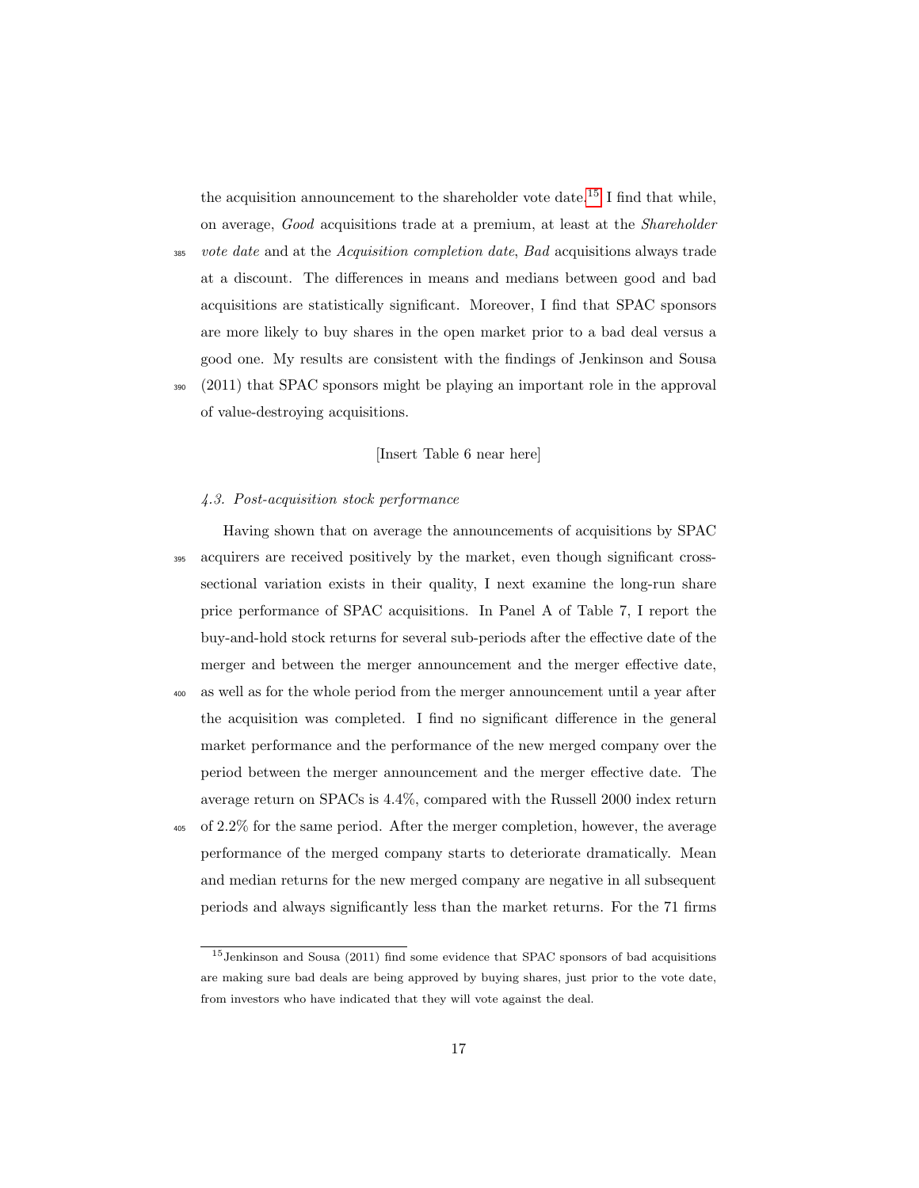the acquisition announcement to the shareholder vote date.[15] I find that while, on average, *Good* acquisitions trade at a premium, at least at the *Shareholder vote date* and at the *Acquisition completion date*, *Bad* acquisitions always trade at a discount. The differences in means and medians between good and bad acquisitions are statistically significant. Moreover, I find that SPAC sponsors are more likely to buy shares in the open market prior to a bad deal versus a good one. My results are consistent with the findings of Jenkinson and Sousa (2011) that SPAC sponsors might be playing an important role in the approval of value-destroying acquisitions.

[Insert Table 6 near here]

### *4.3. Post-acquisition stock performance*

Having shown that on average the announcements of acquisitions by SPAC acquirers are received positively by the market, even though significant cross-sectional variation exists in their quality, I next examine the long-run share price performance of SPAC acquisitions. In Panel A of Table 7, I report the buy-and-hold stock returns for several sub-periods after the effective date of the merger and between the merger announcement and the merger effective date, as well as for the whole period from the merger announcement until a year after the acquisition was completed. I find no significant difference in the general market performance and the performance of the new merged company over the period between the merger announcement and the merger effective date. The average return on SPACs is 4.4%, compared with the Russell 2000 index return of 2.2% for the same period. After the merger completion, however, the average performance of the merged company starts to deteriorate dramatically. Mean and median returns for the new merged company are negative in all subsequent periods and always significantly less than the market returns. For the 71 firms

[15] Jenkinson and Sousa (2011) find some evidence that SPAC sponsors of bad acquisitions are making sure bad deals are being approved by buying shares, just prior to the vote date, from investors who have indicated that they will vote against the deal.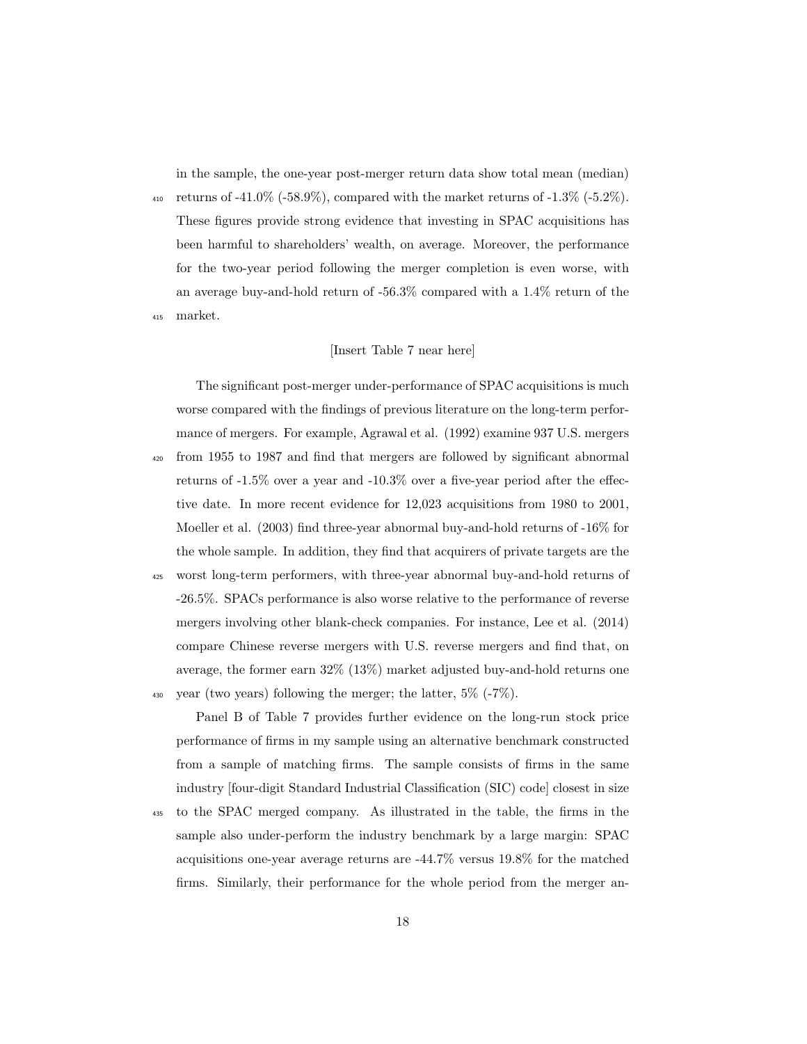in the sample, the one-year post-merger return data show total mean (median) returns of -41.0% (-58.9%), compared with the market returns of -1.3% (-5.2%). These figures provide strong evidence that investing in SPAC acquisitions has been harmful to shareholders' wealth, on average. Moreover, the performance for the two-year period following the merger completion is even worse, with an average buy-and-hold return of -56.3% compared with a 1.4% return of the market.

[Insert Table 7 near here]

The significant post-merger under-performance of SPAC acquisitions is much worse compared with the findings of previous literature on the long-term performance of mergers. For example, Agrawal et al. (1992) examine 937 U.S. mergers from 1955 to 1987 and find that mergers are followed by significant abnormal returns of -1.5% over a year and -10.3% over a five-year period after the effective date. In more recent evidence for 12,023 acquisitions from 1980 to 2001, Moeller et al. (2003) find three-year abnormal buy-and-hold returns of -16% for the whole sample. In addition, they find that acquirers of private targets are the worst long-term performers, with three-year abnormal buy-and-hold returns of -26.5%. SPACs performance is also worse relative to the performance of reverse mergers involving other blank-check companies. For instance, Lee et al. (2014) compare Chinese reverse mergers with U.S. reverse mergers and find that, on average, the former earn 32% (13%) market adjusted buy-and-hold returns one year (two years) following the merger; the latter, 5% (-7%).

Panel B of Table 7 provides further evidence on the long-run stock price performance of firms in my sample using an alternative benchmark constructed from a sample of matching firms. The sample consists of firms in the same industry [four-digit Standard Industrial Classification (SIC) code] closest in size to the SPAC merged company. As illustrated in the table, the firms in the sample also under-perform the industry benchmark by a large margin: SPAC acquisitions one-year average returns are -44.7% versus 19.8% for the matched firms. Similarly, their performance for the whole period from the merger an-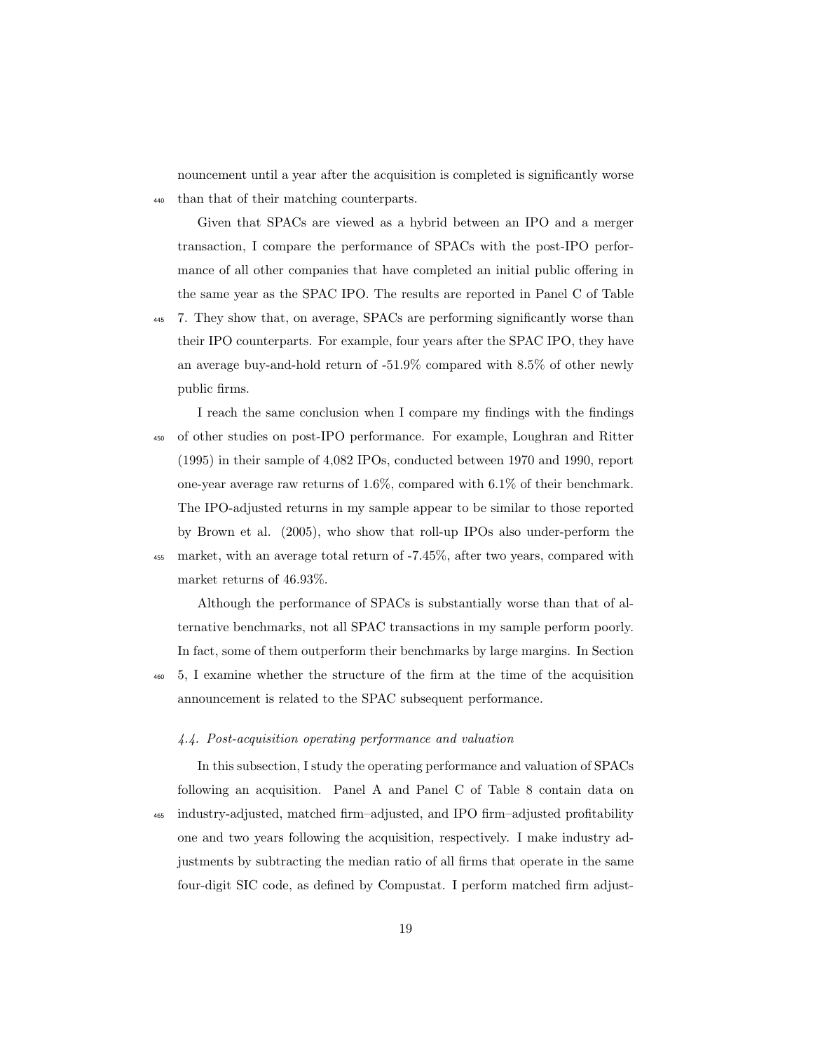nouncement until a year after the acquisition is completed is significantly worse than that of their matching counterparts.

Given that SPACs are viewed as a hybrid between an IPO and a merger transaction, I compare the performance of SPACs with the post-IPO performance of all other companies that have completed an initial public offering in the same year as the SPAC IPO. The results are reported in Panel C of Table 7. They show that, on average, SPACs are performing significantly worse than their IPO counterparts. For example, four years after the SPAC IPO, they have an average buy-and-hold return of -51.9% compared with 8.5% of other newly public firms.

I reach the same conclusion when I compare my findings with the findings of other studies on post-IPO performance. For example, Loughran and Ritter (1995) in their sample of 4,082 IPOs, conducted between 1970 and 1990, report one-year average raw returns of 1.6%, compared with 6.1% of their benchmark. The IPO-adjusted returns in my sample appear to be similar to those reported by Brown et al. (2005), who show that roll-up IPOs also under-perform the market, with an average total return of -7.45%, after two years, compared with market returns of 46.93%.

Although the performance of SPACs is substantially worse than that of alternative benchmarks, not all SPAC transactions in my sample perform poorly. In fact, some of them outperform their benchmarks by large margins. In Section 5, I examine whether the structure of the firm at the time of the acquisition announcement is related to the SPAC subsequent performance.

### 4.4. Post-acquisition operating performance and valuation

In this subsection, I study the operating performance and valuation of SPACs following an acquisition. Panel A and Panel C of Table 8 contain data on industry-adjusted, matched firm–adjusted, and IPO firm–adjusted profitability one and two years following the acquisition, respectively. I make industry adjustments by subtracting the median ratio of all firms that operate in the same four-digit SIC code, as defined by Compustat. I perform matched firm adjust-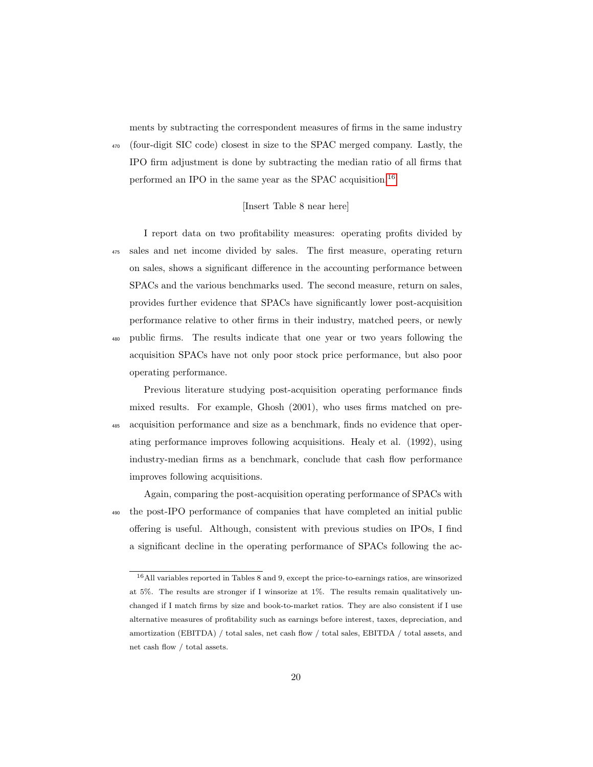ments by subtracting the correspondent measures of firms in the same industry (four-digit SIC code) closest in size to the SPAC merged company. Lastly, the IPO firm adjustment is done by subtracting the median ratio of all firms that performed an IPO in the same year as the SPAC acquisition.[16]

[Insert Table 8 near here]

I report data on two profitability measures: operating profits divided by sales and net income divided by sales. The first measure, operating return on sales, shows a significant difference in the accounting performance between SPACs and the various benchmarks used. The second measure, return on sales, provides further evidence that SPACs have significantly lower post-acquisition performance relative to other firms in their industry, matched peers, or newly public firms. The results indicate that one year or two years following the acquisition SPACs have not only poor stock price performance, but also poor operating performance.

Previous literature studying post-acquisition operating performance finds mixed results. For example, Ghosh (2001), who uses firms matched on pre-acquisition performance and size as a benchmark, finds no evidence that operating performance improves following acquisitions. Healy et al. (1992), using industry-median firms as a benchmark, conclude that cash flow performance improves following acquisitions.

Again, comparing the post-acquisition operating performance of SPACs with the post-IPO performance of companies that have completed an initial public offering is useful. Although, consistent with previous studies on IPOs, I find a significant decline in the operating performance of SPACs following the ac-

[16] All variables reported in Tables 8 and 9, except the price-to-earnings ratios, are winsorized at 5%. The results are stronger if I winsorize at 1%. The results remain qualitatively unchanged if I match firms by size and book-to-market ratios. They are also consistent if I use alternative measures of profitability such as earnings before interest, taxes, depreciation, and amortization (EBITDA) / total sales, net cash flow / total sales, EBITDA / total assets, and net cash flow / total assets.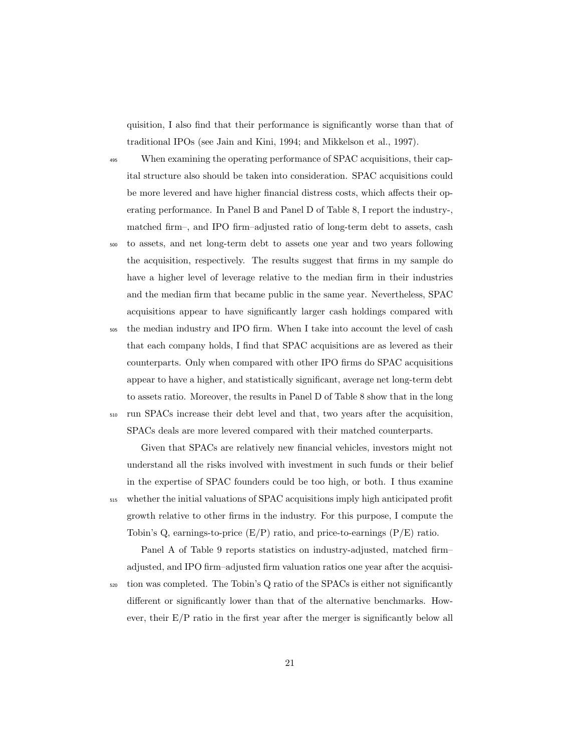quisition, I also find that their performance is significantly worse than that of traditional IPOs (see Jain and Kini, 1994; and Mikkelson et al., 1997).

When examining the operating performance of SPAC acquisitions, their capital structure also should be taken into consideration. SPAC acquisitions could be more levered and have higher financial distress costs, which affects their operating performance. In Panel B and Panel D of Table 8, I report the industry-, matched firm–, and IPO firm–adjusted ratio of long-term debt to assets, cash to assets, and net long-term debt to assets one year and two years following the acquisition, respectively. The results suggest that firms in my sample do have a higher level of leverage relative to the median firm in their industries and the median firm that became public in the same year. Nevertheless, SPAC acquisitions appear to have significantly larger cash holdings compared with the median industry and IPO firm. When I take into account the level of cash that each company holds, I find that SPAC acquisitions are as levered as their counterparts. Only when compared with other IPO firms do SPAC acquisitions appear to have a higher, and statistically significant, average net long-term debt to assets ratio. Moreover, the results in Panel D of Table 8 show that in the long run SPACs increase their debt level and that, two years after the acquisition, SPACs deals are more levered compared with their matched counterparts.

Given that SPACs are relatively new financial vehicles, investors might not understand all the risks involved with investment in such funds or their belief in the expertise of SPAC founders could be too high, or both. I thus examine whether the initial valuations of SPAC acquisitions imply high anticipated profit growth relative to other firms in the industry. For this purpose, I compute the Tobin's Q, earnings-to-price (E/P) ratio, and price-to-earnings (P/E) ratio.

Panel A of Table 9 reports statistics on industry-adjusted, matched firm–adjusted, and IPO firm–adjusted firm valuation ratios one year after the acquisition was completed. The Tobin's Q ratio of the SPACs is either not significantly different or significantly lower than that of the alternative benchmarks. However, their E/P ratio in the first year after the merger is significantly below all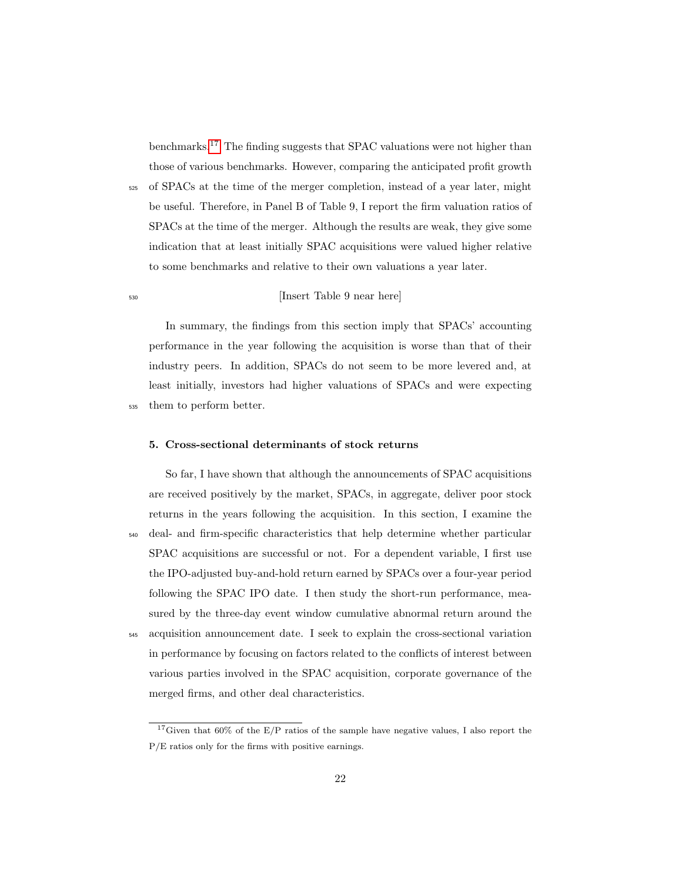benchmarks.[17] The finding suggests that SPAC valuations were not higher than those of various benchmarks. However, comparing the anticipated profit growth of SPACs at the time of the merger completion, instead of a year later, might be useful. Therefore, in Panel B of Table 9, I report the firm valuation ratios of SPACs at the time of the merger. Although the results are weak, they give some indication that at least initially SPAC acquisitions were valued higher relative to some benchmarks and relative to their own valuations a year later.

[Insert Table 9 near here]

In summary, the findings from this section imply that SPACs' accounting performance in the year following the acquisition is worse than that of their industry peers. In addition, SPACs do not seem to be more levered and, at least initially, investors had higher valuations of SPACs and were expecting them to perform better.

## 5. Cross-sectional determinants of stock returns

So far, I have shown that although the announcements of SPAC acquisitions are received positively by the market, SPACs, in aggregate, deliver poor stock returns in the years following the acquisition. In this section, I examine the deal- and firm-specific characteristics that help determine whether particular SPAC acquisitions are successful or not. For a dependent variable, I first use the IPO-adjusted buy-and-hold return earned by SPACs over a four-year period following the SPAC IPO date. I then study the short-run performance, measured by the three-day event window cumulative abnormal return around the acquisition announcement date. I seek to explain the cross-sectional variation in performance by focusing on factors related to the conflicts of interest between various parties involved in the SPAC acquisition, corporate governance of the merged firms, and other deal characteristics.

[17] Given that 60% of the E/P ratios of the sample have negative values, I also report the P/E ratios only for the firms with positive earnings.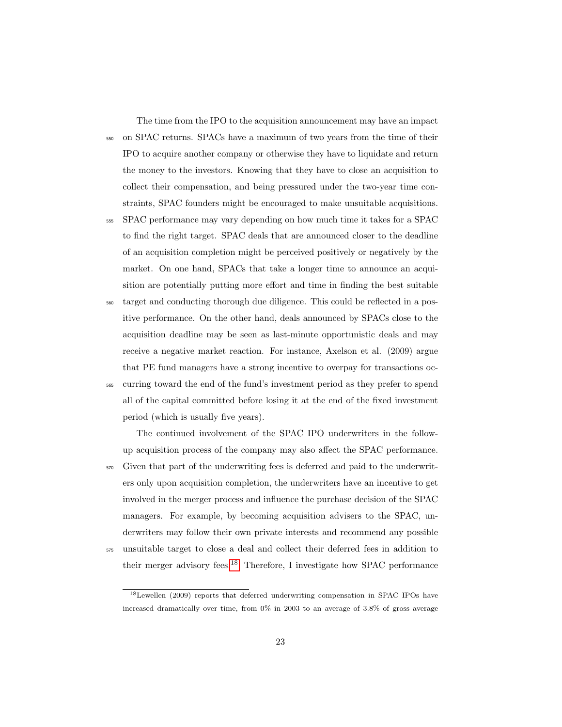The time from the IPO to the acquisition announcement may have an impact on SPAC returns. SPACs have a maximum of two years from the time of their IPO to acquire another company or otherwise they have to liquidate and return the money to the investors. Knowing that they have to close an acquisition to collect their compensation, and being pressured under the two-year time constraints, SPAC founders might be encouraged to make unsuitable acquisitions. SPAC performance may vary depending on how much time it takes for a SPAC to find the right target. SPAC deals that are announced closer to the deadline of an acquisition completion might be perceived positively or negatively by the market. On one hand, SPACs that take a longer time to announce an acquisition are potentially putting more effort and time in finding the best suitable target and conducting thorough due diligence. This could be reflected in a positive performance. On the other hand, deals announced by SPACs close to the acquisition deadline may be seen as last-minute opportunistic deals and may receive a negative market reaction. For instance, Axelson et al. (2009) argue that PE fund managers have a strong incentive to overpay for transactions occurring toward the end of the fund's investment period as they prefer to spend all of the capital committed before losing it at the end of the fixed investment period (which is usually five years).

The continued involvement of the SPAC IPO underwriters in the follow-up acquisition process of the company may also affect the SPAC performance. Given that part of the underwriting fees is deferred and paid to the underwriters only upon acquisition completion, the underwriters have an incentive to get involved in the merger process and influence the purchase decision of the SPAC managers. For example, by becoming acquisition advisers to the SPAC, underwriters may follow their own private interests and recommend any possible unsuitable target to close a deal and collect their deferred fees in addition to their merger advisory fees.[18] Therefore, I investigate how SPAC performance

[18] Lewellen (2009) reports that deferred underwriting compensation in SPAC IPOs have increased dramatically over time, from 0% in 2003 to an average of 3.8% of gross average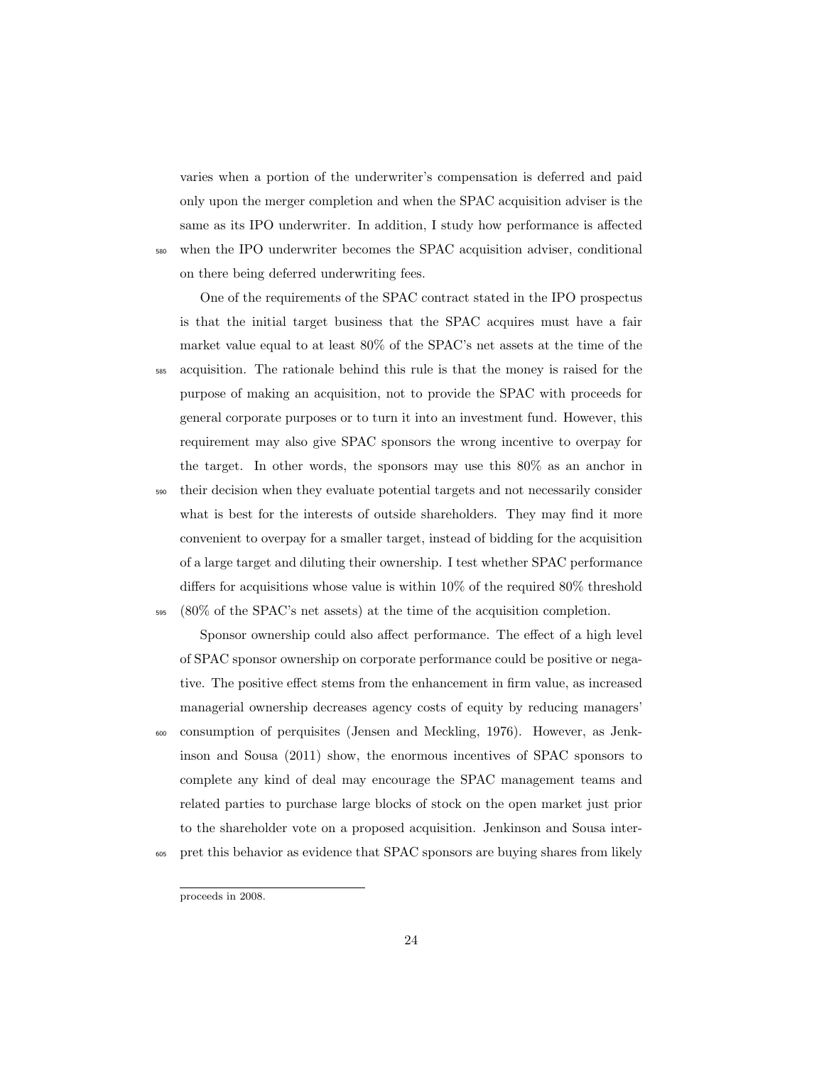varies when a portion of the underwriter's compensation is deferred and paid only upon the merger completion and when the SPAC acquisition adviser is the same as its IPO underwriter. In addition, I study how performance is affected when the IPO underwriter becomes the SPAC acquisition adviser, conditional on there being deferred underwriting fees.

One of the requirements of the SPAC contract stated in the IPO prospectus is that the initial target business that the SPAC acquires must have a fair market value equal to at least 80% of the SPAC's net assets at the time of the acquisition. The rationale behind this rule is that the money is raised for the purpose of making an acquisition, not to provide the SPAC with proceeds for general corporate purposes or to turn it into an investment fund. However, this requirement may also give SPAC sponsors the wrong incentive to overpay for the target. In other words, the sponsors may use this 80% as an anchor in their decision when they evaluate potential targets and not necessarily consider what is best for the interests of outside shareholders. They may find it more convenient to overpay for a smaller target, instead of bidding for the acquisition of a large target and diluting their ownership. I test whether SPAC performance differs for acquisitions whose value is within 10% of the required 80% threshold (80% of the SPAC's net assets) at the time of the acquisition completion.

Sponsor ownership could also affect performance. The effect of a high level of SPAC sponsor ownership on corporate performance could be positive or negative. The positive effect stems from the enhancement in firm value, as increased managerial ownership decreases agency costs of equity by reducing managers' consumption of perquisites (Jensen and Meckling, 1976). However, as Jenkinson and Sousa (2011) show, the enormous incentives of SPAC sponsors to complete any kind of deal may encourage the SPAC management teams and related parties to purchase large blocks of stock on the open market just prior to the shareholder vote on a proposed acquisition. Jenkinson and Sousa interpret this behavior as evidence that SPAC sponsors are buying shares from likely

proceeds in 2008.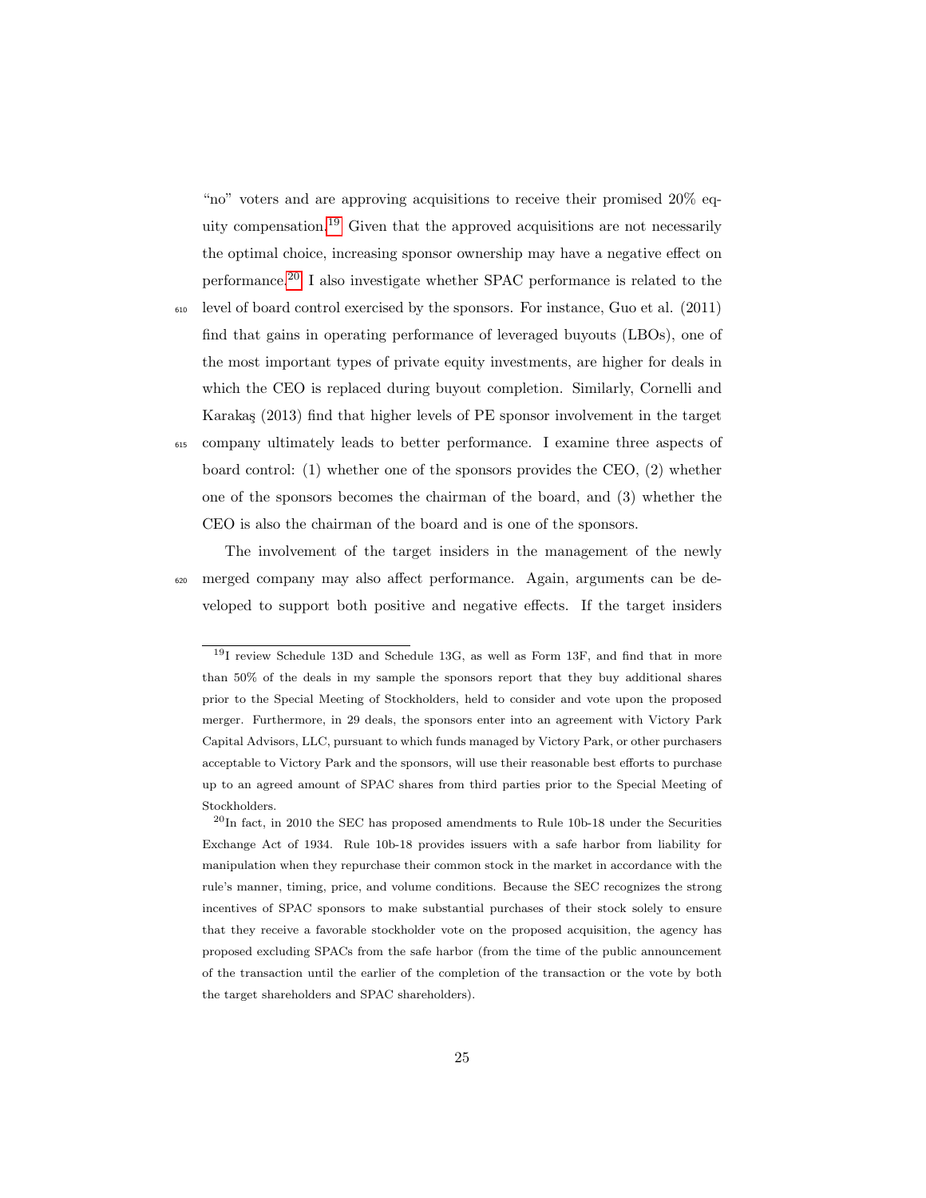"no" voters and are approving acquisitions to receive their promised 20% equity compensation.[19] Given that the approved acquisitions are not necessarily the optimal choice, increasing sponsor ownership may have a negative effect on performance.[20] I also investigate whether SPAC performance is related to the level of board control exercised by the sponsors. For instance, Guo et al. (2011) find that gains in operating performance of leveraged buyouts (LBOs), one of the most important types of private equity investments, are higher for deals in which the CEO is replaced during buyout completion. Similarly, Cornelli and Karakaş (2013) find that higher levels of PE sponsor involvement in the target company ultimately leads to better performance. I examine three aspects of board control: (1) whether one of the sponsors provides the CEO, (2) whether one of the sponsors becomes the chairman of the board, and (3) whether the CEO is also the chairman of the board and is one of the sponsors.

The involvement of the target insiders in the management of the newly merged company may also affect performance. Again, arguments can be developed to support both positive and negative effects. If the target insiders

[19] I review Schedule 13D and Schedule 13G, as well as Form 13F, and find that in more than 50% of the deals in my sample the sponsors report that they buy additional shares prior to the Special Meeting of Stockholders, held to consider and vote upon the proposed merger. Furthermore, in 29 deals, the sponsors enter into an agreement with Victory Park Capital Advisors, LLC, pursuant to which funds managed by Victory Park, or other purchasers acceptable to Victory Park and the sponsors, will use their reasonable best efforts to purchase up to an agreed amount of SPAC shares from third parties prior to the Special Meeting of Stockholders.

[20] In fact, in 2010 the SEC has proposed amendments to Rule 10b-18 under the Securities Exchange Act of 1934. Rule 10b-18 provides issuers with a safe harbor from liability for manipulation when they repurchase their common stock in the market in accordance with the rule's manner, timing, price, and volume conditions. Because the SEC recognizes the strong incentives of SPAC sponsors to make substantial purchases of their stock solely to ensure that they receive a favorable stockholder vote on the proposed acquisition, the agency has proposed excluding SPACs from the safe harbor (from the time of the public announcement of the transaction until the earlier of the completion of the transaction or the vote by both the target shareholders and SPAC shareholders).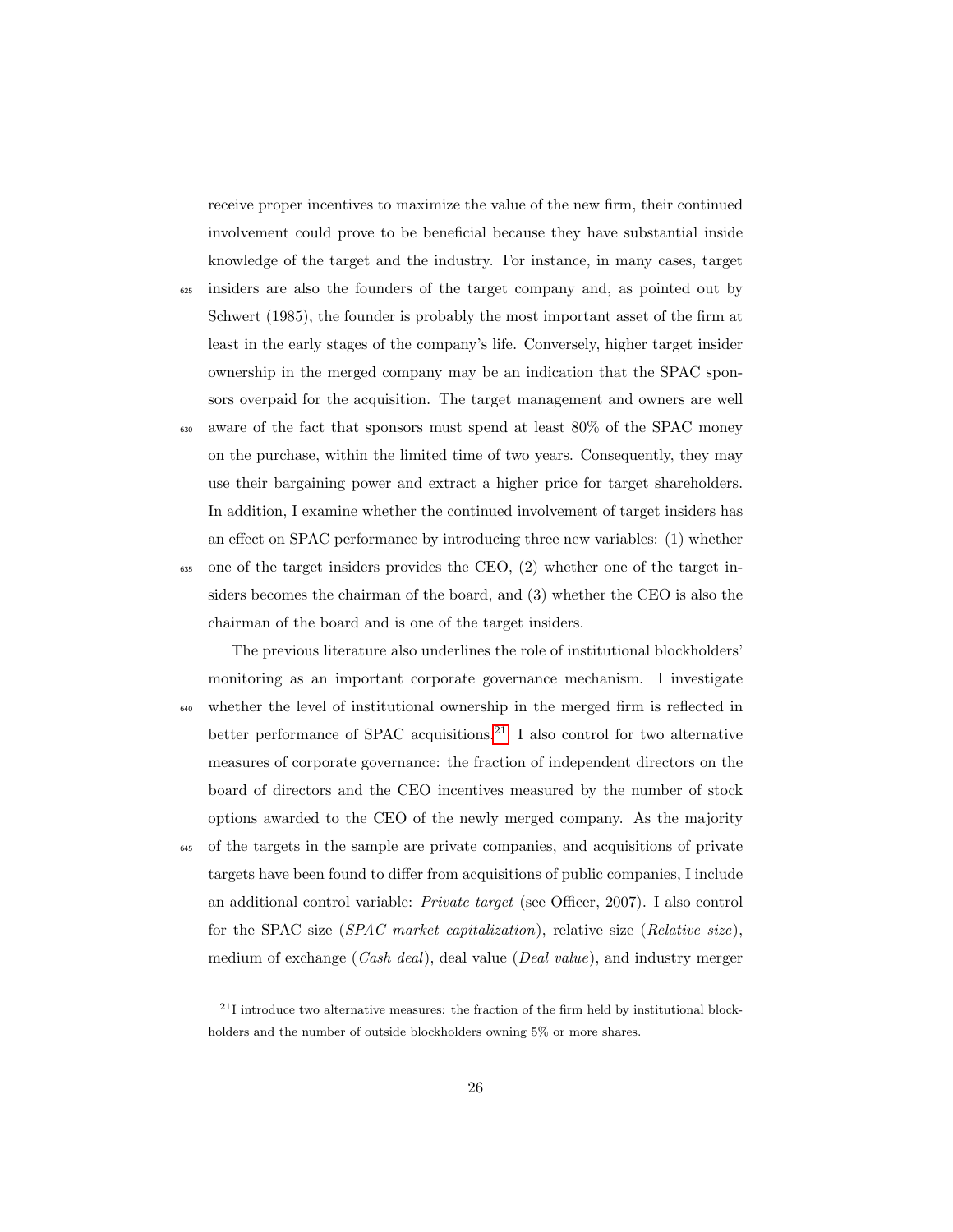receive proper incentives to maximize the value of the new firm, their continued involvement could prove to be beneficial because they have substantial inside knowledge of the target and the industry. For instance, in many cases, target insiders are also the founders of the target company and, as pointed out by Schwert (1985), the founder is probably the most important asset of the firm at least in the early stages of the company's life. Conversely, higher target insider ownership in the merged company may be an indication that the SPAC sponsors overpaid for the acquisition. The target management and owners are well aware of the fact that sponsors must spend at least 80% of the SPAC money on the purchase, within the limited time of two years. Consequently, they may use their bargaining power and extract a higher price for target shareholders. In addition, I examine whether the continued involvement of target insiders has an effect on SPAC performance by introducing three new variables: (1) whether one of the target insiders provides the CEO, (2) whether one of the target insiders becomes the chairman of the board, and (3) whether the CEO is also the chairman of the board and is one of the target insiders.

The previous literature also underlines the role of institutional blockholders' monitoring as an important corporate governance mechanism. I investigate whether the level of institutional ownership in the merged firm is reflected in better performance of SPAC acquisitions.[21] I also control for two alternative measures of corporate governance: the fraction of independent directors on the board of directors and the CEO incentives measured by the number of stock options awarded to the CEO of the newly merged company. As the majority of the targets in the sample are private companies, and acquisitions of private targets have been found to differ from acquisitions of public companies, I include an additional control variable: *Private target* (see Officer, 2007). I also control for the SPAC size (*SPAC market capitalization*), relative size (*Relative size*), medium of exchange (*Cash deal*), deal value (*Deal value*), and industry merger

[21] I introduce two alternative measures: the fraction of the firm held by institutional blockholders and the number of outside blockholders owning 5% or more shares.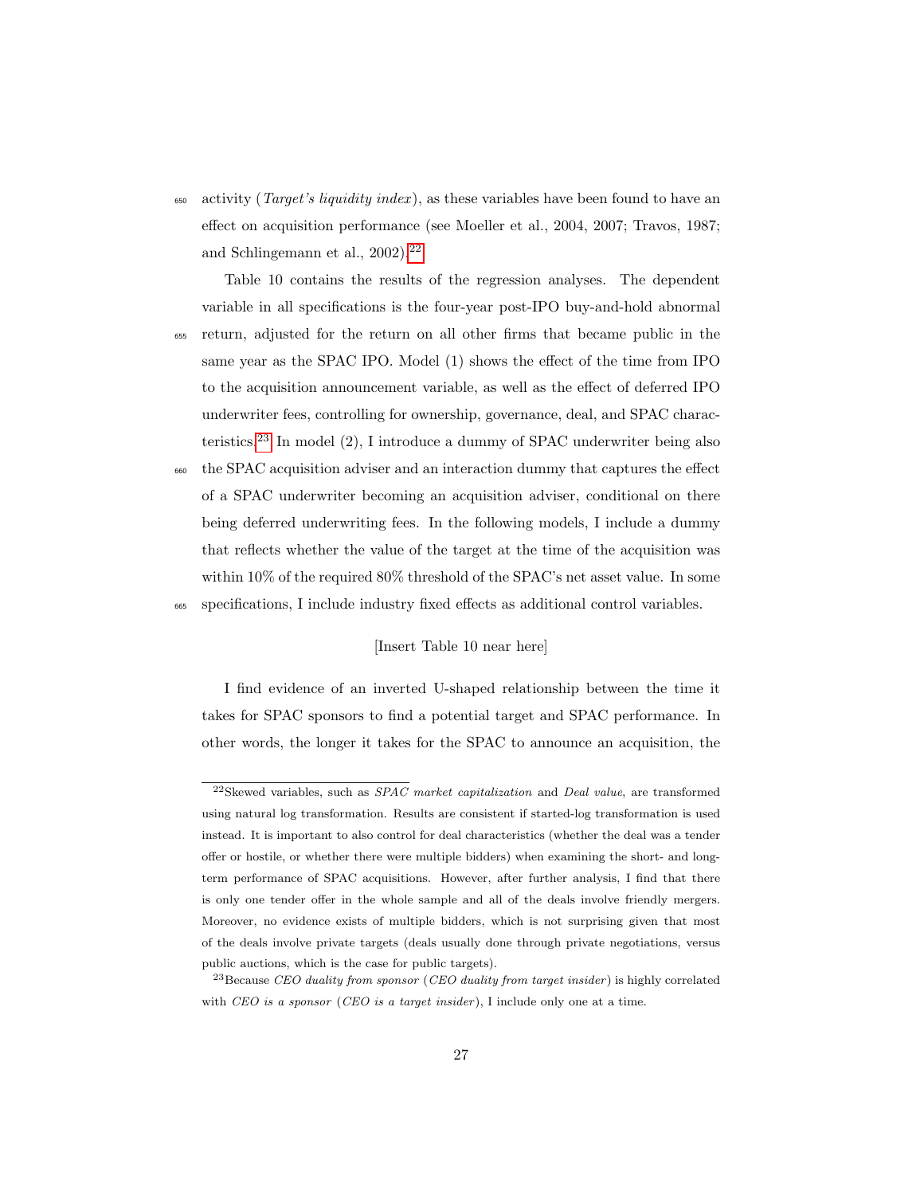activity (*Target's liquidity index*), as these variables have been found to have an effect on acquisition performance (see Moeller et al., 2004, 2007; Travos, 1987; and Schlingemann et al., 2002).[22]

Table 10 contains the results of the regression analyses. The dependent variable in all specifications is the four-year post-IPO buy-and-hold abnormal return, adjusted for the return on all other firms that became public in the same year as the SPAC IPO. Model (1) shows the effect of the time from IPO to the acquisition announcement variable, as well as the effect of deferred IPO underwriter fees, controlling for ownership, governance, deal, and SPAC characteristics.[23] In model (2), I introduce a dummy of SPAC underwriter being also the SPAC acquisition adviser and an interaction dummy that captures the effect of a SPAC underwriter becoming an acquisition adviser, conditional on there being deferred underwriting fees. In the following models, I include a dummy that reflects whether the value of the target at the time of the acquisition was within 10% of the required 80% threshold of the SPAC's net asset value. In some specifications, I include industry fixed effects as additional control variables.

[Insert Table 10 near here]

I find evidence of an inverted U-shaped relationship between the time it takes for SPAC sponsors to find a potential target and SPAC performance. In other words, the longer it takes for the SPAC to announce an acquisition, the

---

[22] Skewed variables, such as *SPAC market capitalization* and *Deal value*, are transformed using natural log transformation. Results are consistent if started-log transformation is used instead. It is important to also control for deal characteristics (whether the deal was a tender offer or hostile, or whether there were multiple bidders) when examining the short- and long-term performance of SPAC acquisitions. However, after further analysis, I find that there is only one tender offer in the whole sample and all of the deals involve friendly mergers. Moreover, no evidence exists of multiple bidders, which is not surprising given that most of the deals involve private targets (deals usually done through private negotiations, versus public auctions, which is the case for public targets).

[23] Because *CEO duality from sponsor* (*CEO duality from target insider*) is highly correlated with *CEO is a sponsor* (*CEO is a target insider*), I include only one at a time.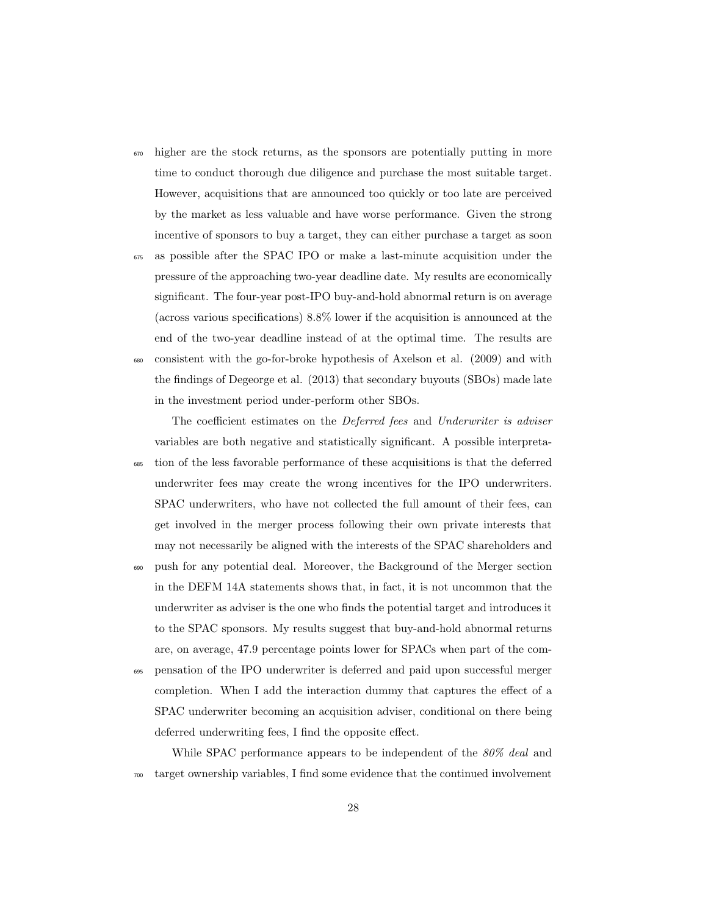higher are the stock returns, as the sponsors are potentially putting in more time to conduct thorough due diligence and purchase the most suitable target. However, acquisitions that are announced too quickly or too late are perceived by the market as less valuable and have worse performance. Given the strong incentive of sponsors to buy a target, they can either purchase a target as soon as possible after the SPAC IPO or make a last-minute acquisition under the pressure of the approaching two-year deadline date. My results are economically significant. The four-year post-IPO buy-and-hold abnormal return is on average (across various specifications) 8.8% lower if the acquisition is announced at the end of the two-year deadline instead of at the optimal time. The results are consistent with the go-for-broke hypothesis of Axelson et al. (2009) and with the findings of Degeorge et al. (2013) that secondary buyouts (SBOs) made late in the investment period under-perform other SBOs.

The coefficient estimates on the *Deferred fees* and *Underwriter is adviser* variables are both negative and statistically significant. A possible interpretation of the less favorable performance of these acquisitions is that the deferred underwriter fees may create the wrong incentives for the IPO underwriters. SPAC underwriters, who have not collected the full amount of their fees, can get involved in the merger process following their own private interests that may not necessarily be aligned with the interests of the SPAC shareholders and push for any potential deal. Moreover, the Background of the Merger section in the DEFM 14A statements shows that, in fact, it is not uncommon that the underwriter as adviser is the one who finds the potential target and introduces it to the SPAC sponsors. My results suggest that buy-and-hold abnormal returns are, on average, 47.9 percentage points lower for SPACs when part of the compensation of the IPO underwriter is deferred and paid upon successful merger completion. When I add the interaction dummy that captures the effect of a SPAC underwriter becoming an acquisition adviser, conditional on there being deferred underwriting fees, I find the opposite effect.

While SPAC performance appears to be independent of the *80% deal* and target ownership variables, I find some evidence that the continued involvement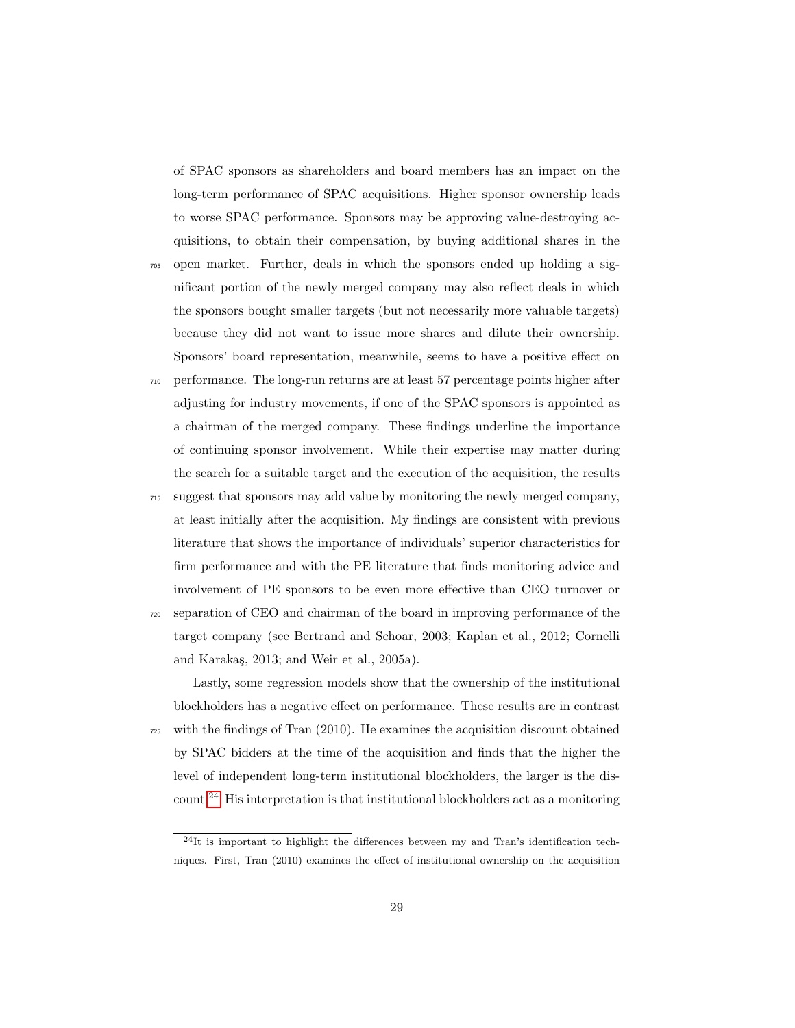of SPAC sponsors as shareholders and board members has an impact on the long-term performance of SPAC acquisitions. Higher sponsor ownership leads to worse SPAC performance. Sponsors may be approving value-destroying acquisitions, to obtain their compensation, by buying additional shares in the open market. Further, deals in which the sponsors ended up holding a significant portion of the newly merged company may also reflect deals in which the sponsors bought smaller targets (but not necessarily more valuable targets) because they did not want to issue more shares and dilute their ownership. Sponsors' board representation, meanwhile, seems to have a positive effect on performance. The long-run returns are at least 57 percentage points higher after adjusting for industry movements, if one of the SPAC sponsors is appointed as a chairman of the merged company. These findings underline the importance of continuing sponsor involvement. While their expertise may matter during the search for a suitable target and the execution of the acquisition, the results suggest that sponsors may add value by monitoring the newly merged company, at least initially after the acquisition. My findings are consistent with previous literature that shows the importance of individuals' superior characteristics for firm performance and with the PE literature that finds monitoring advice and involvement of PE sponsors to be even more effective than CEO turnover or separation of CEO and chairman of the board in improving performance of the target company (see Bertrand and Schoar, 2003; Kaplan et al., 2012; Cornelli and Karakaş, 2013; and Weir et al., 2005a).

Lastly, some regression models show that the ownership of the institutional blockholders has a negative effect on performance. These results are in contrast with the findings of Tran (2010). He examines the acquisition discount obtained by SPAC bidders at the time of the acquisition and finds that the higher the level of independent long-term institutional blockholders, the larger is the discount.[24] His interpretation is that institutional blockholders act as a monitoring

[24] It is important to highlight the differences between my and Tran's identification techniques. First, Tran (2010) examines the effect of institutional ownership on the acquisition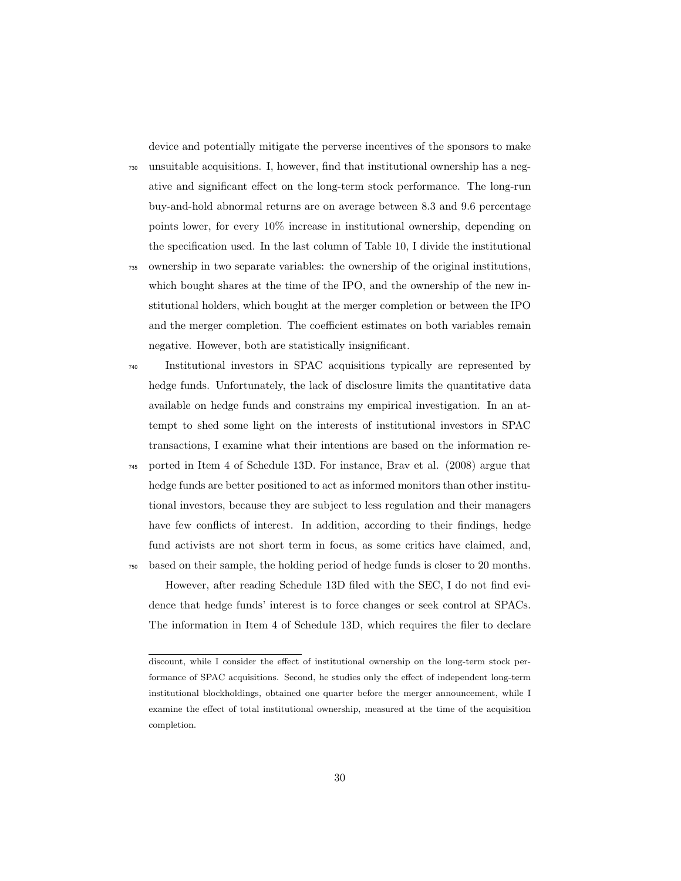device and potentially mitigate the perverse incentives of the sponsors to make unsuitable acquisitions. I, however, find that institutional ownership has a negative and significant effect on the long-term stock performance. The long-run buy-and-hold abnormal returns are on average between 8.3 and 9.6 percentage points lower, for every 10% increase in institutional ownership, depending on the specification used. In the last column of Table 10, I divide the institutional ownership in two separate variables: the ownership of the original institutions, which bought shares at the time of the IPO, and the ownership of the new institutional holders, which bought at the merger completion or between the IPO and the merger completion. The coefficient estimates on both variables remain negative. However, both are statistically insignificant.

Institutional investors in SPAC acquisitions typically are represented by hedge funds. Unfortunately, the lack of disclosure limits the quantitative data available on hedge funds and constrains my empirical investigation. In an attempt to shed some light on the interests of institutional investors in SPAC transactions, I examine what their intentions are based on the information reported in Item 4 of Schedule 13D. For instance, Brav et al. (2008) argue that hedge funds are better positioned to act as informed monitors than other institutional investors, because they are subject to less regulation and their managers have few conflicts of interest. In addition, according to their findings, hedge fund activists are not short term in focus, as some critics have claimed, and, based on their sample, the holding period of hedge funds is closer to 20 months.

However, after reading Schedule 13D filed with the SEC, I do not find evidence that hedge funds' interest is to force changes or seek control at SPACs. The information in Item 4 of Schedule 13D, which requires the filer to declare

---

discount, while I consider the effect of institutional ownership on the long-term stock performance of SPAC acquisitions. Second, he studies only the effect of independent long-term institutional blockholdings, obtained one quarter before the merger announcement, while I examine the effect of total institutional ownership, measured at the time of the acquisition completion.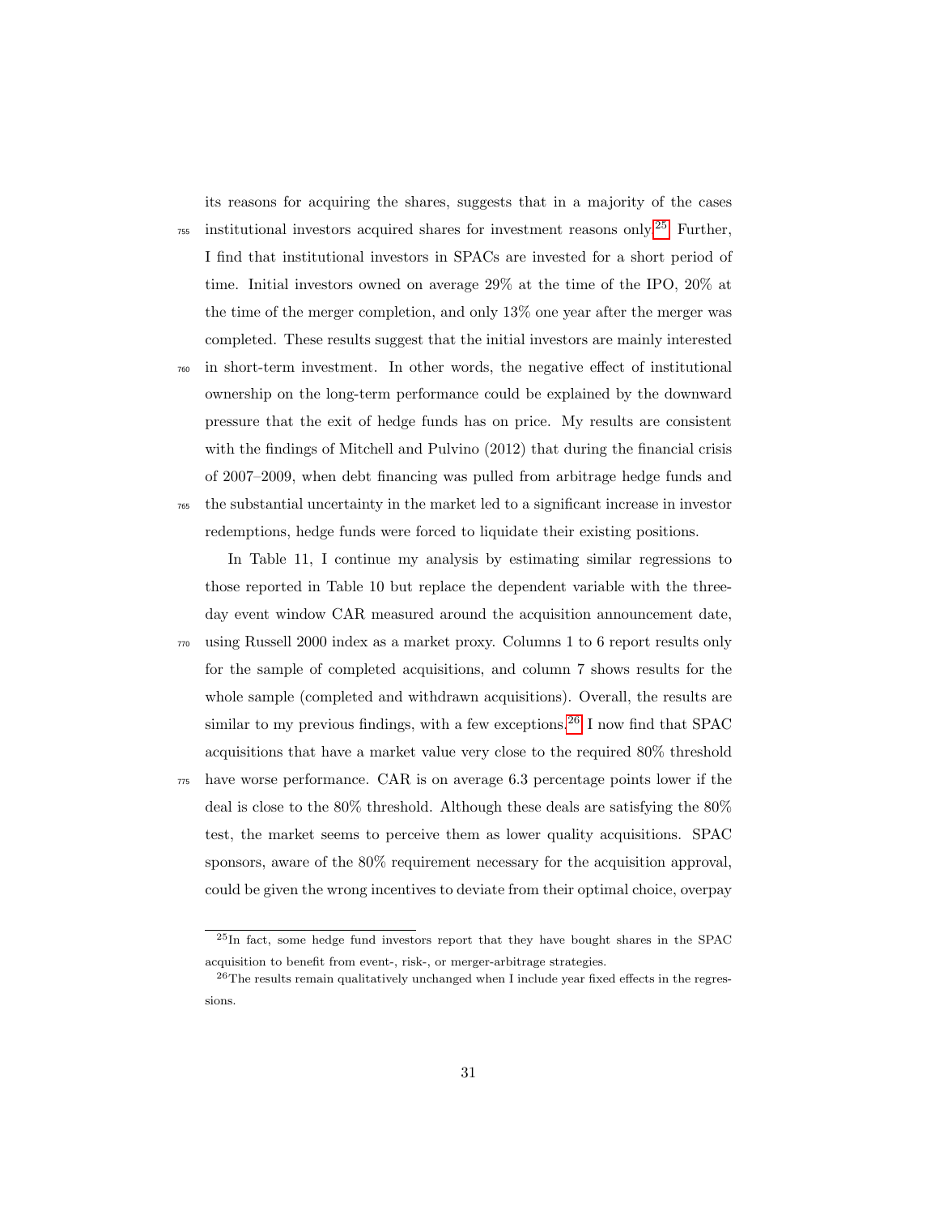its reasons for acquiring the shares, suggests that in a majority of the cases institutional investors acquired shares for investment reasons only.[25] Further, I find that institutional investors in SPACs are invested for a short period of time. Initial investors owned on average 29% at the time of the IPO, 20% at the time of the merger completion, and only 13% one year after the merger was completed. These results suggest that the initial investors are mainly interested in short-term investment. In other words, the negative effect of institutional ownership on the long-term performance could be explained by the downward pressure that the exit of hedge funds has on price. My results are consistent with the findings of Mitchell and Pulvino (2012) that during the financial crisis of 2007–2009, when debt financing was pulled from arbitrage hedge funds and the substantial uncertainty in the market led to a significant increase in investor redemptions, hedge funds were forced to liquidate their existing positions.

In Table 11, I continue my analysis by estimating similar regressions to those reported in Table 10 but replace the dependent variable with the three-day event window CAR measured around the acquisition announcement date, using Russell 2000 index as a market proxy. Columns 1 to 6 report results only for the sample of completed acquisitions, and column 7 shows results for the whole sample (completed and withdrawn acquisitions). Overall, the results are similar to my previous findings, with a few exceptions.[26] I now find that SPAC acquisitions that have a market value very close to the required 80% threshold have worse performance. CAR is on average 6.3 percentage points lower if the deal is close to the 80% threshold. Although these deals are satisfying the 80% test, the market seems to perceive them as lower quality acquisitions. SPAC sponsors, aware of the 80% requirement necessary for the acquisition approval, could be given the wrong incentives to deviate from their optimal choice, overpay

[25] In fact, some hedge fund investors report that they have bought shares in the SPAC acquisition to benefit from event-, risk-, or merger-arbitrage strategies.

[26] The results remain qualitatively unchanged when I include year fixed effects in the regressions.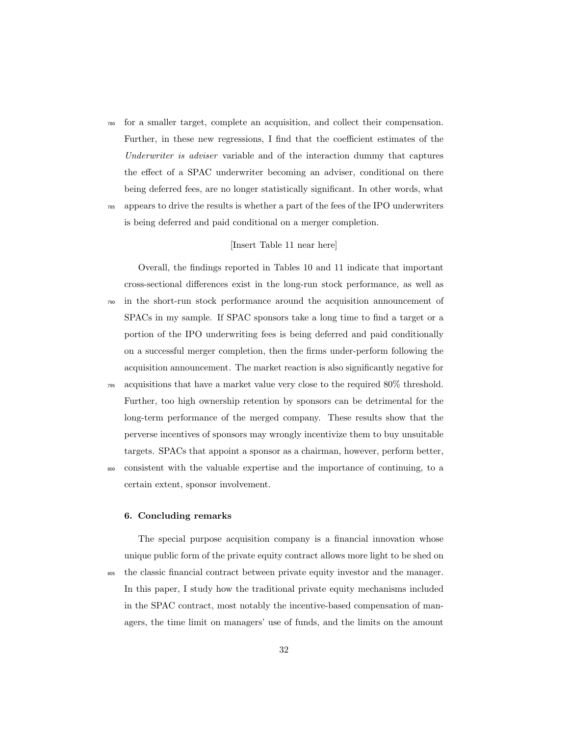for a smaller target, complete an acquisition, and collect their compensation. Further, in these new regressions, I find that the coefficient estimates of the *Underwriter is adviser* variable and of the interaction dummy that captures the effect of a SPAC underwriter becoming an adviser, conditional on there being deferred fees, are no longer statistically significant. In other words, what appears to drive the results is whether a part of the fees of the IPO underwriters is being deferred and paid conditional on a merger completion.

[Insert Table 11 near here]

Overall, the findings reported in Tables 10 and 11 indicate that important cross-sectional differences exist in the long-run stock performance, as well as in the short-run stock performance around the acquisition announcement of SPACs in my sample. If SPAC sponsors take a long time to find a target or a portion of the IPO underwriting fees is being deferred and paid conditionally on a successful merger completion, then the firms under-perform following the acquisition announcement. The market reaction is also significantly negative for acquisitions that have a market value very close to the required 80% threshold. Further, too high ownership retention by sponsors can be detrimental for the long-term performance of the merged company. These results show that the perverse incentives of sponsors may wrongly incentivize them to buy unsuitable targets. SPACs that appoint a sponsor as a chairman, however, perform better, consistent with the valuable expertise and the importance of continuing, to a certain extent, sponsor involvement.

## 6. Concluding remarks

The special purpose acquisition company is a financial innovation whose unique public form of the private equity contract allows more light to be shed on the classic financial contract between private equity investor and the manager. In this paper, I study how the traditional private equity mechanisms included in the SPAC contract, most notably the incentive-based compensation of managers, the time limit on managers' use of funds, and the limits on the amount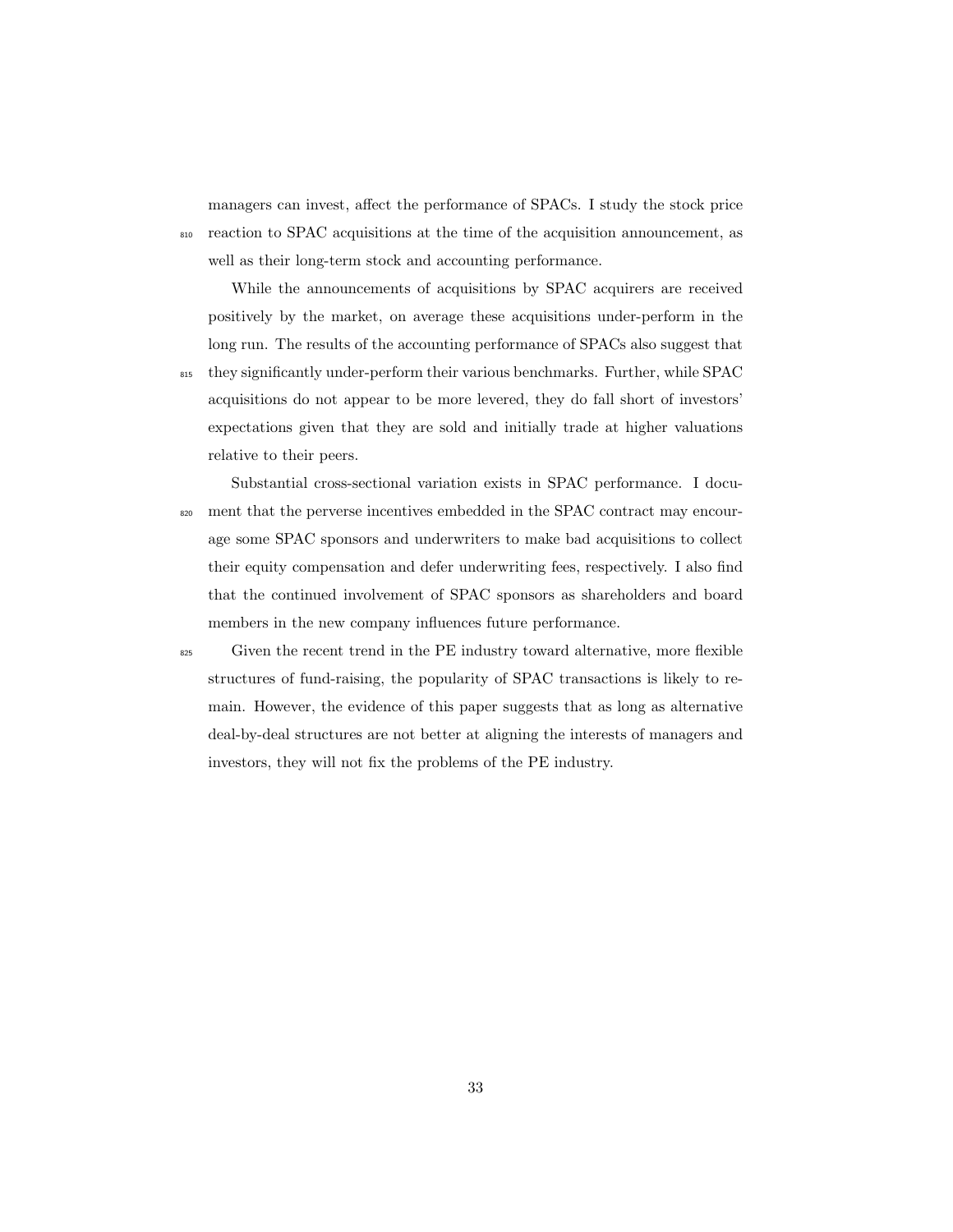managers can invest, affect the performance of SPACs. I study the stock price reaction to SPAC acquisitions at the time of the acquisition announcement, as well as their long-term stock and accounting performance.

While the announcements of acquisitions by SPAC acquirers are received positively by the market, on average these acquisitions under-perform in the long run. The results of the accounting performance of SPACs also suggest that they significantly under-perform their various benchmarks. Further, while SPAC acquisitions do not appear to be more levered, they do fall short of investors' expectations given that they are sold and initially trade at higher valuations relative to their peers.

Substantial cross-sectional variation exists in SPAC performance. I document that the perverse incentives embedded in the SPAC contract may encourage some SPAC sponsors and underwriters to make bad acquisitions to collect their equity compensation and defer underwriting fees, respectively. I also find that the continued involvement of SPAC sponsors as shareholders and board members in the new company influences future performance.

Given the recent trend in the PE industry toward alternative, more flexible structures of fund-raising, the popularity of SPAC transactions is likely to remain. However, the evidence of this paper suggests that as long as alternative deal-by-deal structures are not better at aligning the interests of managers and investors, they will not fix the problems of the PE industry.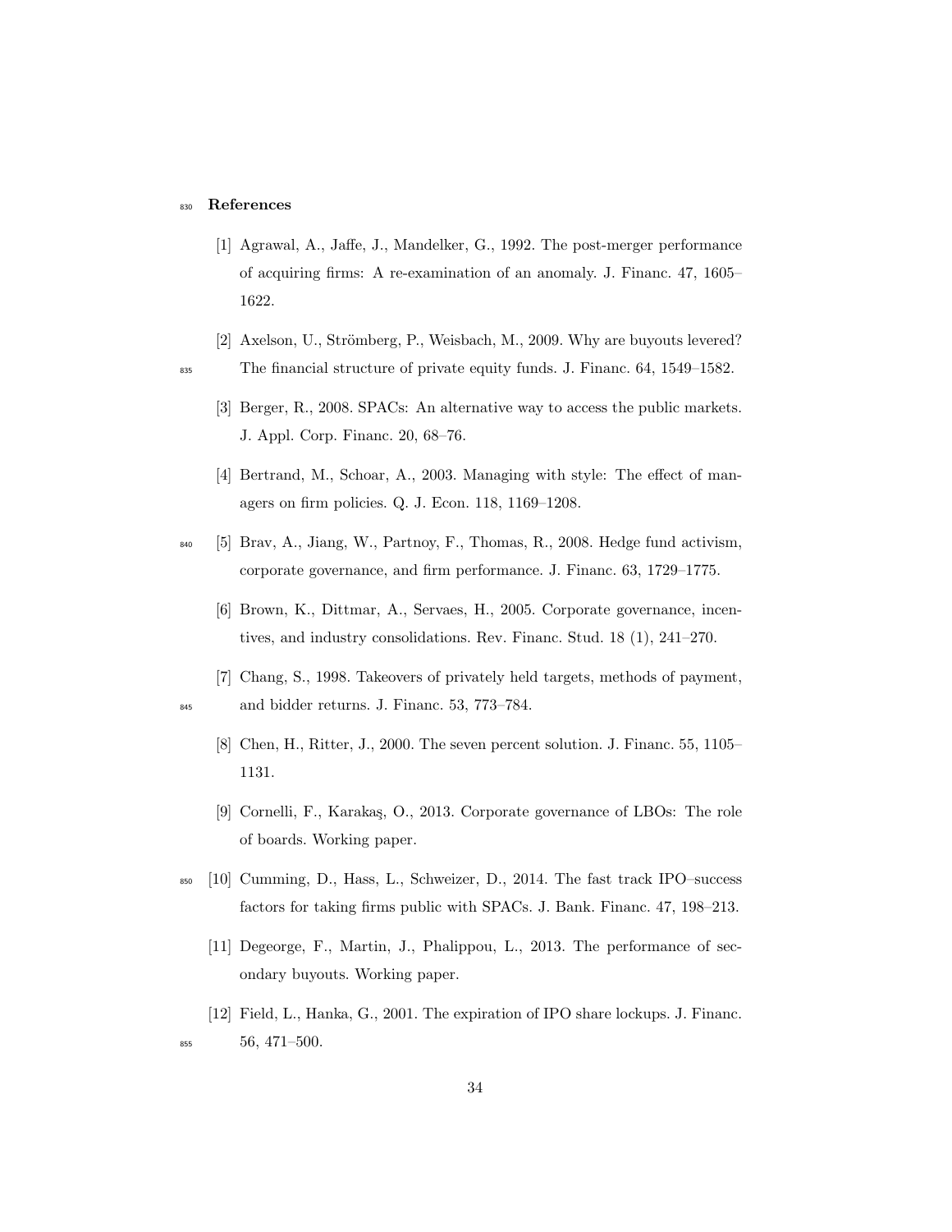# References

[1] Agrawal, A., Jaffe, J., Mandelker, G., 1992. The post-merger performance of acquiring firms: A re-examination of an anomaly. J. Financ. 47, 1605–1622.

[2] Axelson, U., Strömberg, P., Weisbach, M., 2009. Why are buyouts levered? The financial structure of private equity funds. J. Financ. 64, 1549–1582.

[3] Berger, R., 2008. SPACs: An alternative way to access the public markets. J. Appl. Corp. Financ. 20, 68–76.

[4] Bertrand, M., Schoar, A., 2003. Managing with style: The effect of managers on firm policies. Q. J. Econ. 118, 1169–1208.

[5] Brav, A., Jiang, W., Partnoy, F., Thomas, R., 2008. Hedge fund activism, corporate governance, and firm performance. J. Financ. 63, 1729–1775.

[6] Brown, K., Dittmar, A., Servaes, H., 2005. Corporate governance, incentives, and industry consolidations. Rev. Financ. Stud. 18 (1), 241–270.

[7] Chang, S., 1998. Takeovers of privately held targets, methods of payment, and bidder returns. J. Financ. 53, 773–784.

[8] Chen, H., Ritter, J., 2000. The seven percent solution. J. Financ. 55, 1105–1131.

[9] Cornelli, F., Karakaş, O., 2013. Corporate governance of LBOs: The role of boards. Working paper.

[10] Cumming, D., Hass, L., Schweizer, D., 2014. The fast track IPO–success factors for taking firms public with SPACs. J. Bank. Financ. 47, 198–213.

[11] Degeorge, F., Martin, J., Phalippou, L., 2013. The performance of secondary buyouts. Working paper.

[12] Field, L., Hanka, G., 2001. The expiration of IPO share lockups. J. Financ. 56, 471–500.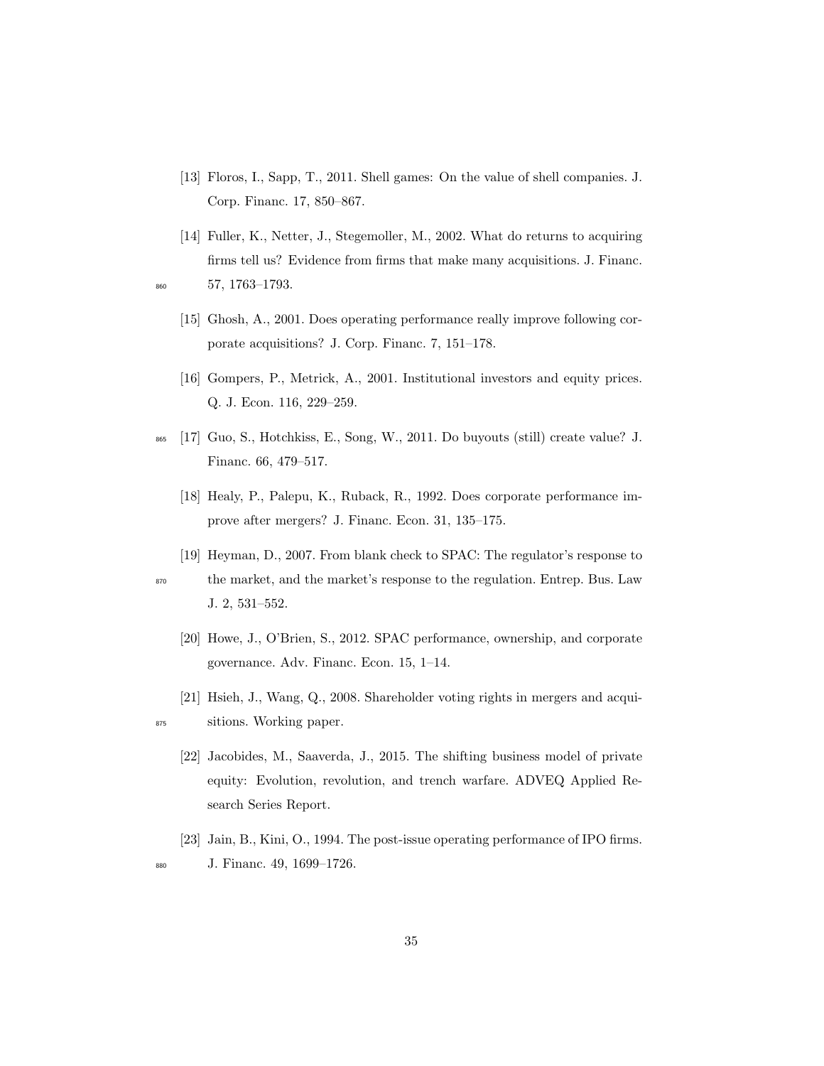[13] Floros, I., Sapp, T., 2011. Shell games: On the value of shell companies. J. Corp. Financ. 17, 850–867.

[14] Fuller, K., Netter, J., Stegemoller, M., 2002. What do returns to acquiring firms tell us? Evidence from firms that make many acquisitions. J. Financ. 57, 1763–1793.

[15] Ghosh, A., 2001. Does operating performance really improve following corporate acquisitions? J. Corp. Financ. 7, 151–178.

[16] Gompers, P., Metrick, A., 2001. Institutional investors and equity prices. Q. J. Econ. 116, 229–259.

[17] Guo, S., Hotchkiss, E., Song, W., 2011. Do buyouts (still) create value? J. Financ. 66, 479–517.

[18] Healy, P., Palepu, K., Ruback, R., 1992. Does corporate performance improve after mergers? J. Financ. Econ. 31, 135–175.

[19] Heyman, D., 2007. From blank check to SPAC: The regulator's response to the market, and the market's response to the regulation. Entrep. Bus. Law J. 2, 531–552.

[20] Howe, J., O'Brien, S., 2012. SPAC performance, ownership, and corporate governance. Adv. Financ. Econ. 15, 1–14.

[21] Hsieh, J., Wang, Q., 2008. Shareholder voting rights in mergers and acquisitions. Working paper.

[22] Jacobides, M., Saaverda, J., 2015. The shifting business model of private equity: Evolution, revolution, and trench warfare. ADVEQ Applied Research Series Report.

[23] Jain, B., Kini, O., 1994. The post-issue operating performance of IPO firms. J. Financ. 49, 1699–1726.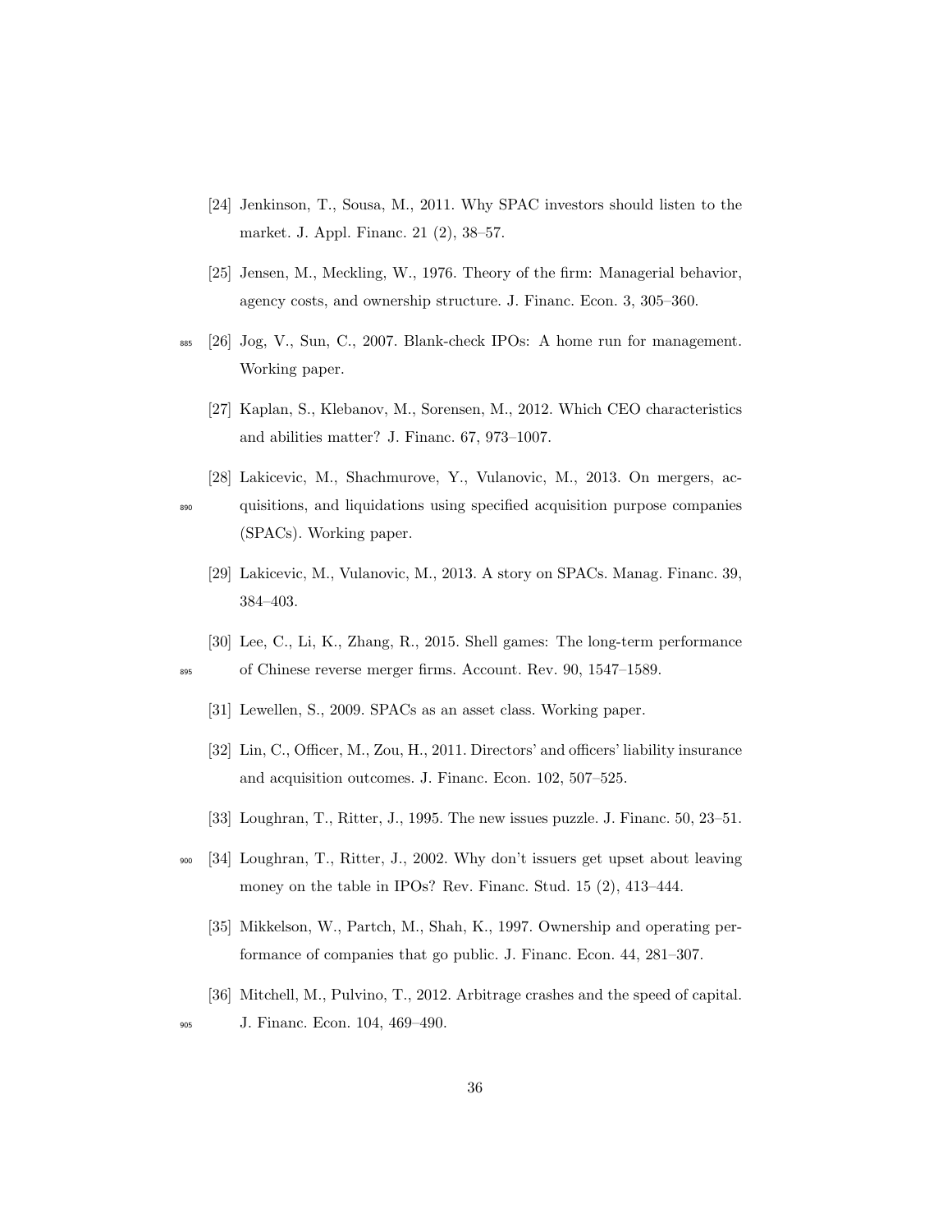[24] Jenkinson, T., Sousa, M., 2011. Why SPAC investors should listen to the market. J. Appl. Financ. 21 (2), 38–57.

[25] Jensen, M., Meckling, W., 1976. Theory of the firm: Managerial behavior, agency costs, and ownership structure. J. Financ. Econ. 3, 305–360.

[26] Jog, V., Sun, C., 2007. Blank-check IPOs: A home run for management. Working paper.

[27] Kaplan, S., Klebanov, M., Sorensen, M., 2012. Which CEO characteristics and abilities matter? J. Financ. 67, 973–1007.

[28] Lakicevic, M., Shachmurove, Y., Vulanovic, M., 2013. On mergers, acquisitions, and liquidations using specified acquisition purpose companies (SPACs). Working paper.

[29] Lakicevic, M., Vulanovic, M., 2013. A story on SPACs. Manag. Financ. 39, 384–403.

[30] Lee, C., Li, K., Zhang, R., 2015. Shell games: The long-term performance of Chinese reverse merger firms. Account. Rev. 90, 1547–1589.

[31] Lewellen, S., 2009. SPACs as an asset class. Working paper.

[32] Lin, C., Officer, M., Zou, H., 2011. Directors' and officers' liability insurance and acquisition outcomes. J. Financ. Econ. 102, 507–525.

[33] Loughran, T., Ritter, J., 1995. The new issues puzzle. J. Financ. 50, 23–51.

[34] Loughran, T., Ritter, J., 2002. Why don't issuers get upset about leaving money on the table in IPOs? Rev. Financ. Stud. 15 (2), 413–444.

[35] Mikkelson, W., Partch, M., Shah, K., 1997. Ownership and operating performance of companies that go public. J. Financ. Econ. 44, 281–307.

[36] Mitchell, M., Pulvino, T., 2012. Arbitrage crashes and the speed of capital. J. Financ. Econ. 104, 469–490.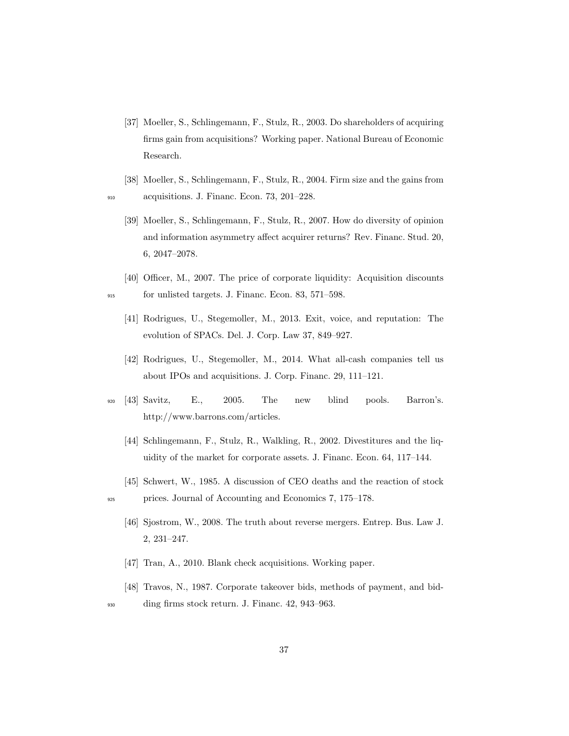[37] Moeller, S., Schlingemann, F., Stulz, R., 2003. Do shareholders of acquiring firms gain from acquisitions? Working paper. National Bureau of Economic Research.

[38] Moeller, S., Schlingemann, F., Stulz, R., 2004. Firm size and the gains from acquisitions. J. Financ. Econ. 73, 201–228.

[39] Moeller, S., Schlingemann, F., Stulz, R., 2007. How do diversity of opinion and information asymmetry affect acquirer returns? Rev. Financ. Stud. 20, 6, 2047–2078.

[40] Officer, M., 2007. The price of corporate liquidity: Acquisition discounts for unlisted targets. J. Financ. Econ. 83, 571–598.

[41] Rodrigues, U., Stegemoller, M., 2013. Exit, voice, and reputation: The evolution of SPACs. Del. J. Corp. Law 37, 849–927.

[42] Rodrigues, U., Stegemoller, M., 2014. What all-cash companies tell us about IPOs and acquisitions. J. Corp. Financ. 29, 111–121.

[43] Savitz, E., 2005. The new blind pools. Barron's. http://www.barrons.com/articles.

[44] Schlingemann, F., Stulz, R., Walkling, R., 2002. Divestitures and the liquidity of the market for corporate assets. J. Financ. Econ. 64, 117–144.

[45] Schwert, W., 1985. A discussion of CEO deaths and the reaction of stock prices. Journal of Accounting and Economics 7, 175–178.

[46] Sjostrom, W., 2008. The truth about reverse mergers. Entrep. Bus. Law J. 2, 231–247.

[47] Tran, A., 2010. Blank check acquisitions. Working paper.

[48] Travos, N., 1987. Corporate takeover bids, methods of payment, and bidding firms stock return. J. Financ. 42, 943–963.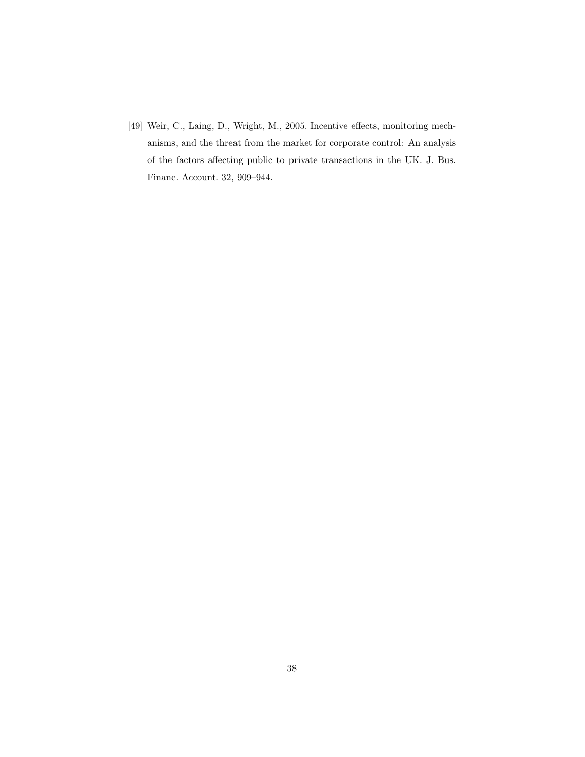[49] Weir, C., Laing, D., Wright, M., 2005. Incentive effects, monitoring mechanisms, and the threat from the market for corporate control: An analysis of the factors affecting public to private transactions in the UK. J. Bus. Financ. Account. 32, 909–944.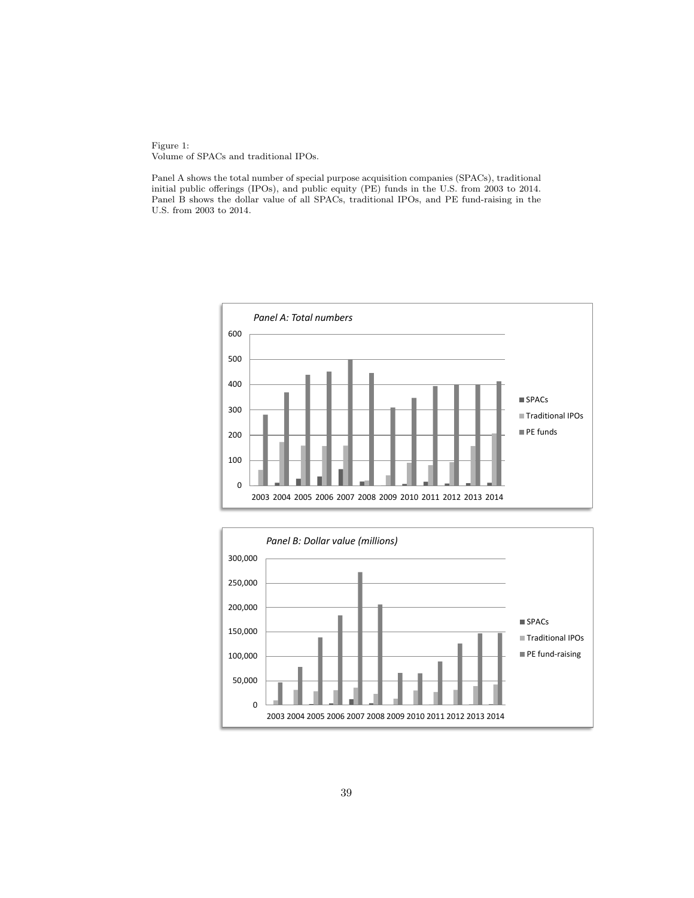Figure 1:
Volume of SPACs and traditional IPOs.

Panel A shows the total number of special purpose acquisition companies (SPACs), traditional initial public offerings (IPOs), and public equity (PE) funds in the U.S. from 2003 to 2014. Panel B shows the dollar value of all SPACs, traditional IPOs, and PE fund-raising in the U.S. from 2003 to 2014.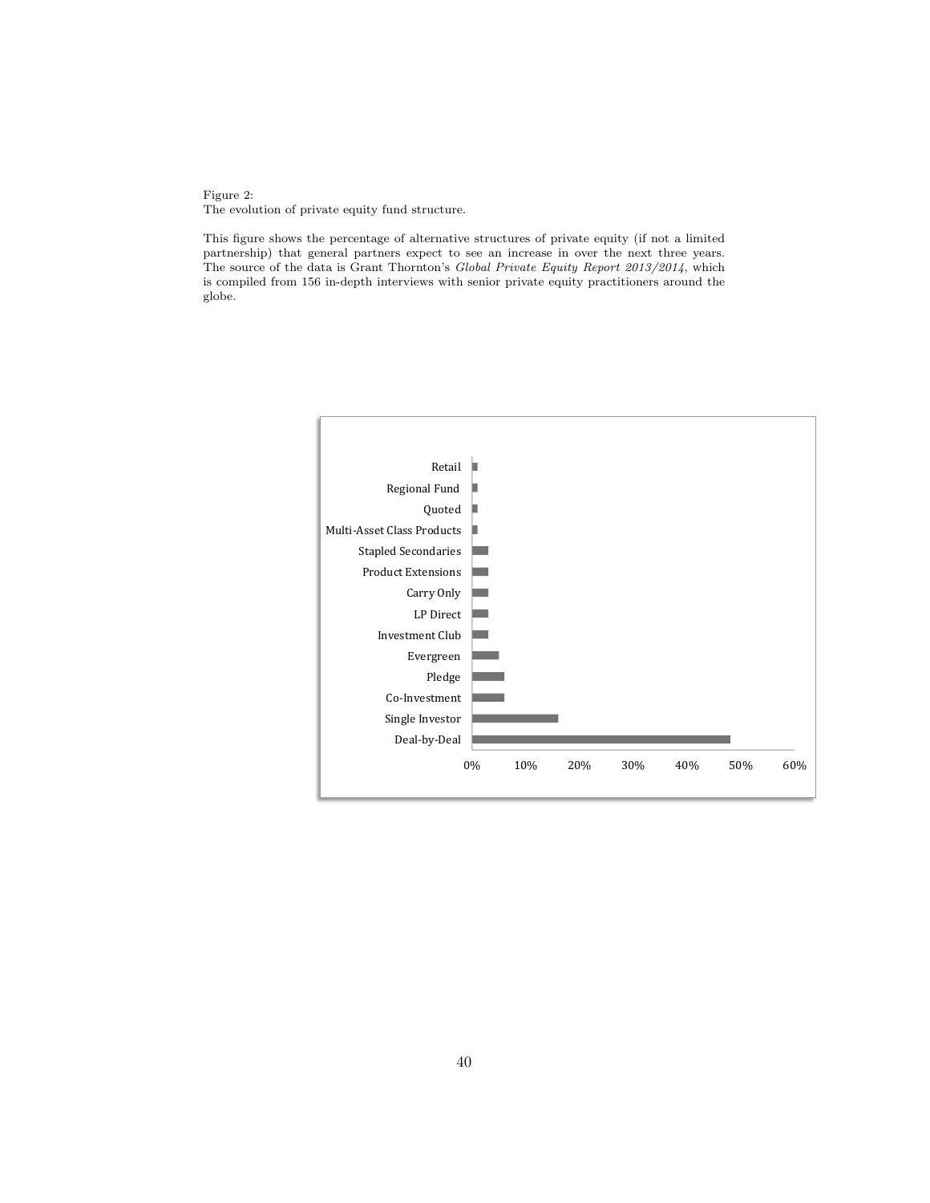Figure 2:
The evolution of private equity fund structure.

This figure shows the percentage of alternative structures of private equity (if not a limited partnership) that general partners expect to see an increase in over the next three years. The source of the data is Grant Thornton's *Global Private Equity Report 2013/2014*, which is compiled from 156 in-depth interviews with senior private equity practitioners around the globe.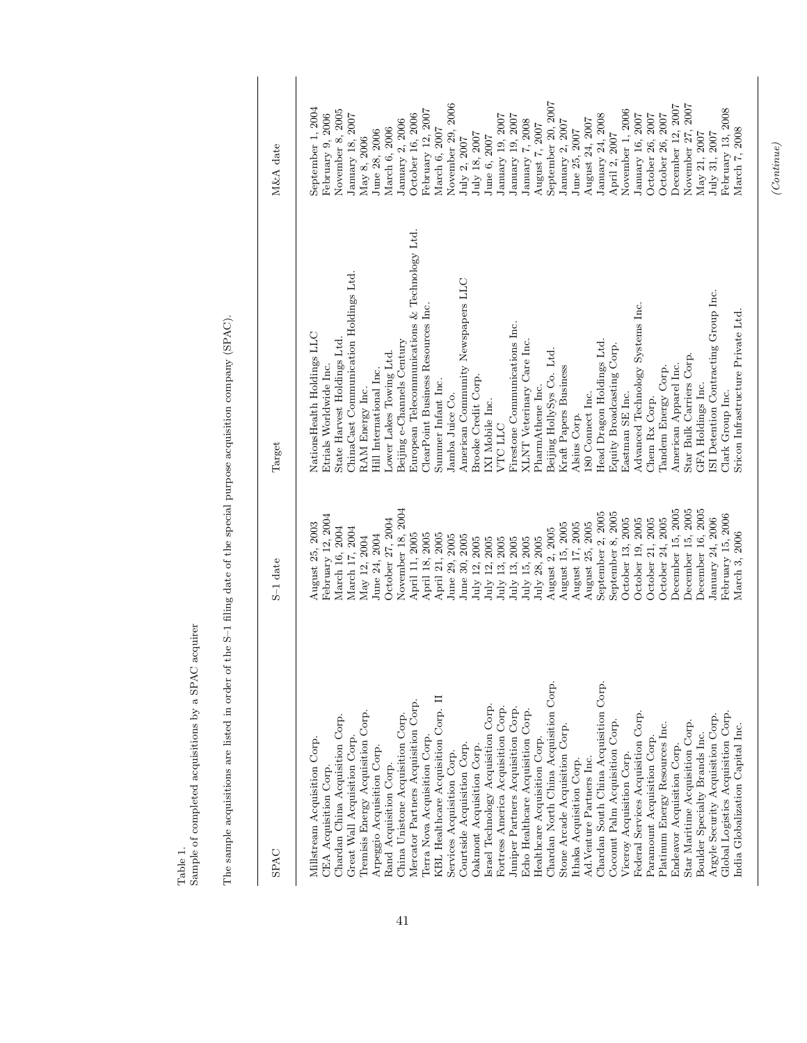Table 1.
Sample of completed acquisitions by a SPAC acquirer

The sample acquisitions are listed in order of the S-1 filing date of the special purpose acquisition company (SPAC).

| SPAC | S-1 date | Target | M&A date |
|---|---|---|---|
| Millstream Acquisition Corp. | August 25, 2003 | NationsHealth Holdings LLC | September 1, 2004 |
| CEA Acquisition Corp. | February 12, 2004 | Etrials Worldwide Inc. | February 9, 2006 |
| Chardan China Acquisition Corp. | March 16, 2004 | State Harvest Holdings Ltd. | November 8, 2005 |
| Great Wall Acquisition Corp. | March 17, 2004 | ChinaCast Communication Holdings Ltd. | January 18, 2007 |
| Tremisis Energy Acquisition Corp. | May 12, 2004 | RAM Energy Inc. | May 8, 2006 |
| Arpeggio Acquisition Corp. | June 24, 2004 | Hill International Inc. | June 28, 2006 |
| Rand Acquisition Corp. | October 27, 2004 | Lower Lakes Towing Ltd. | March 6, 2006 |
| China Unistone Acquisition Corp. | November 18, 2004 | Beijing e-Channels Century | January 2, 2006 |
| Mercator Partners Acquisition Corp. | April 11, 2005 | European Telecommunications & Technology Ltd. | October 16, 2006 |
| Terra Nova Acquisition Corp. | April 18, 2005 | ClearPoint Business Resources Inc. | February 12, 2007 |
| KBL Healthcare Acquisition Corp. II | April 21, 2005 | Summer Infant Inc. | March 6, 2007 |
| Services Acquisition Corp. | June 29, 2005 | Jamba Juice Co. | November 29, 2006 |
| Courtside Acquisition Corp. | June 30, 2005 | American Community Newspapers LLC | July 2, 2007 |
| Oakmont Acquisition Corp. | July 12, 2005 | Brooke Credit Corp. | July 18, 2007 |
| Israel Technology Acquisition Corp. | July 12, 2005 | IXI Mobile Inc. | June 6, 2007 |
| Fortress America Acquisition Corp. | July 13, 2005 | VTC LLC | January 19, 2007 |
| Juniper Partners Acquisition Corp. | July 13, 2005 | Firestone Communications Inc. | January 19, 2007 |
| Echo Healthcare Acquisition Corp. | July 15, 2005 | XLNT Veterinary Care Inc. | January 7, 2008 |
| Healthcare Acquisition Corp. | July 28, 2005 | PharmAthene Inc. | August 7, 2007 |
| Chardan North China Acquisition Corp. | August 2, 2005 | Beijing HollySys Co. Ltd. | September 20, 2007 |
| Stone Arcade Acquisition Corp. | August 15, 2005 | Kraft Papers Business | January 2, 2007 |
| Ithaka Acquisition Corp. | August 17, 2005 | Alsius Corp. | June 25, 2007 |
| Ad.Venture Partners Inc. | August 25, 2005 | 180 Connect Inc. | August 24, 2007 |
| Chardan South China Acquisition Corp. | September 2, 2005 | Head Dragon Holdings Ltd. | January 24, 2008 |
| Coconut Palm Acquisition Corp. | September 8, 2005 | Equity Broadcasting Corp. | April 2, 2007 |
| Viceroy Acquisition Corp. | October 13, 2005 | Eastman SE Inc. | November 1, 2006 |
| Federal Services Acquisition Corp. | October 19, 2005 | Advanced Technology Systems Inc. | January 16, 2007 |
| Paramount Acquisition Corp. | October 21, 2005 | Chem Rx Corp. | October 26, 2007 |
| Platinum Energy Resources Inc. | October 24, 2005 | Tandem Energy Corp. | October 26, 2007 |
| Endeavor Acquisition Corp. | December 15, 2005 | American Apparel Inc. | December 12, 2007 |
| Star Maritime Acquisition Corp. | December 15, 2005 | Star Bulk Carriers Corp. | November 27, 2007 |
| Boulder Specialty Brands Inc. | December 16, 2005 | GFA Holdings Inc. | May 21, 2007 |
| Argyle Security Acquisition Corp. | January 24, 2006 | ISI Detention Contracting Group Inc. | July 31, 2007 |
| Global Logistics Acquisition Corp. | February 15, 2006 | Clark Group Inc. | February 13, 2008 |
| India Globalization Capital Inc. | March 3, 2006 | Sricon Infrastructure Private Ltd. | March 7, 2008 |

*(Continue)*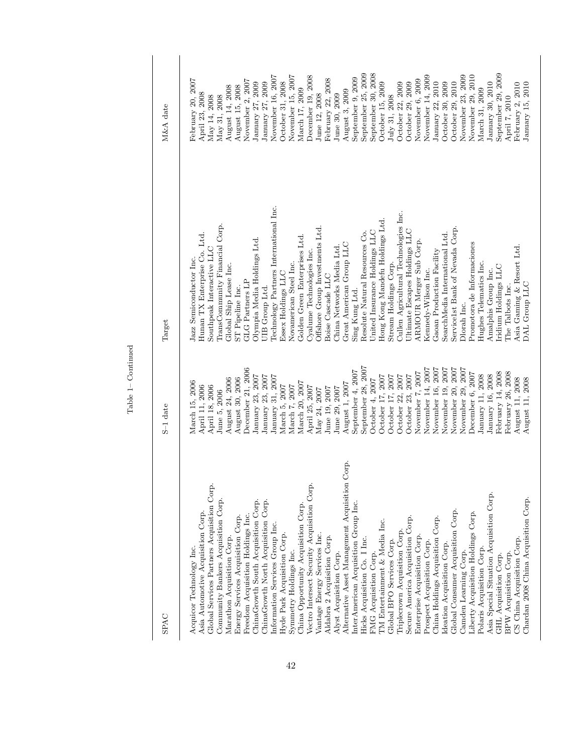Table 1– Continued

| SPAC | S-1 date | Target | M&A date |
|---|---|---|---|
| Acquicor Technology Inc. | March 15, 2006 | Jazz Semiconductor Inc. | February 20, 2007 |
| Asia Automotive Acquisition Corp. | April 11, 2006 | Hunan TX Enterprise Co. Ltd. | April 23, 2008 |
| Global Services Partners Acquisition Corp. | April 18, 2006 | Southpeak Interactive LLC | May 14, 2008 |
| Community Bankers Acquisition Corp. | June 5, 2006 | TransCommunity Financial Corp. | May 31, 2008 |
| Marathon Acquisition Corp. | August 24, 2006 | Global Ship Lease Inc. | August 14, 2008 |
| Energy Services Acquisition Corp. | August 30, 2006 | ST Pipeline Inc. | August 15, 2008 |
| Freedom Acquisition Holdings Inc. | December 21, 2006 | GLG Partners LP | November 2, 2007 |
| ChinaGrowth South Acquisition Corp. | January 23, 2007 | Olympia Media Holdings Ltd. | January 27, 2009 |
| ChinaGrowth North Acquisition Corp. | January 23, 2007 | UIB Group Ltd. | January 27, 2009 |
| Information Services Group Inc. | January 31, 2007 | Technology Partners International Inc. | November 16, 2007 |
| Hyde Park Acquisition Corp. | March 5, 2007 | Essex Holdings LLC | October 31, 2008 |
| Symmetry Holdings Inc. | March 7, 2007 | Novamerican Steel Inc. | November 15, 2007 |
| China Opportunity Acquisition Corp. | March 20, 2007 | Golden Green Enterprises Ltd. | March 17, 2009 |
| Vectro Intersect Security Acquisition Corp. | April 25, 2007 | Cyalume Technologies Inc. | December 19, 2008 |
| Vantage Energy Services Inc. | May 24, 2007 | Offshore Group Investments Ltd. | June 12, 2008 |
| Aldabra 2 Acquisition Corp. | June 19, 2007 | Boise Cascade LLC | February 22, 2008 |
| Alyst Acquisition Corp. | June 29, 2007 | China Networks Media Ltd. | June 30, 2009 |
| Alternative Asset Management Acquisition Corp. | August 1, 2007 | Great American Group LLC | August 3, 2009 |
| InterAmerican Acquisition Group Inc. | September 4, 2007 | Sing Kung Ltd. | September 9, 2009 |
| Hicks Acquisition Co. I Inc. | September 28, 2007 | Resolute Natural Resources Co. | September 25, 2009 |
| FMG Acquisition Corp. | October 4, 2007 | United Insurance Holdings LLC | September 30, 2008 |
| TM Entertainment & Media Inc. | October 17, 2007 | Hong Kong Mandefu Holdings Ltd. | October 15, 2009 |
| Global BPO Services Corp. | October 17, 2007 | Stream Holdings Corp. | July 31, 2008 |
| Triplecrown Acquisition Corp. | October 22, 2007 | Cullen Agricultural Technologies Inc. | October 22, 2009 |
| Secure America Acquisition Corp. | October 23, 2007 | Ultimate Escapes Holdings LLC | October 29, 2009 |
| Enterprise Acquisition Corp. | November 7, 2007 | ARMOUR Merger Sub Corp. | November 6, 2009 |
| Prospect Acquisition Corp. | November 14, 2007 | Kennedy-Wilson Inc. | November 14, 2009 |
| China Holdings Acquisition Corp. | November 16, 2007 | Gaoan Production Facility | January 22, 2010 |
| Ideation Acquisition Corp. | November 19, 2007 | SearchMedia International Ltd. | October 30, 2009 |
| Global Consumer Acquisition Corp. | November 20, 2007 | Service1st Bank of Nevada Corp. | October 29, 2010 |
| Camden Learning Corp. | November 29, 2007 | Dlorah Inc. | November 23, 2009 |
| Liberty Acquisition Holdings Corp. | December 6, 2007 | Promotora de Informaciones | November 29, 2010 |
| Polaris Acquisition Corp. | January 11, 2008 | Hughes Telematics Inc. | March 31, 2009 |
| Asia Special Situation Acquisition Corp. | January 16, 2008 | Amalphis Group Inc. | January 30, 2010 |
| GHL Acquisition Corp. | February 14, 2008 | Iridium Holdings LLC | September 29, 2009 |
| BPW Acquisition Corp. | February 26, 2008 | The Talbots Inc. | April 7, 2010 |
| CS China Acquisition Corp. | August 11, 2008 | Asia Gaming & Resort Ltd. | February 2, 2010 |
| Chardan 2008 China Acquisition Corp. | August 11, 2008 | DAL Group LLC | January 15, 2010 |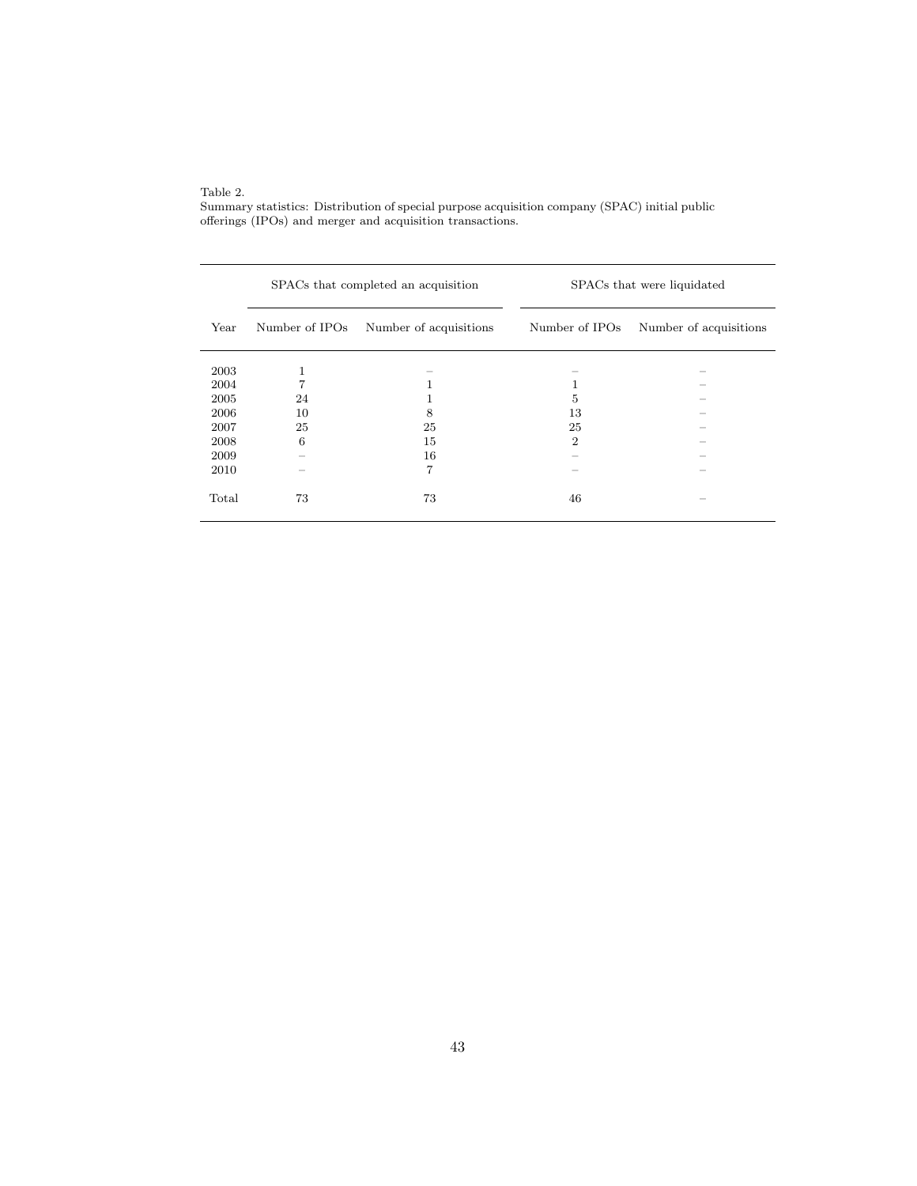Table 2.
Summary statistics: Distribution of special purpose acquisition company (SPAC) initial public offerings (IPOs) and merger and acquisition transactions.

| | SPACs that completed an acquisition | | SPACs that were liquidated | |
|---|---|---|---|---|
| Year | Number of IPOs | Number of acquisitions | Number of IPOs | Number of acquisitions |
| 2003 | 1 | – | – | – |
| 2004 | 7 | 1 | 1 | – |
| 2005 | 24 | 1 | 5 | – |
| 2006 | 10 | 8 | 13 | – |
| 2007 | 25 | 25 | 25 | – |
| 2008 | 6 | 15 | 2 | – |
| 2009 | – | 16 | – | – |
| 2010 | – | 7 | – | – |
| Total | 73 | 73 | 46 | – |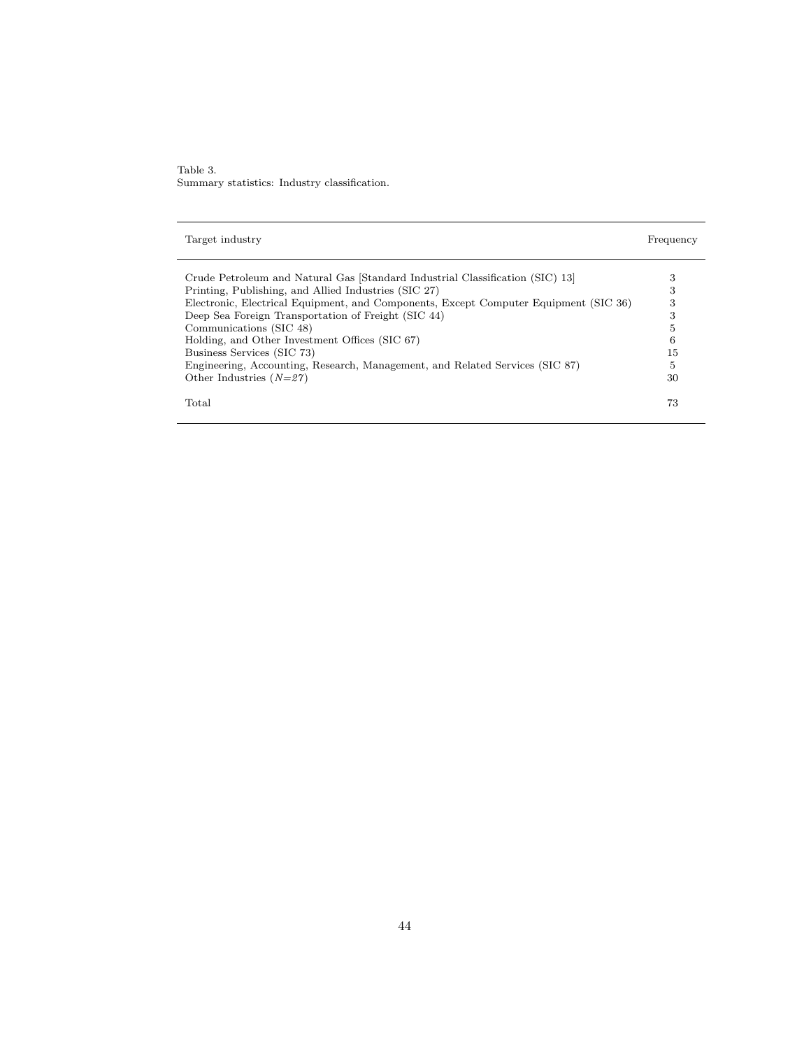Table 3.
Summary statistics: Industry classification.

| Target industry | Frequency |
| --- | --- |
| Crude Petroleum and Natural Gas [Standard Industrial Classification (SIC) 13] | 3 |
| Printing, Publishing, and Allied Industries (SIC 27) | 3 |
| Electronic, Electrical Equipment, and Components, Except Computer Equipment (SIC 36) | 3 |
| Deep Sea Foreign Transportation of Freight (SIC 44) | 3 |
| Communications (SIC 48) | 5 |
| Holding, and Other Investment Offices (SIC 67) | 6 |
| Business Services (SIC 73) | 15 |
| Engineering, Accounting, Research, Management, and Related Services (SIC 87) | 5 |
| Other Industries ($N$=27) | 30 |
| Total | 73 |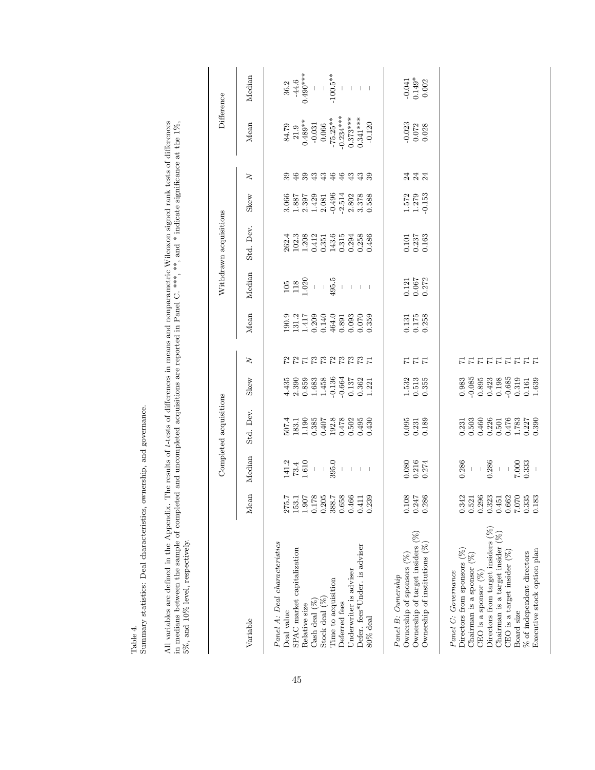Table 4.
Summary statistics: Deal characteristics, ownership, and governance.

All variables are defined in the Appendix. The results of $t$-tests of differences in means and nonparametric Wilcoxon signed rank tests of differences in medians between the sample of completed and uncompleted acquisitions are reported in Panel C. ***, **, and * indicate significance at the 1%, 5%, and 10% level, respectively.

| Variable | Completed acquisitions | | | | | Withdrawn acquisitions | | | | | Difference | |
|---|---|---|---|---|---|---|---|---|---|---|---|---|
| | Mean | Median | Std. Dev. | Skew | $N$ | Mean | Median | Std. Dev. | Skew | $N$ | Mean | Median |
| *Panel A: Deal characteristics* | | | | | | | | | | | | |
| Deal value | 275.7 | 141.2 | 507.4 | 4.435 | 72 | 190.9 | 105 | 262.4 | 3.066 | 39 | 84.79 | 36.2 |
| SPAC market capitalization | 153.1 | 73.4 | 183.1 | 2.390 | 72 | 131.2 | 118 | 102.3 | 1.887 | 46 | 21.9 | -44.6 |
| Relative size | 1.907 | 1.610 | 1.190 | 0.859 | 71 | 1.417 | 1.020 | 1.208 | 2.397 | 39 | 0.489** | 0.490*** |
| Cash deal (%) | 0.178 | – | 0.385 | 1.683 | 73 | 0.209 | – | 0.412 | 1.429 | 43 | -0.031 | – |
| Stock deal (%) | 0.205 | – | 0.407 | 1.458 | 73 | 0.140 | – | 0.351 | 2.081 | 43 | 0.066 | – |
| Time to acquisition | 388.7 | 395.0 | 192.8 | -0.136 | 72 | 464.0 | 495.5 | 143.6 | -0.496 | 46 | -75.25** | -100.5** |
| Deferred fees | 0.658 | – | 0.478 | -0.664 | 73 | 0.891 | – | 0.315 | -2.514 | 46 | -0.234*** | – |
| Underwriter is adviser | 0.466 | – | 0.502 | 0.137 | 73 | 0.093 | – | 0.294 | 2.802 | 43 | 0.373*** | – |
| Defer. fees*Under. is adviser | 0.411 | – | 0.495 | 0.362 | 73 | 0.070 | – | 0.258 | 3.378 | 43 | 0.341*** | – |
| 80% deal | 0.239 | – | 0.430 | 1.221 | 71 | 0.359 | – | 0.486 | 0.588 | 39 | -0.120 | – |
| *Panel B: Ownership* | | | | | | | | | | | | |
| Ownership of sponsors (%) | 0.108 | 0.080 | 0.095 | 1.532 | 71 | 0.131 | 0.121 | 0.101 | 1.572 | 24 | -0.023 | -0.041 |
| Ownership of target insiders (%) | 0.247 | 0.216 | 0.231 | 0.513 | 71 | 0.175 | 0.067 | 0.237 | 1.279 | 24 | 0.072 | 0.149* |
| Ownership of institutions (%) | 0.286 | 0.274 | 0.189 | 0.355 | 71 | 0.258 | 0.272 | 0.163 | -0.153 | 24 | 0.028 | 0.002 |
| *Panel C: Governance* | | | | | | | | | | | | |
| Directors from sponsors (%) | 0.342 | 0.286 | 0.231 | 0.983 | 71 | | | | | | | |
| Chairman is a sponsor (%) | 0.521 | – | 0.503 | -0.085 | 71 | | | | | | | |
| CEO is a sponsor (%) | 0.296 | – | 0.460 | 0.895 | 71 | | | | | | | |
| Directors from target insiders (%) | 0.323 | 0.286 | 0.226 | 0.423 | 71 | | | | | | | |
| Chairman is a target insider (%) | 0.451 | – | 0.501 | 0.198 | 71 | | | | | | | |
| CEO is a target insider (%) | 0.662 | – | 0.476 | -0.685 | 71 | | | | | | | |
| Board size | 7.070 | 7.000 | 1.783 | 0.319 | 71 | | | | | | | |
| % of independent directors | 0.335 | 0.333 | 0.227 | 0.161 | 71 | | | | | | | |
| Executive stock option plan | 0.183 | – | 0.390 | 1.639 | 71 | | | | | | | |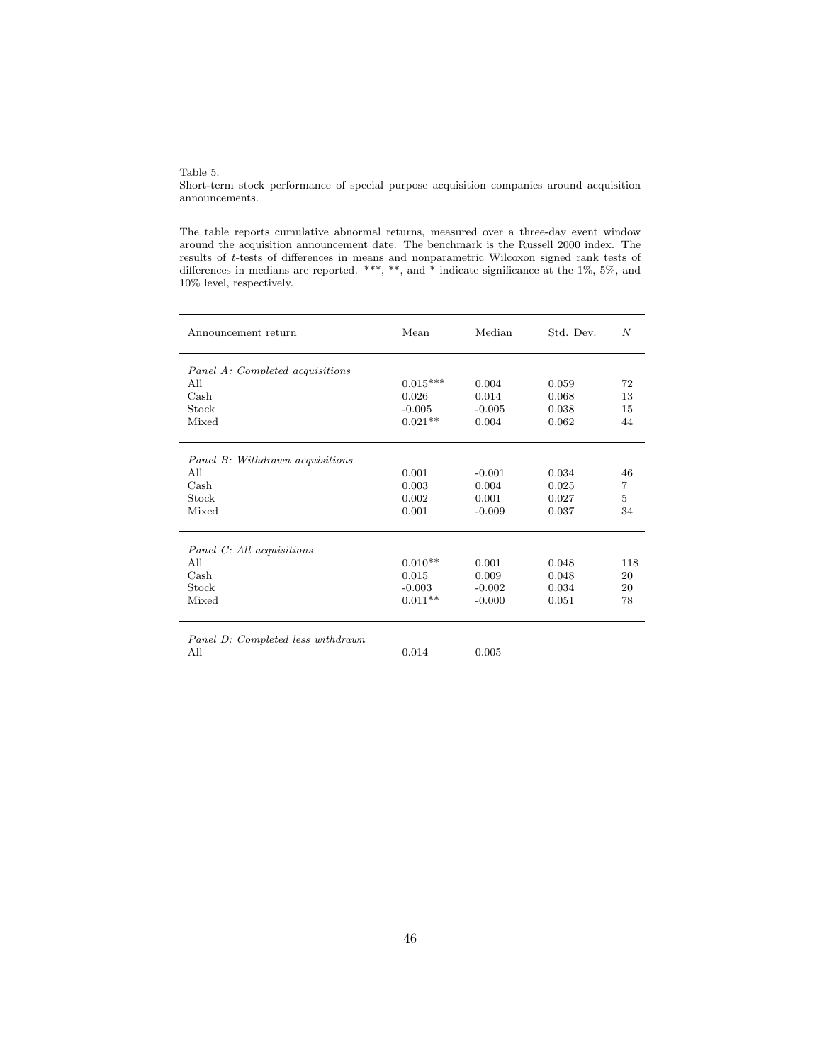Table 5.
Short-term stock performance of special purpose acquisition companies around acquisition announcements.

The table reports cumulative abnormal returns, measured over a three-day event window around the acquisition announcement date. The benchmark is the Russell 2000 index. The results of $t$-tests of differences in means and nonparametric Wilcoxon signed rank tests of differences in medians are reported. ***, **, and * indicate significance at the 1%, 5%, and 10% level, respectively.

| Announcement return | Mean | Median | Std. Dev. | $N$ |
|---|---|---|---|---|
| *Panel A: Completed acquisitions* | | | | |
| All | 0.015*** | 0.004 | 0.059 | 72 |
| Cash | 0.026 | 0.014 | 0.068 | 13 |
| Stock | -0.005 | -0.005 | 0.038 | 15 |
| Mixed | 0.021** | 0.004 | 0.062 | 44 |
| *Panel B: Withdrawn acquisitions* | | | | |
| All | 0.001 | -0.001 | 0.034 | 46 |
| Cash | 0.003 | 0.004 | 0.025 | 7 |
| Stock | 0.002 | 0.001 | 0.027 | 5 |
| Mixed | 0.001 | -0.009 | 0.037 | 34 |
| *Panel C: All acquisitions* | | | | |
| All | 0.010** | 0.001 | 0.048 | 118 |
| Cash | 0.015 | 0.009 | 0.048 | 20 |
| Stock | -0.003 | -0.002 | 0.034 | 20 |
| Mixed | 0.011** | -0.000 | 0.051 | 78 |
| *Panel D: Completed less withdrawn* | | | | |
| All | 0.014 | 0.005 | | |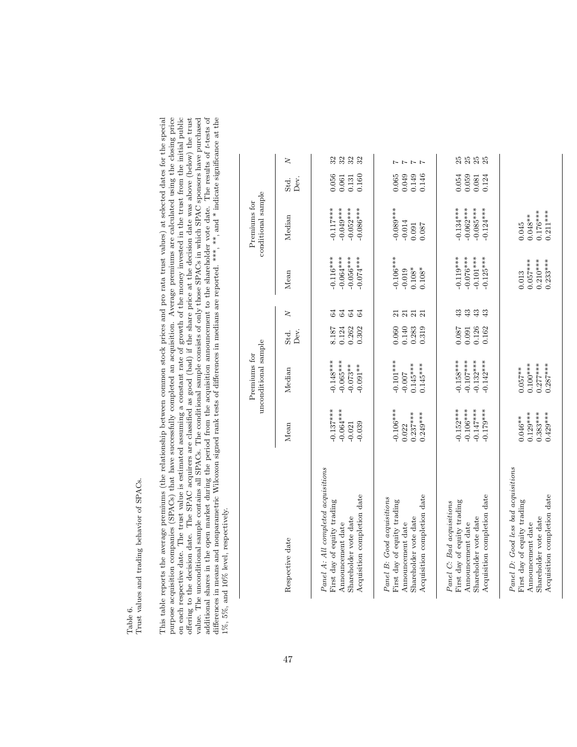Table 6.
Trust values and trading behavior of SPACs.

This table reports the average premiums (the relationship between common stock prices and pro rata trust values) at selected dates for the special purpose acquisition companies (SPACs) that have successfully completed an acquisition. Average premiums are calculated using the closing price on each respective date. The trust value is estimated assuming a constant rate of growth of the money invested in the trust from the initial public offering to the decision date. The SPAC acquirers are classified as good (bad) if the share price at the decision date was above (below) the trust value. The unconditional sample contains all SPACs. The conditional sample consists of only those SPACs in which SPAC sponsors have purchased additional shares in the open market during the period from the acquisition announcement to the shareholder vote date. The results of $t$-tests of differences in means and nonparametric Wilcoxon signed rank tests of differences in medians are reported. ***, **, and * indicate significance at the 1%, 5%, and 10% level, respectively.

| Respective date | Premiums for unconditional sample | | | | Premiums for conditional sample | | | |
|---|---|---|---|---|---|---|---|---|
| | Mean | Median | Std. Dev. | $N$ | Mean | Median | Std. Dev. | $N$ |
| *Panel A: All completed acquisitions* | | | | | | | | |
| First day of equity trading | -0.137*** | -0.148*** | 8.187 | 64 | -0.116*** | -0.117*** | 0.056 | 32 |
| Announcement date | -0.064*** | -0.065*** | 0.124 | 64 | -0.064*** | -0.049*** | 0.061 | 32 |
| Shareholder vote date | -0.021 | -0.073** | 0.262 | 64 | -0.056*** | -0.052*** | 0.131 | 32 |
| Acquisition completion date | -0.039 | -0.091** | 0.302 | 64 | -0.074*** | -0.086*** | 0.160 | 32 |
| *Panel B: Good acquisitions* | | | | | | | | |
| First day of equity trading | -0.106*** | -0.101*** | 0.060 | 21 | -0.106*** | -0.089*** | 0.065 | 7 |
| Announcement date | 0.022 | -0.007 | 0.140 | 21 | -0.019 | -0.014 | 0.049 | 7 |
| Shareholder vote date | 0.237*** | 0.145*** | 0.283 | 21 | 0.108* | 0.091 | 0.149 | 7 |
| Acquisition completion date | 0.249*** | 0.145*** | 0.319 | 21 | 0.108* | 0.087 | 0.146 | 7 |
| *Panel C: Bad acquisitions* | | | | | | | | |
| First day of equity trading | -0.152*** | -0.158*** | 0.087 | 43 | -0.119*** | -0.134*** | 0.054 | 25 |
| Announcement date | -0.106*** | -0.107*** | 0.091 | 43 | -0.076*** | -0.062*** | 0.059 | 25 |
| Shareholder vote date | -0.147*** | -0.132*** | 0.126 | 43 | -0.101*** | -0.085*** | 0.081 | 25 |
| Acquisition completion date | -0.179*** | -0.142*** | 0.162 | 43 | -0.125*** | -0.124*** | 0.124 | 25 |
| *Panel D: Good less bad acquisitions* | | | | | | | | |
| First day of equity trading | 0.046** | 0.057** | | | 0.013 | 0.045 | | |
| Announcement date | 0.129*** | 0.100*** | | | 0.057*** | 0.048** | | |
| Shareholder vote date | 0.383*** | 0.277*** | | | 0.210*** | 0.176*** | | |
| Acquisition completion date | 0.429*** | 0.287*** | | | 0.233*** | 0.211*** | | |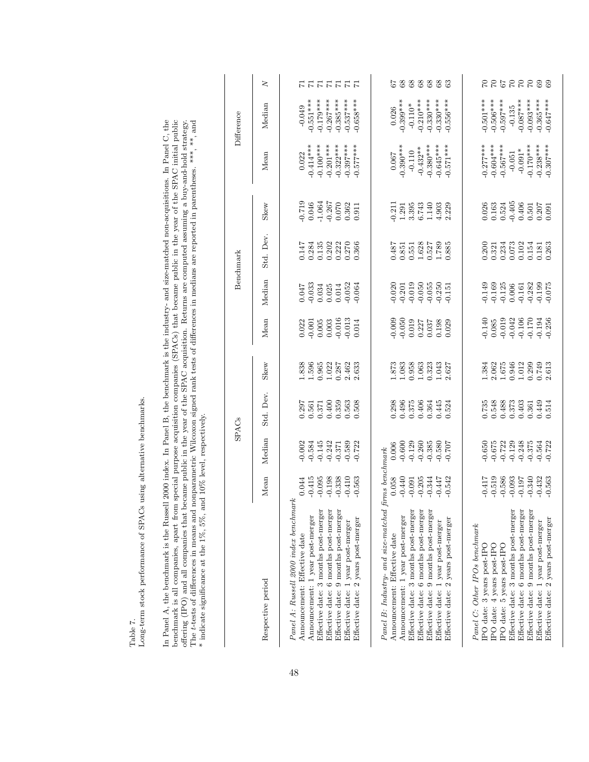Table 7.
Long-term stock performance of SPACs using alternative benchmarks.

In Panel A, the benchmark is the Russell 2000 index. In Panel B, the benchmark is the industry- and size-matched non-acquisitions. In Panel C, the benchmark is all companies, apart from special purpose acquisition companies (SPACs) that became public in the year of the SPAC initial public offering (IPO) and all companies that became public in the year of the SPAC acquisition. Returns are computed assuming a buy-and-hold strategy. The *t*-tests of differences in means and nonparametric Wilcoxon signed rank tests of differences in medians are reported in parentheses. \*\*\*, \*\*, and \* indicate significance at the 1%, 5%, and 10% level, respectively.

| Respective period | SPACs | | | | Benchmark | | | | Difference | | |
|---|---|---|---|---|---|---|---|---|---|---|---|
| | Mean | Median | Std. Dev. | Skew | Mean | Median | Std. Dev. | Skew | Mean | Median | *N* |
| *Panel A: Russell 2000 index benchmark* | | | | | | | | | | | |
| Announcement: Effective date | 0.044 | -0.002 | 0.297 | 1.838 | 0.022 | 0.047 | 0.147 | -0.719 | 0.022 | -0.049 | 71 |
| Announcement: 1 year post-merger | -0.415 | -0.584 | 0.561 | 1.596 | -0.001 | -0.033 | 0.284 | 0.046 | -0.414*** | -0.551*** | 71 |
| Effective date: 3 months post-merger | -0.095 | -0.145 | 0.371 | 0.965 | 0.005 | 0.034 | 0.135 | -1.064 | -0.100*** | -0.179*** | 71 |
| Effective date: 6 months post-merger | -0.198 | -0.242 | 0.400 | 1.022 | 0.003 | 0.025 | 0.202 | -0.267 | -0.201*** | -0.267*** | 71 |
| Effective date: 9 months post-merger | -0.338 | -0.371 | 0.359 | 0.287 | -0.016 | 0.014 | 0.222 | 0.070 | -0.322*** | -0.385*** | 71 |
| Effective date: 1 year post-merger | -0.410 | -0.589 | 0.563 | 2.462 | -0.013 | -0.052 | 0.270 | 0.362 | -0.397*** | -0.537*** | 71 |
| Effective date: 2 years post-merger | -0.563 | -0.722 | 0.508 | 2.633 | 0.014 | -0.064 | 0.366 | 0.911 | -0.577*** | -0.658*** | 71 |
| *Panel B: Industry- and size-matched firms benchmark* | | | | | | | | | | | |
| Announcement: Effective date | 0.058 | 0.006 | 0.298 | 1.873 | -0.009 | -0.020 | 0.487 | -0.211 | 0.067 | 0.026 | 67 |
| Announcement: 1 year post-merger | -0.440 | -0.600 | 0.496 | 1.083 | -0.050 | -0.201 | 0.851 | 1.291 | -0.390*** | -0.399*** | 68 |
| Effective date: 3 months post-merger | -0.091 | -0.129 | 0.375 | 0.958 | 0.019 | -0.019 | 0.551 | 3.395 | -0.110 | -0.110* | 68 |
| Effective date: 6 months post-merger | -0.205 | -0.260 | 0.406 | 1.063 | 0.227 | -0.050 | 1.628 | 6.743 | -0.432** | -0.210*** | 68 |
| Effective date: 9 months post-merger | -0.344 | -0.385 | 0.364 | 0.323 | 0.037 | -0.055 | 0.527 | 1.140 | -0.380*** | -0.330*** | 68 |
| Effective date: 1 year post-merger | -0.447 | -0.580 | 0.445 | 1.043 | 0.198 | -0.250 | 1.789 | 4.903 | -0.645*** | -0.330*** | 68 |
| Effective date: 2 years post-merger | -0.542 | -0.707 | 0.524 | 2.627 | 0.029 | -0.151 | 0.885 | 2.229 | -0.571*** | -0.556*** | 63 |
| *Panel C: Other IPOs benchmark* | | | | | | | | | | | |
| IPO date: 3 years post-IPO | -0.417 | -0.650 | 0.735 | 1.384 | -0.140 | -0.149 | 0.200 | 0.026 | -0.277*** | -0.501*** | 70 |
| IPO date: 4 years post-IPO | -0.519 | -0.675 | 0.548 | 2.062 | 0.085 | -0.169 | 0.321 | 0.163 | -0.604*** | -0.506*** | 70 |
| IPO date: 5 years post-IPO | -0.586 | -0.722 | 0.488 | 1.675 | -0.019 | -0.125 | 0.234 | 0.524 | -0.567*** | -0.597*** | 67 |
| Effective date: 3 months post-merger | -0.093 | -0.129 | 0.373 | 0.946 | -0.042 | 0.006 | 0.073 | -0.405 | -0.051 | -0.135 | 70 |
| Effective date: 6 months post-merger | -0.197 | -0.248 | 0.403 | 1.012 | -0.106 | -0.161 | 0.102 | 0.406 | -0.091* | -0.087*** | 70 |
| Effective date: 9 months post-merger | -0.340 | -0.375 | 0.361 | 0.299 | -0.170 | -0.282 | 0.154 | 0.501 | -0.170*** | -0.093*** | 70 |
| Effective date: 1 year post-merger | -0.432 | -0.564 | 0.449 | 0.749 | -0.194 | -0.199 | 0.181 | 0.207 | -0.238*** | -0.365*** | 69 |
| Effective date: 2 years post-merger | -0.563 | -0.722 | 0.514 | 2.613 | -0.256 | -0.075 | 0.263 | 0.091 | -0.307*** | -0.647*** | 69 |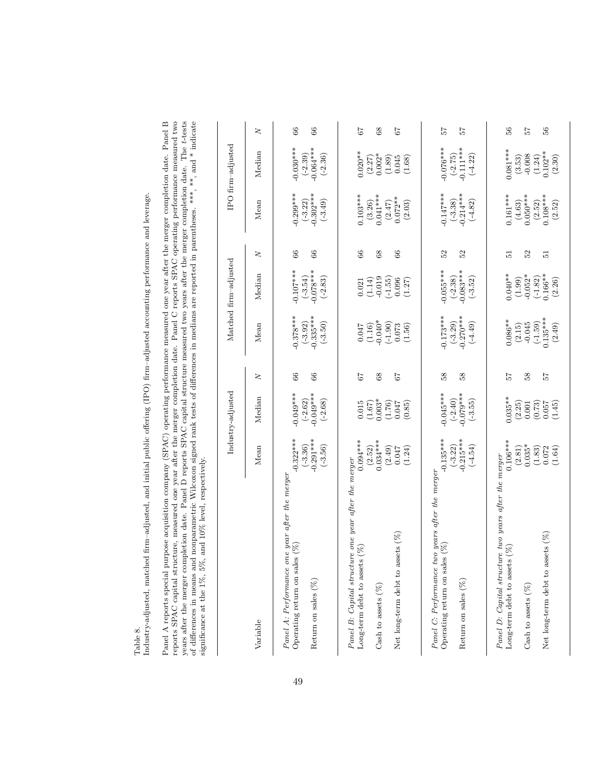Table 8.

Industry-adjusted, matched firm–adjusted, and initial public offering (IPO) firm–adjusted accounting performance and leverage.

Panel A reports special purpose acquisition company (SPAC) operating performance measured one year after the merger completion date. Panel B reports SPAC capital structure, measured one year after the merger completion date. Panel C reports SPAC operating performance measured two years after the merger completion date. Panel D reports SPAC capital structure measured two years after the merger completion date. The *t*-tests of differences in means and nonparametric Wilcoxon signed rank tests of differences in medians are reported in parentheses. \*\*\*, \*\*, and \* indicate significance at the 1%, 5%, and 10% level, respectively.

| Variable | Industry-adjusted | | | Matched firm–adjusted | | | IPO firm–adjusted | | |
|---|---|---|---|---|---|---|---|---|---|
| | Mean | Median | *N* | Mean | Median | *N* | Mean | Median | *N* |
| *Panel A: Performance one year after the merger* | | | | | | | | | |
| Operating return on sales (%) | -0.322*** | -0.049*** | 66 | -0.378*** | -0.107*** | 66 | -0.299*** | -0.030*** | 66 |
| | (-3.36) | (-2.62) | | (-3.92) | (-3.54) | | (-3.22) | (-2.39) | |
| Return on sales (%) | -0.291*** | -0.049*** | 66 | -0.335*** | -0.078*** | 66 | -0.302*** | -0.064*** | 66 |
| | (-3.56) | (-2.68) | | (-3.50) | (-2.83) | | (-3.49) | (-2.36) | |
| *Panel B: Capital structure one year after the merger* | | | | | | | | | |
| Long-term debt to assets (%) | 0.094*** | 0.015 | 67 | 0.047 | 0.021 | 66 | 0.103*** | 0.020** | 67 |
| | (2.52) | (1.67) | | (1.16) | (1.14) | | (3.26) | (2.27) | |
| Cash to assets (%) | 0.034*** | 0.003* | 68 | -0.040* | -0.019 | 68 | 0.041*** | 0.002* | 68 |
| | (2.49) | (1.76) | | (-1.90) | (-1.55) | | (2.47) | (1.89) | |
| Net long-term debt to assets (%) | 0.047 | 0.047 | 67 | 0.073 | 0.096 | 66 | 0.072** | 0.045 | 67 |
| | (1.24) | (0.85) | | (1.56) | (1.27) | | (2.03) | (1.68) | |
| *Panel C: Performance two years after the merger* | | | | | | | | | |
| Operating return on sales (%) | -0.135*** | -0.045*** | 58 | -0.173*** | -0.055*** | 52 | -0.147*** | -0.076*** | 57 |
| | (-3.22) | (-2.40) | | (-3.29) | (-2.38) | | (-3.38) | (-2.75) | |
| Return on sales (%) | -0.215*** | -0.079*** | 58 | -0.270*** | -0.083*** | 52 | -0.214*** | -0.111*** | 57 |
| | (-4.54) | (-3.55) | | (-4.49) | (-3.52) | | (-4.82) | (-4.22) | |
| *Panel D: Capital structure two years after the merger* | | | | | | | | | |
| Long-term debt to assets (%) | 0.106*** | 0.035** | 57 | 0.086** | 0.040** | 51 | 0.161*** | 0.081*** | 56 |
| | (2.81) | (2.25) | | (2.15) | (1.99) | | (4.63) | (3.53) | |
| Cash to assets (%) | 0.035* | 0.001 | 58 | -0.045 | -0.052* | 52 | 0.050*** | -0.008 | 57 |
| | (1.83) | (0.73) | | (-1.59) | (-1.82) | | (2.52) | (1.24) | |
| Net long-term debt to assets (%) | 0.072 | 0.057 | 57 | 0.135*** | 0.166** | 51 | 0.108*** | 0.102** | 56 |
| | (1.64) | (1.45) | | (2.49) | (2.26) | | (2.52) | (2.30) | |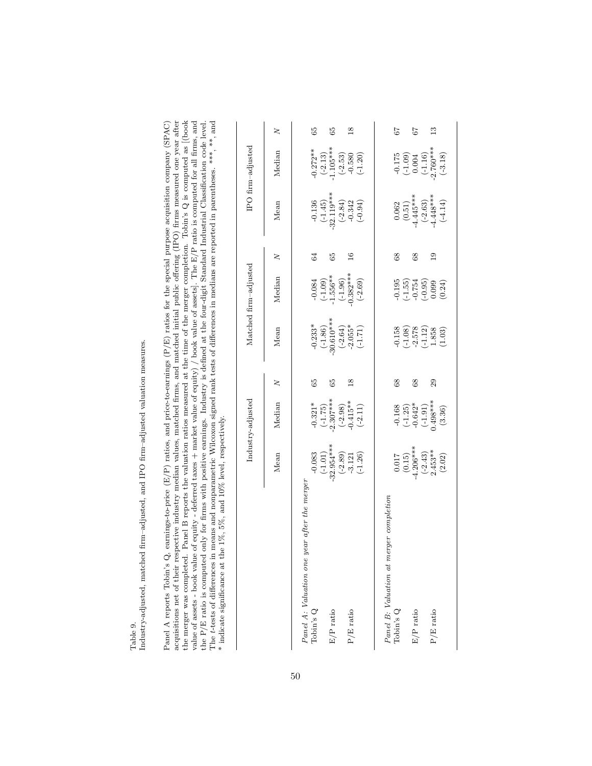Table 9.

Industry-adjusted, matched firm–adjusted, and IPO firm–adjusted valuation measures.

Panel A reports Tobin's Q, earnings-to-price (E/P) ratios, and price-to-earnings (P/E) ratios for the special purpose acquisition company (SPAC) acquisitions net of their respective industry median values, matched firms, and matched initial public offering (IPO) firms measured one year after the merger was completed. Panel B reports the valuation ratios measured at the time of the merger completion. Tobin's Q is computed as [(book value of assets - book value of equity - deferred taxes + market value of equity) / book value of assets]. The E/P ratio is computed for all firms, and the P/E ratio is computed only for firms with positive earnings. Industry is defined at the four-digit Standard Industrial Classification code level. The *t*-tests of differences in means and nonparametric Wilcoxon signed rank tests of differences in medians are reported in parentheses. ***, **, and * indicate significance at the 1%, 5%, and 10% level, respectively.

| | Industry-adjusted | | | Matched firm–adjusted | | | IPO firm–adjusted | | |
|---|---|---|---|---|---|---|---|---|---|
| | Mean | Median | *N* | Mean | Median | *N* | Mean | Median | *N* |
| *Panel A: Valuation one year after the merger* | | | | | | | | | |
| Tobin's Q | -0.083 | -0.321* | 65 | -0.233* | -0.084 | 64 | -0.136 | -0.272** | 65 |
| | (-1.01) | (-1.75) | | (-1.86) | (-1.09) | | (-1.45) | (-2.13) | |
| E/P ratio | -32.954*** | -2.307*** | 65 | -30.610*** | -1.556** | 65 | -32.119*** | -1.105*** | 65 |
| | (-2.89) | (-2.98) | | (-2.64) | (-1.96) | | (-2.84) | (-2.53) | |
| P/E ratio | -3.121 | -0.415** | 18 | -2.055* | -0.382*** | 16 | -0.342 | -0.580 | 18 |
| | (-1.26) | (-2.11) | | (-1.71) | (-2.69) | | (-0.94) | (-1.20) | |
| *Panel B: Valuation at merger completion* | | | | | | | | | |
| Tobin's Q | 0.017 | -0.168 | 68 | -0.158 | -0.195 | 68 | 0.062 | -0.175 | 67 |
| | (0.15) | (-1.25) | | (-1.08) | (-1.55) | | (0.51) | (-1.09) | |
| E/P ratio | -4.206*** | -0.642* | 68 | -2.578 | -0.754 | 68 | -4.445*** | 0.004 | 67 |
| | (-2.43) | (-1.91) | | (-1.12) | (-0.95) | | (-2.63) | (-1.16) | |
| P/E ratio | 2.453** | 0.498*** | 29 | 1.858 | 0.099 | 19 | -4.448*** | -2.760*** | 13 |
| | (2.02) | (3.36) | | (1.03) | (0.24) | | (-4.14) | (-3.18) | |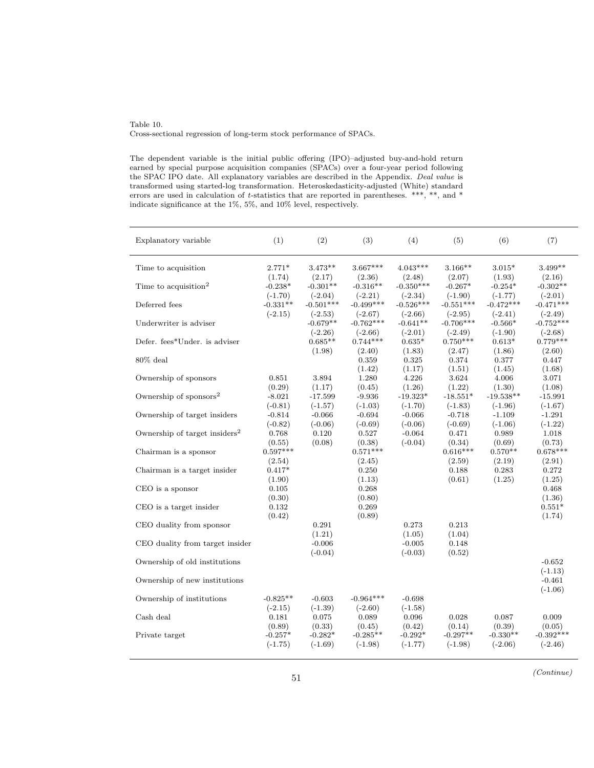Table 10.
Cross-sectional regression of long-term stock performance of SPACs.

The dependent variable is the initial public offering (IPO)–adjusted buy-and-hold return earned by special purpose acquisition companies (SPACs) over a four-year period following the SPAC IPO date. All explanatory variables are described in the Appendix. *Deal value* is transformed using started-log transformation. Heteroskedasticity-adjusted (White) standard errors are used in calculation of *t*-statistics that are reported in parentheses. ***, **, and * indicate significance at the 1%, 5%, and 10% level, respectively.

| Explanatory variable | (1) | (2) | (3) | (4) | (5) | (6) | (7) |
|---|---|---|---|---|---|---|---|
| Time to acquisition | 2.771* | 3.473** | 3.667*** | 4.043*** | 3.166** | 3.015* | 3.499** |
| | (1.74) | (2.17) | (2.36) | (2.48) | (2.07) | (1.93) | (2.16) |
| Time to acquisition$^2$ | -0.238* | -0.301** | -0.316** | -0.350*** | -0.267* | -0.254* | -0.302** |
| | (-1.70) | (-2.04) | (-2.21) | (-2.34) | (-1.90) | (-1.77) | (-2.01) |
| Deferred fees | -0.331** | -0.501*** | -0.499*** | -0.526*** | -0.551*** | -0.472*** | -0.471*** |
| | (-2.15) | (-2.53) | (-2.67) | (-2.66) | (-2.95) | (-2.41) | (-2.49) |
| Underwriter is adviser | | -0.679** | -0.762*** | -0.641** | -0.706*** | -0.566* | -0.752*** |
| | | (-2.26) | (-2.66) | (-2.01) | (-2.49) | (-1.90) | (-2.68) |
| Defer. fees*Under. is adviser | | 0.685** | 0.744*** | 0.635* | 0.750*** | 0.613* | 0.779*** |
| | | (1.98) | (2.40) | (1.83) | (2.47) | (1.86) | (2.60) |
| 80% deal | | | 0.359 | 0.325 | 0.374 | 0.377 | 0.447 |
| | | | (1.42) | (1.17) | (1.51) | (1.45) | (1.68) |
| Ownership of sponsors | 0.851 | 3.894 | 1.280 | 4.226 | 3.624 | 4.006 | 3.071 |
| | (0.29) | (1.17) | (0.45) | (1.26) | (1.22) | (1.30) | (1.08) |
| Ownership of sponsors$^2$ | -8.021 | -17.599 | -9.936 | -19.323* | -18.551* | -19.538** | -15.991 |
| | (-0.81) | (-1.57) | (-1.03) | (-1.70) | (-1.83) | (-1.96) | (-1.67) |
| Ownership of target insiders | -0.814 | -0.066 | -0.694 | -0.066 | -0.718 | -1.109 | -1.291 |
| | (-0.82) | (-0.06) | (-0.69) | (-0.06) | (-0.69) | (-1.06) | (-1.22) |
| Ownership of target insiders$^2$ | 0.768 | 0.120 | 0.527 | -0.064 | 0.471 | 0.989 | 1.018 |
| | (0.55) | (0.08) | (0.38) | (-0.04) | (0.34) | (0.69) | (0.73) |
| Chairman is a sponsor | 0.597*** | | 0.571*** | | 0.616*** | 0.570** | 0.678*** |
| | (2.54) | | (2.45) | | (2.59) | (2.19) | (2.91) |
| Chairman is a target insider | 0.417* | | 0.250 | | 0.188 | 0.283 | 0.272 |
| | (1.90) | | (1.13) | | (0.61) | (1.25) | (1.25) |
| CEO is a sponsor | 0.105 | | 0.268 | | | | 0.468 |
| | (0.30) | | (0.80) | | | | (1.36) |
| CEO is a target insider | 0.132 | | 0.269 | | | | 0.551* |
| | (0.42) | | (0.89) | | | | (1.74) |
| CEO duality from sponsor | | 0.291 | | 0.273 | 0.213 | | |
| | | (1.21) | | (1.05) | (1.04) | | |
| CEO duality from target insider | | -0.006 | | -0.005 | 0.148 | | |
| | | (-0.04) | | (-0.03) | (0.52) | | |
| Ownership of old institutions | | | | | | | -0.652 |
| | | | | | | | (-1.13) |
| Ownership of new institutions | | | | | | | -0.461 |
| | | | | | | | (-1.06) |
| Ownership of institutions | -0.825** | -0.603 | -0.964*** | -0.698 | | | |
| | (-2.15) | (-1.39) | (-2.60) | (-1.58) | | | |
| Cash deal | 0.181 | 0.075 | 0.089 | 0.096 | 0.028 | 0.087 | 0.009 |
| | (0.89) | (0.33) | (0.45) | (0.42) | (0.14) | (0.39) | (0.05) |
| Private target | -0.257* | -0.282* | -0.285** | -0.292* | -0.297** | -0.330** | -0.392*** |
| | (-1.75) | (-1.69) | (-1.98) | (-1.77) | (-1.98) | (-2.06) | (-2.46) |

*(Continue)*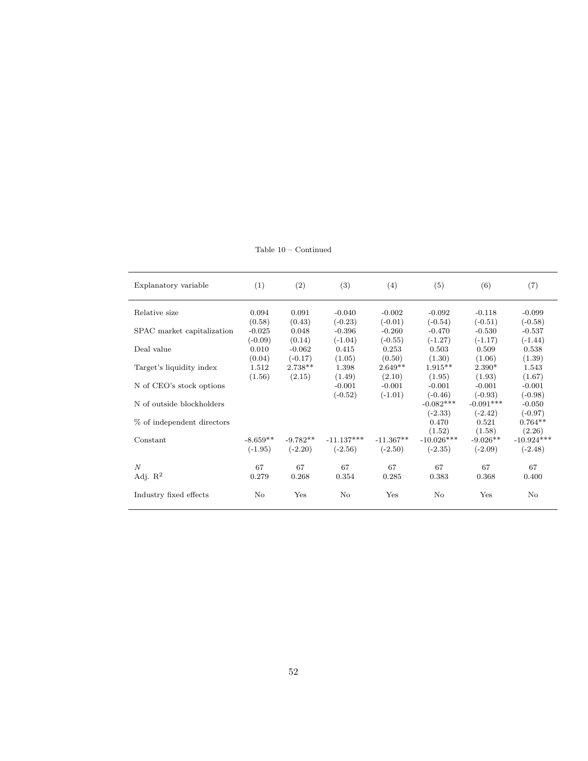Table 10 – Continued

| Explanatory variable | (1) | (2) | (3) | (4) | (5) | (6) | (7) |
|---|---|---|---|---|---|---|---|
| Relative size | 0.094 | 0.091 | -0.040 | -0.002 | -0.092 | -0.118 | -0.099 |
| | (0.58) | (0.43) | (-0.23) | (-0.01) | (-0.54) | (-0.51) | (-0.58) |
| SPAC market capitalization | -0.025 | 0.048 | -0.396 | -0.260 | -0.470 | -0.530 | -0.537 |
| | (-0.09) | (0.14) | (-1.04) | (-0.55) | (-1.27) | (-1.17) | (-1.44) |
| Deal value | 0.010 | -0.062 | 0.415 | 0.253 | 0.503 | 0.509 | 0.538 |
| | (0.04) | (-0.17) | (1.05) | (0.50) | (1.30) | (1.06) | (1.39) |
| Target's liquidity index | 1.512 | 2.738** | 1.398 | 2.649** | 1.915** | 2.390* | 1.543 |
| | (1.56) | (2.15) | (1.49) | (2.10) | (1.95) | (1.93) | (1.67) |
| N of CEO's stock options | | | -0.001 | -0.001 | -0.001 | -0.001 | -0.001 |
| | | | (-0.52) | (-1.01) | (-0.46) | (-0.93) | (-0.98) |
| N of outside blockholders | | | | | -0.082*** | -0.091*** | -0.050 |
| | | | | | (-2.33) | (-2.42) | (-0.97) |
| % of independent directors | | | | | 0.470 | 0.521 | 0.764** |
| | | | | | (1.52) | (1.58) | (2.26) |
| Constant | -8.659** | -9.782** | -11.137*** | -11.367** | -10.026*** | -9.026** | -10.924*** |
| | (-1.95) | (-2.20) | (-2.56) | (-2.50) | (-2.35) | (-2.09) | (-2.48) |
| *N* | 67 | 67 | 67 | 67 | 67 | 67 | 67 |
| Adj. $R^2$ | 0.279 | 0.268 | 0.354 | 0.285 | 0.383 | 0.368 | 0.400 |
| Industry fixed effects | No | Yes | No | Yes | No | Yes | No |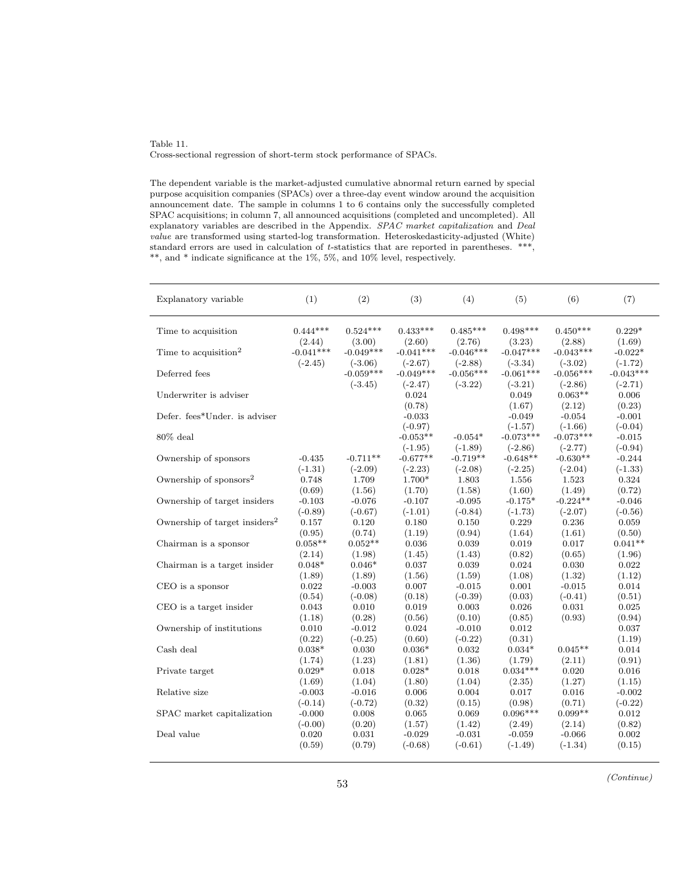Table 11.
Cross-sectional regression of short-term stock performance of SPACs.

The dependent variable is the market-adjusted cumulative abnormal return earned by special purpose acquisition companies (SPACs) over a three-day event window around the acquisition announcement date. The sample in columns 1 to 6 contains only the successfully completed SPAC acquisitions; in column 7, all announced acquisitions (completed and uncompleted). All explanatory variables are described in the Appendix. *SPAC market capitalization* and *Deal value* are transformed using started-log transformation. Heteroskedasticity-adjusted (White) standard errors are used in calculation of *t*-statistics that are reported in parentheses. ***, **, and * indicate significance at the 1%, 5%, and 10% level, respectively.

| Explanatory variable | (1) | (2) | (3) | (4) | (5) | (6) | (7) |
|---|---|---|---|---|---|---|---|
| Time to acquisition | 0.444*** | 0.524*** | 0.433*** | 0.485*** | 0.498*** | 0.450*** | 0.229* |
| | (2.44) | (3.00) | (2.60) | (2.76) | (3.23) | (2.88) | (1.69) |
| Time to acquisition$^2$ | -0.041*** | -0.049*** | -0.041*** | -0.046*** | -0.047*** | -0.043*** | -0.022* |
| | (-2.45) | (-3.06) | (-2.67) | (-2.88) | (-3.34) | (-3.02) | (-1.72) |
| Deferred fees | | -0.059*** | -0.049*** | -0.056*** | -0.061*** | -0.056*** | -0.043*** |
| | | (-3.45) | (-2.47) | (-3.22) | (-3.21) | (-2.86) | (-2.71) |
| Underwriter is adviser | | | 0.024 | | 0.049 | 0.063** | 0.006 |
| | | | (0.78) | | (1.67) | (2.12) | (0.23) |
| Defer. fees*Under. is adviser | | | -0.033 | | -0.049 | -0.054 | -0.001 |
| | | | (-0.97) | | (-1.57) | (-1.66) | (-0.04) |
| 80% deal | | | -0.053** | -0.054* | -0.073*** | -0.073*** | -0.015 |
| | | | (-1.95) | (-1.89) | (-2.86) | (-2.77) | (-0.94) |
| Ownership of sponsors | -0.435 | -0.711** | -0.677** | -0.719** | -0.648** | -0.630** | -0.244 |
| | (-1.31) | (-2.09) | (-2.23) | (-2.08) | (-2.25) | (-2.04) | (-1.33) |
| Ownership of sponsors$^2$ | 0.748 | 1.709 | 1.700* | 1.803 | 1.556 | 1.523 | 0.324 |
| | (0.69) | (1.56) | (1.70) | (1.58) | (1.60) | (1.49) | (0.72) |
| Ownership of target insiders | -0.103 | -0.076 | -0.107 | -0.095 | -0.175* | -0.224** | -0.046 |
| | (-0.89) | (-0.67) | (-1.01) | (-0.84) | (-1.73) | (-2.07) | (-0.56) |
| Ownership of target insiders$^2$ | 0.157 | 0.120 | 0.180 | 0.150 | 0.229 | 0.236 | 0.059 |
| | (0.95) | (0.74) | (1.19) | (0.94) | (1.64) | (1.61) | (0.50) |
| Chairman is a sponsor | 0.058** | 0.052** | 0.036 | 0.039 | 0.019 | 0.017 | 0.041** |
| | (2.14) | (1.98) | (1.45) | (1.43) | (0.82) | (0.65) | (1.96) |
| Chairman is a target insider | 0.048* | 0.046* | 0.037 | 0.039 | 0.024 | 0.030 | 0.022 |
| | (1.89) | (1.89) | (1.56) | (1.59) | (1.08) | (1.32) | (1.12) |
| CEO is a sponsor | 0.022 | -0.003 | 0.007 | -0.015 | 0.001 | -0.015 | 0.014 |
| | (0.54) | (-0.08) | (0.18) | (-0.39) | (0.03) | (-0.41) | (0.51) |
| CEO is a target insider | 0.043 | 0.010 | 0.019 | 0.003 | 0.026 | 0.031 | 0.025 |
| | (1.18) | (0.28) | (0.56) | (0.10) | (0.85) | (0.93) | (0.94) |
| Ownership of institutions | 0.010 | -0.012 | 0.024 | -0.010 | 0.012 | | 0.037 |
| | (0.22) | (-0.25) | (0.60) | (-0.22) | (0.31) | | (1.19) |
| Cash deal | 0.038* | 0.030 | 0.036* | 0.032 | 0.034* | 0.045** | 0.014 |
| | (1.74) | (1.23) | (1.81) | (1.36) | (1.79) | (2.11) | (0.91) |
| Private target | 0.029* | 0.018 | 0.028* | 0.018 | 0.034*** | 0.020 | 0.016 |
| | (1.69) | (1.04) | (1.80) | (1.04) | (2.35) | (1.27) | (1.15) |
| Relative size | -0.003 | -0.016 | 0.006 | 0.004 | 0.017 | 0.016 | -0.002 |
| | (-0.14) | (-0.72) | (0.32) | (0.15) | (0.98) | (0.71) | (-0.22) |
| SPAC market capitalization | -0.000 | 0.008 | 0.065 | 0.069 | 0.096*** | 0.099** | 0.012 |
| | (-0.00) | (0.20) | (1.57) | (1.42) | (2.49) | (2.14) | (0.82) |
| Deal value | 0.020 | 0.031 | -0.029 | -0.031 | -0.059 | -0.066 | 0.002 |
| | (0.59) | (0.79) | (-0.68) | (-0.61) | (-1.49) | (-1.34) | (0.15) |

*(Continue)*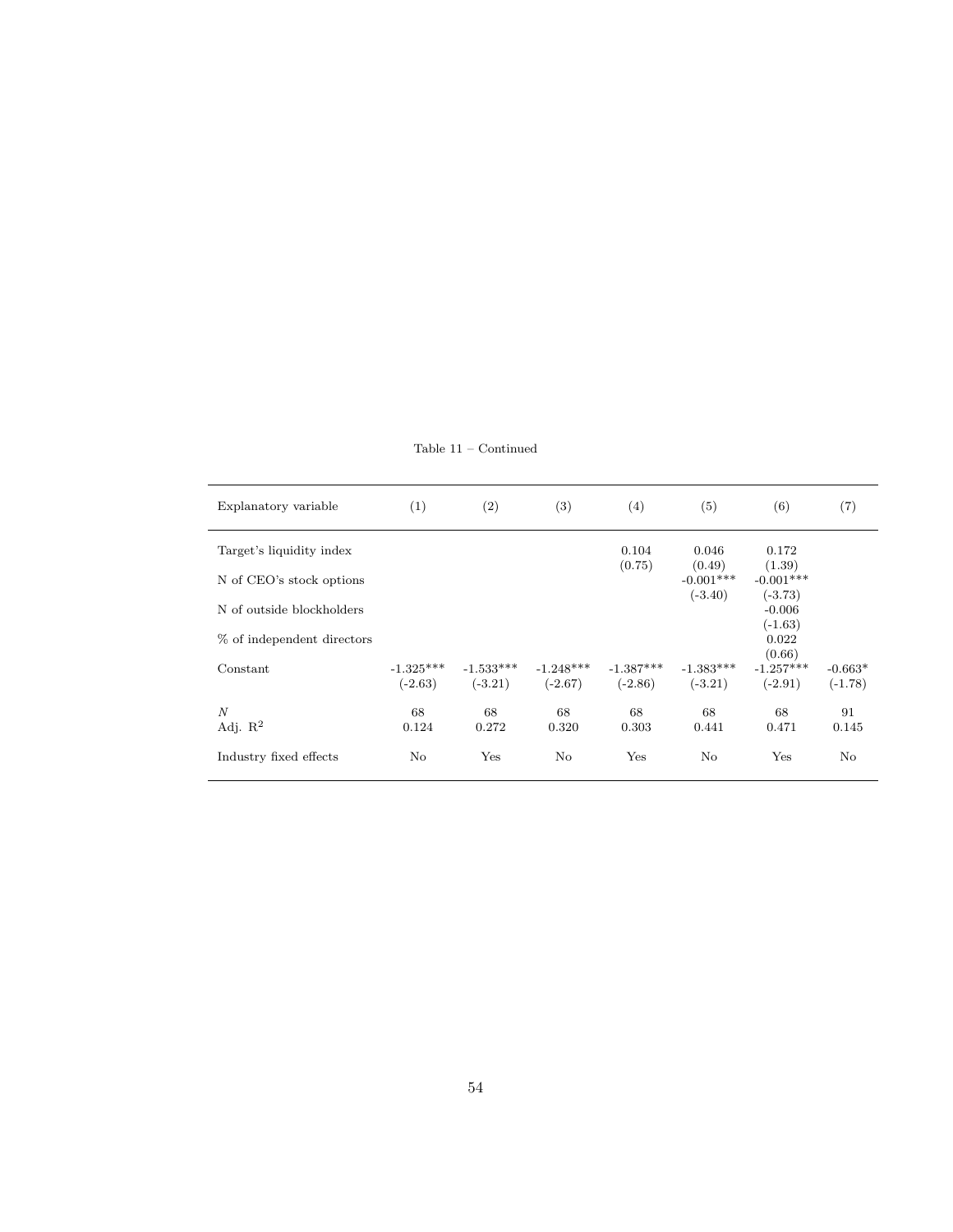Table 11 – Continued

| Explanatory variable | (1) | (2) | (3) | (4) | (5) | (6) | (7) |
|---|---|---|---|---|---|---|---|
| Target's liquidity index | | | | 0.104 | 0.046 | 0.172 | |
| | | | | (0.75) | (0.49) | (1.39) | |
| N of CEO's stock options | | | | | -0.001*** | -0.001*** | |
| | | | | | (-3.40) | (-3.73) | |
| N of outside blockholders | | | | | | -0.006 | |
| | | | | | | (-1.63) | |
| % of independent directors | | | | | | 0.022 | |
| | | | | | | (0.66) | |
| Constant | -1.325*** | -1.533*** | -1.248*** | -1.387*** | -1.383*** | -1.257*** | -0.663* |
| | (-2.63) | (-3.21) | (-2.67) | (-2.86) | (-3.21) | (-2.91) | (-1.78) |
| $N$ | 68 | 68 | 68 | 68 | 68 | 68 | 91 |
| Adj. $R^2$ | 0.124 | 0.272 | 0.320 | 0.303 | 0.441 | 0.471 | 0.145 |
| Industry fixed effects | No | Yes | No | Yes | No | Yes | No |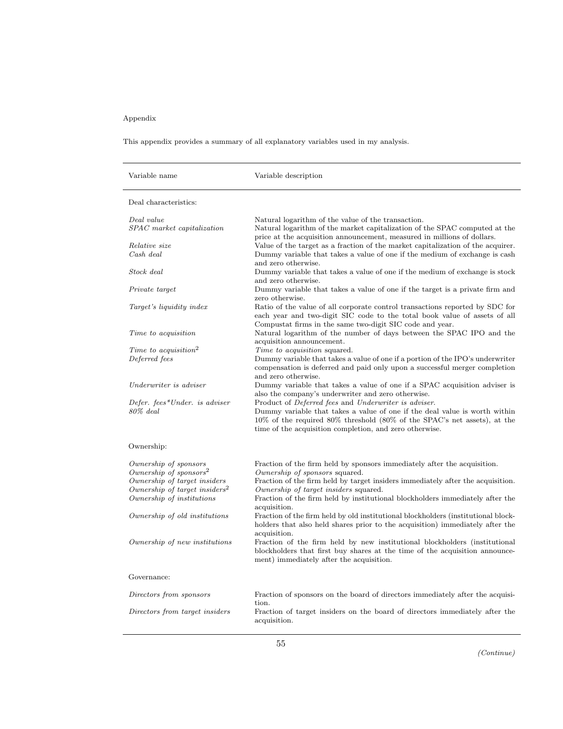Appendix

This appendix provides a summary of all explanatory variables used in my analysis.

| Variable name | Variable description |
|---|---|
| Deal characteristics: | |
| *Deal value* | Natural logarithm of the value of the transaction. |
| *SPAC market capitalization* | Natural logarithm of the market capitalization of the SPAC computed at the price at the acquisition announcement, measured in millions of dollars. |
| *Relative size* | Value of the target as a fraction of the market capitalization of the acquirer. |
| *Cash deal* | Dummy variable that takes a value of one if the medium of exchange is cash and zero otherwise. |
| *Stock deal* | Dummy variable that takes a value of one if the medium of exchange is stock and zero otherwise. |
| *Private target* | Dummy variable that takes a value of one if the target is a private firm and zero otherwise. |
| *Target's liquidity index* | Ratio of the value of all corporate control transactions reported by SDC for each year and two-digit SIC code to the total book value of assets of all Compustat firms in the same two-digit SIC code and year. |
| *Time to acquisition* | Natural logarithm of the number of days between the SPAC IPO and the acquisition announcement. |
| *Time to acquisition*$^2$ | *Time to acquisition* squared. |
| *Deferred fees* | Dummy variable that takes a value of one if a portion of the IPO's underwriter compensation is deferred and paid only upon a successful merger completion and zero otherwise. |
| *Underwriter is adviser* | Dummy variable that takes a value of one if a SPAC acquisition adviser is also the company's underwriter and zero otherwise. |
| *Defer. fees*Under. is adviser* | Product of *Deferred fees* and *Underwriter is adviser*. |
| *80% deal* | Dummy variable that takes a value of one if the deal value is worth within 10% of the required 80% threshold (80% of the SPAC's net assets), at the time of the acquisition completion, and zero otherwise. |
| Ownership: | |
| *Ownership of sponsors* | Fraction of the firm held by sponsors immediately after the acquisition. |
| *Ownership of sponsors*$^2$ | *Ownership of sponsors* squared. |
| *Ownership of target insiders* | Fraction of the firm held by target insiders immediately after the acquisition. |
| *Ownership of target insiders*$^2$ | *Ownership of target insiders* squared. |
| *Ownership of institutions* | Fraction of the firm held by institutional blockholders immediately after the acquisition. |
| *Ownership of old institutions* | Fraction of the firm held by old institutional blockholders (institutional blockholders that also held shares prior to the acquisition) immediately after the acquisition. |
| *Ownership of new institutions* | Fraction of the firm held by new institutional blockholders (institutional blockholders that first buy shares at the time of the acquisition announcement) immediately after the acquisition. |
| Governance: | |
| *Directors from sponsors* | Fraction of sponsors on the board of directors immediately after the acquisition. |
| *Directors from target insiders* | Fraction of target insiders on the board of directors immediately after the acquisition. |

*(Continue)*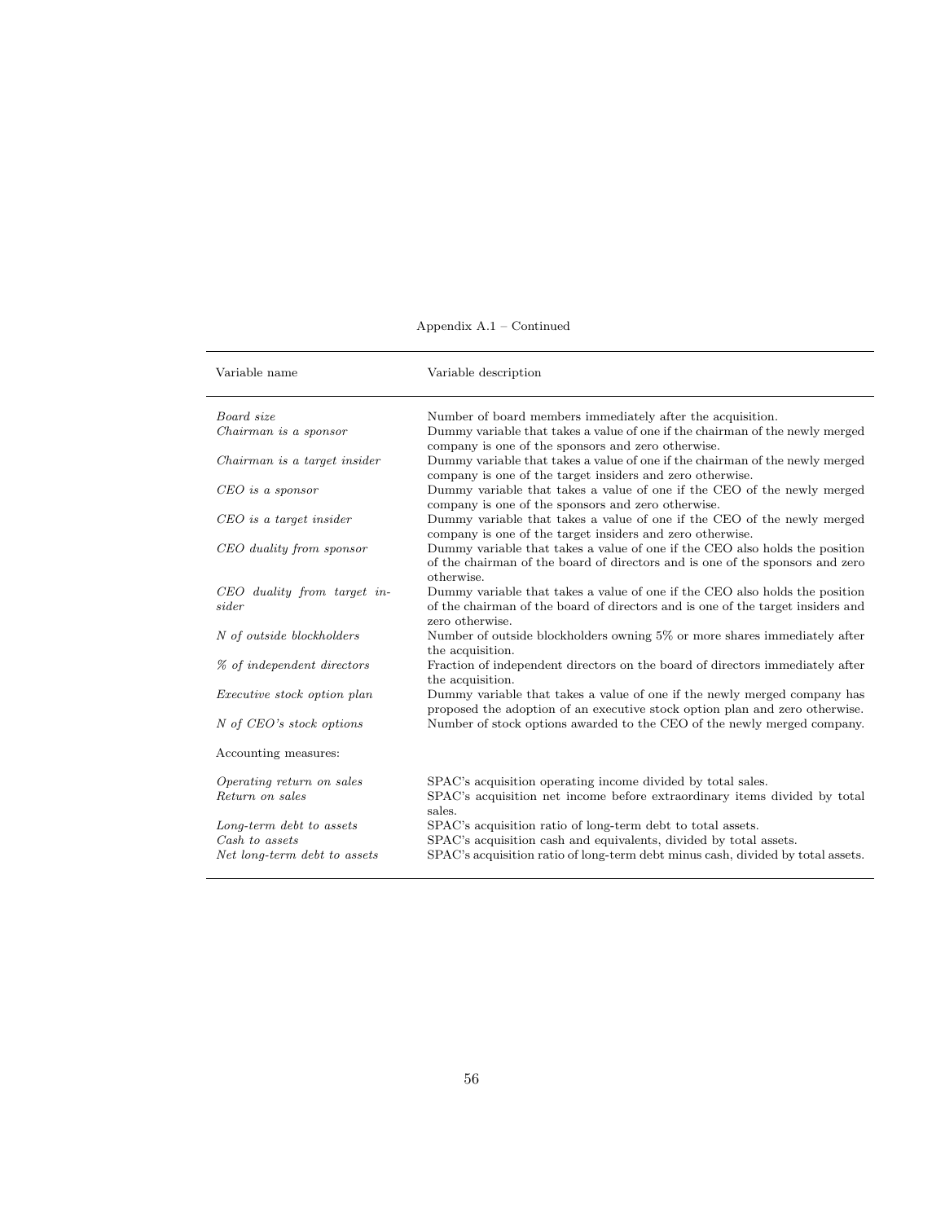Appendix A.1 – Continued

| Variable name | Variable description |
| --- | --- |
| *Board size* | Number of board members immediately after the acquisition. |
| *Chairman is a sponsor* | Dummy variable that takes a value of one if the chairman of the newly merged company is one of the sponsors and zero otherwise. |
| *Chairman is a target insider* | Dummy variable that takes a value of one if the chairman of the newly merged company is one of the target insiders and zero otherwise. |
| *CEO is a sponsor* | Dummy variable that takes a value of one if the CEO of the newly merged company is one of the sponsors and zero otherwise. |
| *CEO is a target insider* | Dummy variable that takes a value of one if the CEO of the newly merged company is one of the target insiders and zero otherwise. |
| *CEO duality from sponsor* | Dummy variable that takes a value of one if the CEO also holds the position of the chairman of the board of directors and is one of the sponsors and zero otherwise. |
| *CEO duality from target insider* | Dummy variable that takes a value of one if the CEO also holds the position of the chairman of the board of directors and is one of the target insiders and zero otherwise. |
| *N of outside blockholders* | Number of outside blockholders owning 5% or more shares immediately after the acquisition. |
| *% of independent directors* | Fraction of independent directors on the board of directors immediately after the acquisition. |
| *Executive stock option plan* | Dummy variable that takes a value of one if the newly merged company has proposed the adoption of an executive stock option plan and zero otherwise. |
| *N of CEO's stock options* | Number of stock options awarded to the CEO of the newly merged company. |
| Accounting measures: | |
| *Operating return on sales* | SPAC's acquisition operating income divided by total sales. |
| *Return on sales* | SPAC's acquisition net income before extraordinary items divided by total sales. |
| *Long-term debt to assets* | SPAC's acquisition ratio of long-term debt to total assets. |
| *Cash to assets* | SPAC's acquisition cash and equivalents, divided by total assets. |
| *Net long-term debt to assets* | SPAC's acquisition ratio of long-term debt minus cash, divided by total assets. |